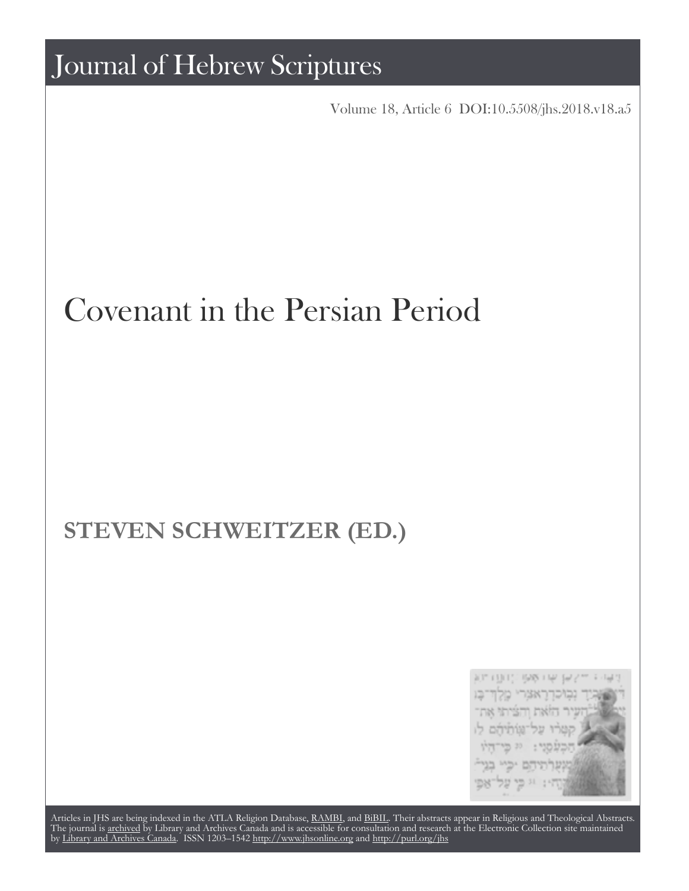# Journal of Hebrew Scriptures

Volume 18, Article 6 DOI:10.5508/jhs.2018.v18.a5

# Covenant in the Persian Period

## STEVEN SCHWEITZER (ED.)

Articles in JHS are being indexed in the ATLA Religion Database, RAMBI, and BiBIL. Their abstracts appear in Religious and Theological Abstracts. The journal is archived by Library and Archives Canada and is accessible for consultation and research at the Electronic Collection site maintained by Library and Archives Canada. ISSN 1203–1542 http://www.jhsonline.org and http://purl.org/jhs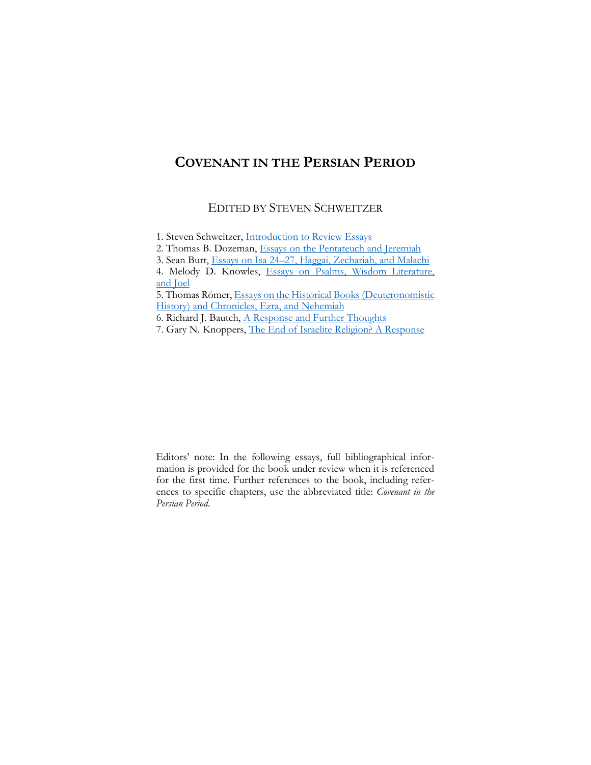# Covenant in the Persian Period

## Edited by Steven Schweitzer

1. Steven Schweitzer, Introduction to Review Essays
2. Thomas B. Dozeman, Essays on the Pentateuch and Jeremiah
3. Sean Burt, Essays on Isa 24–27, Haggai, Zechariah, and Malachi
4. Melody D. Knowles, Essays on Psalms, Wisdom Literature, and Joel
5. Thomas Römer, Essays on the Historical Books (Deuteronomistic History) and Chronicles, Ezra, and Nehemiah
6. Richard J. Bautch, A Response and Further Thoughts
7. Gary N. Knoppers, The End of Israelite Religion? A Response

Editors' note: In the following essays, full bibliographical information is provided for the book under review when it is referenced for the first time. Further references to the book, including references to specific chapters, use the abbreviated title: *Covenant in the Persian Period.*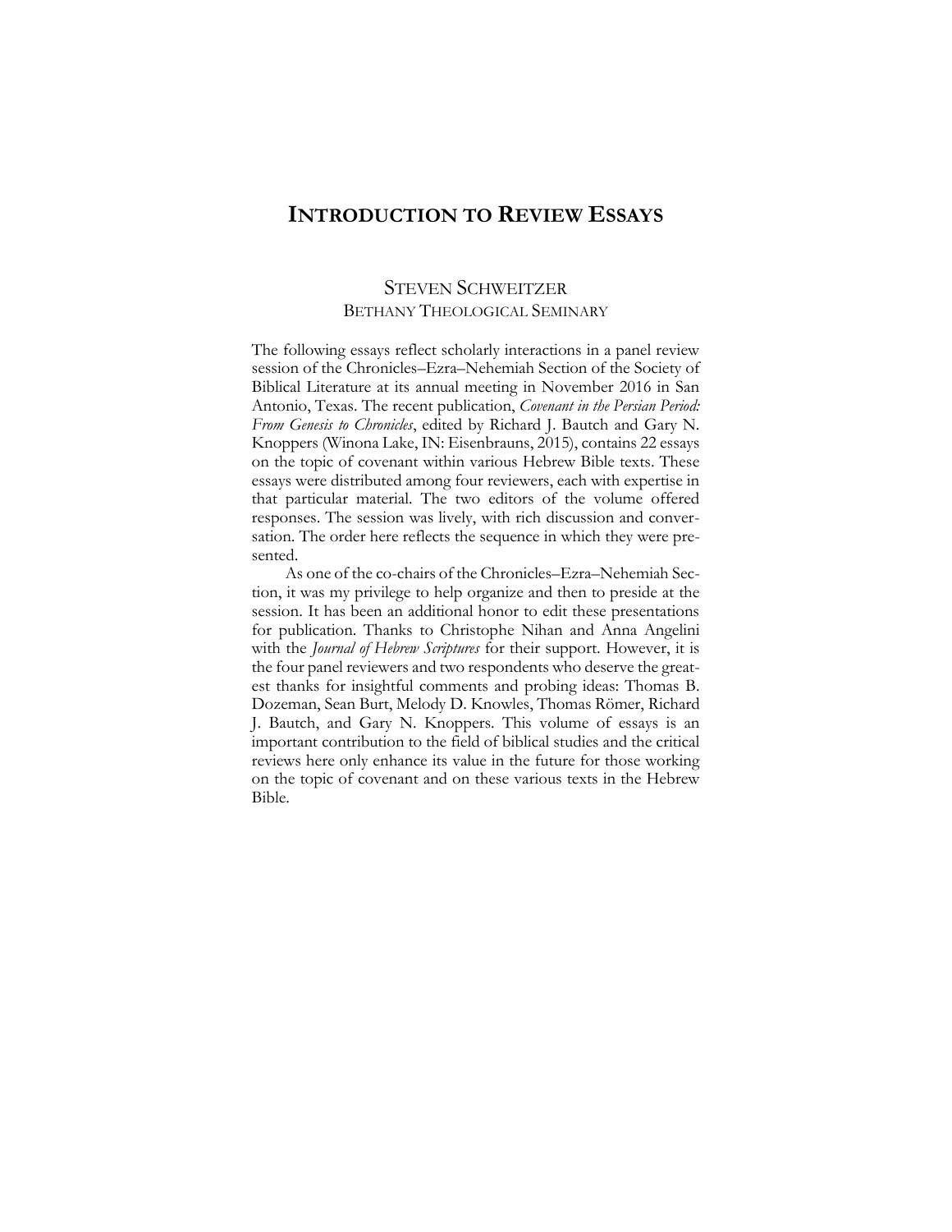# INTRODUCTION TO REVIEW ESSAYS

STEVEN SCHWEITZER
BETHANY THEOLOGICAL SEMINARY

The following essays reflect scholarly interactions in a panel review session of the Chronicles–Ezra–Nehemiah Section of the Society of Biblical Literature at its annual meeting in November 2016 in San Antonio, Texas. The recent publication, *Covenant in the Persian Period: From Genesis to Chronicles*, edited by Richard J. Bautch and Gary N. Knoppers (Winona Lake, IN: Eisenbrauns, 2015), contains 22 essays on the topic of covenant within various Hebrew Bible texts. These essays were distributed among four reviewers, each with expertise in that particular material. The two editors of the volume offered responses. The session was lively, with rich discussion and conversation. The order here reflects the sequence in which they were presented.

As one of the co-chairs of the Chronicles–Ezra–Nehemiah Section, it was my privilege to help organize and then to preside at the session. It has been an additional honor to edit these presentations for publication. Thanks to Christophe Nihan and Anna Angelini with the *Journal of Hebrew Scriptures* for their support. However, it is the four panel reviewers and two respondents who deserve the greatest thanks for insightful comments and probing ideas: Thomas B. Dozeman, Sean Burt, Melody D. Knowles, Thomas Römer, Richard J. Bautch, and Gary N. Knoppers. This volume of essays is an important contribution to the field of biblical studies and the critical reviews here only enhance its value in the future for those working on the topic of covenant and on these various texts in the Hebrew Bible.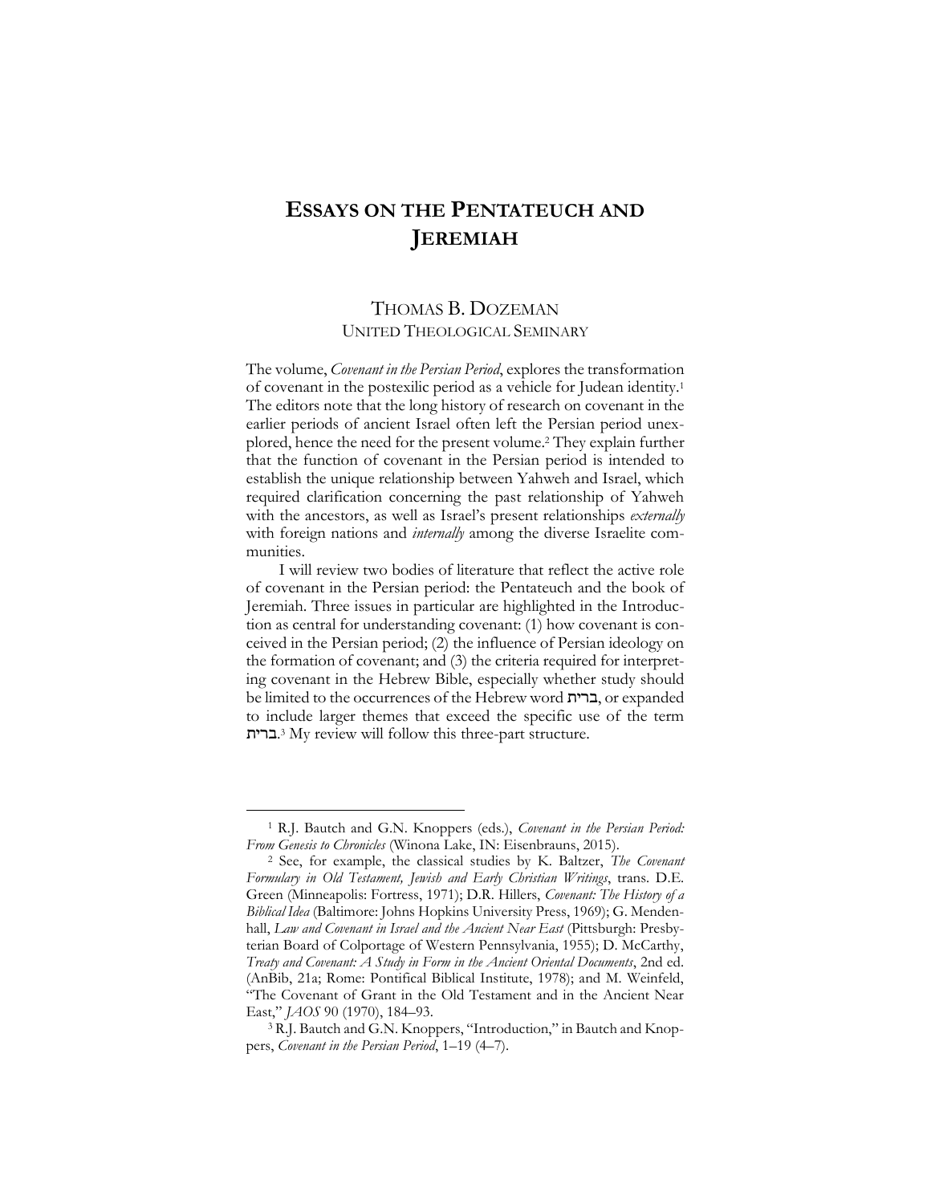# ESSAYS ON THE PENTATEUCH AND JEREMIAH

THOMAS B. DOZEMAN
UNITED THEOLOGICAL SEMINARY

The volume, *Covenant in the Persian Period*, explores the transformation of covenant in the postexilic period as a vehicle for Judean identity.[1] The editors note that the long history of research on covenant in the earlier periods of ancient Israel often left the Persian period unexplored, hence the need for the present volume.[2] They explain further that the function of covenant in the Persian period is intended to establish the unique relationship between Yahweh and Israel, which required clarification concerning the past relationship of Yahweh with the ancestors, as well as Israel's present relationships *externally* with foreign nations and *internally* among the diverse Israelite communities.

I will review two bodies of literature that reflect the active role of covenant in the Persian period: the Pentateuch and the book of Jeremiah. Three issues in particular are highlighted in the Introduction as central for understanding covenant: (1) how covenant is conceived in the Persian period; (2) the influence of Persian ideology on the formation of covenant; and (3) the criteria required for interpreting covenant in the Hebrew Bible, especially whether study should be limited to the occurrences of the Hebrew word ברית, or expanded to include larger themes that exceed the specific use of the term ברית.[3] My review will follow this three-part structure.

---

[1] R.J. Bautch and G.N. Knoppers (eds.), *Covenant in the Persian Period: From Genesis to Chronicles* (Winona Lake, IN: Eisenbrauns, 2015).

[2] See, for example, the classical studies by K. Baltzer, *The Covenant Formulary in Old Testament, Jewish and Early Christian Writings*, trans. D.E. Green (Minneapolis: Fortress, 1971); D.R. Hillers, *Covenant: The History of a Biblical Idea* (Baltimore: Johns Hopkins University Press, 1969); G. Mendenhall, *Law and Covenant in Israel and the Ancient Near East* (Pittsburgh: Presbyterian Board of Colportage of Western Pennsylvania, 1955); D. McCarthy, *Treaty and Covenant: A Study in Form in the Ancient Oriental Documents*, 2nd ed. (AnBib, 21a; Rome: Pontifical Biblical Institute, 1978); and M. Weinfeld, "The Covenant of Grant in the Old Testament and in the Ancient Near East," *JAOS* 90 (1970), 184–93.

[3] R.J. Bautch and G.N. Knoppers, "Introduction," in Bautch and Knoppers, *Covenant in the Persian Period*, 1–19 (4–7).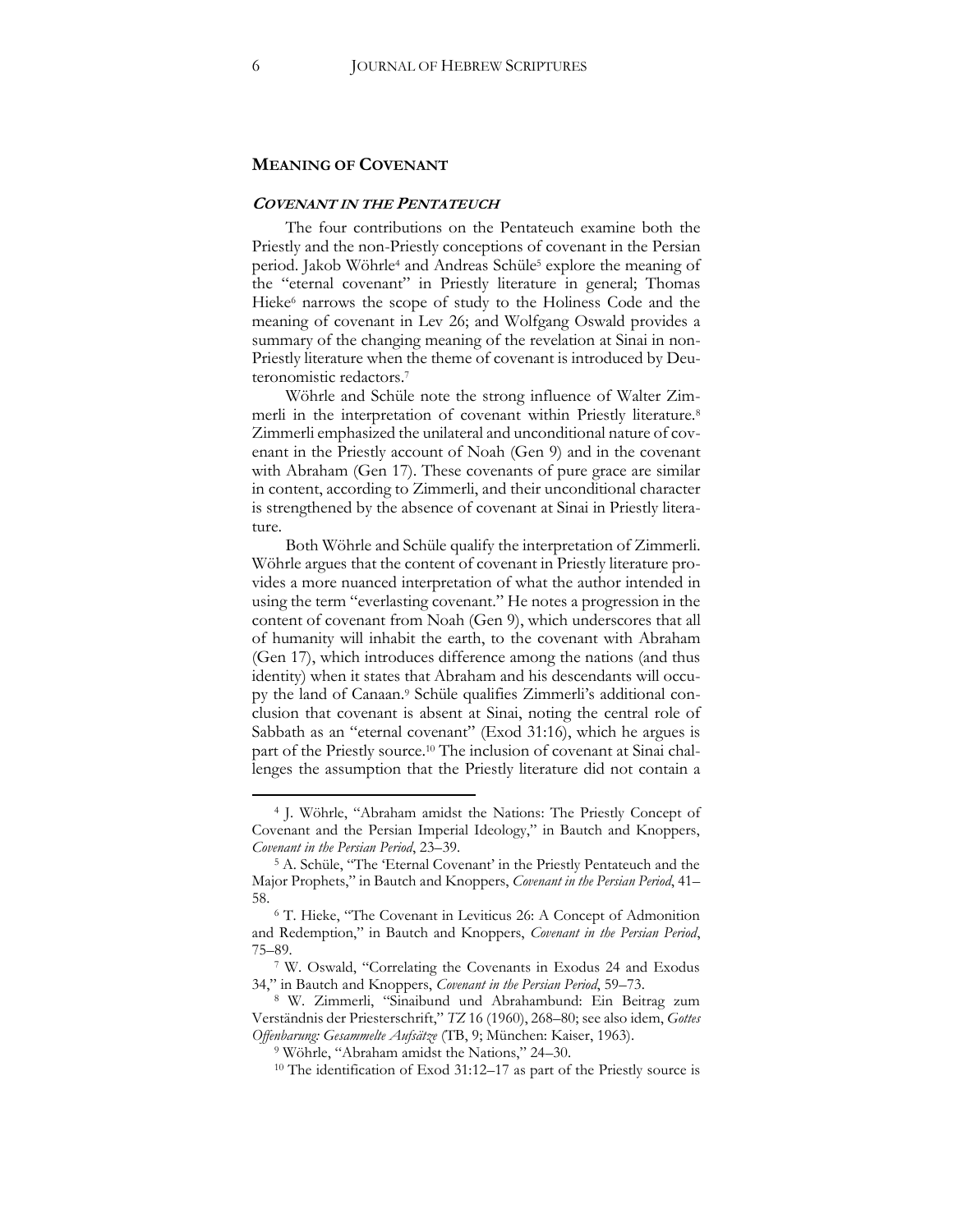## MEANING OF COVENANT

### *COVENANT IN THE PENTATEUCH*

The four contributions on the Pentateuch examine both the Priestly and the non-Priestly conceptions of covenant in the Persian period. Jakob Wöhrle[4] and Andreas Schüle[5] explore the meaning of the "eternal covenant" in Priestly literature in general; Thomas Hieke[6] narrows the scope of study to the Holiness Code and the meaning of covenant in Lev 26; and Wolfgang Oswald provides a summary of the changing meaning of the revelation at Sinai in non-Priestly literature when the theme of covenant is introduced by Deuteronomistic redactors.[7]

Wöhrle and Schüle note the strong influence of Walter Zimmerli in the interpretation of covenant within Priestly literature.[8] Zimmerli emphasized the unilateral and unconditional nature of covenant in the Priestly account of Noah (Gen 9) and in the covenant with Abraham (Gen 17). These covenants of pure grace are similar in content, according to Zimmerli, and their unconditional character is strengthened by the absence of covenant at Sinai in Priestly literature.

Both Wöhrle and Schüle qualify the interpretation of Zimmerli. Wöhrle argues that the content of covenant in Priestly literature provides a more nuanced interpretation of what the author intended in using the term "everlasting covenant." He notes a progression in the content of covenant from Noah (Gen 9), which underscores that all of humanity will inhabit the earth, to the covenant with Abraham (Gen 17), which introduces difference among the nations (and thus identity) when it states that Abraham and his descendants will occupy the land of Canaan.[9] Schüle qualifies Zimmerli's additional conclusion that covenant is absent at Sinai, noting the central role of Sabbath as an "eternal covenant" (Exod 31:16), which he argues is part of the Priestly source.[10] The inclusion of covenant at Sinai challenges the assumption that the Priestly literature did not contain a

---

[4] J. Wöhrle, "Abraham amidst the Nations: The Priestly Concept of Covenant and the Persian Imperial Ideology," in Bautch and Knoppers, *Covenant in the Persian Period*, 23–39.

[5] A. Schüle, "The 'Eternal Covenant' in the Priestly Pentateuch and the Major Prophets," in Bautch and Knoppers, *Covenant in the Persian Period*, 41–58.

[6] T. Hieke, "The Covenant in Leviticus 26: A Concept of Admonition and Redemption," in Bautch and Knoppers, *Covenant in the Persian Period*, 75–89.

[7] W. Oswald, "Correlating the Covenants in Exodus 24 and Exodus 34," in Bautch and Knoppers, *Covenant in the Persian Period*, 59–73.

[8] W. Zimmerli, "Sinaibund und Abrahambund: Ein Beitrag zum Verständnis der Priesterschrift," *TZ* 16 (1960), 268–80; see also idem, *Gottes Offenbarung: Gesammelte Aufsätze* (TB, 9; München: Kaiser, 1963).

[9] Wöhrle, "Abraham amidst the Nations," 24–30.

[10] The identification of Exod 31:12–17 as part of the Priestly source is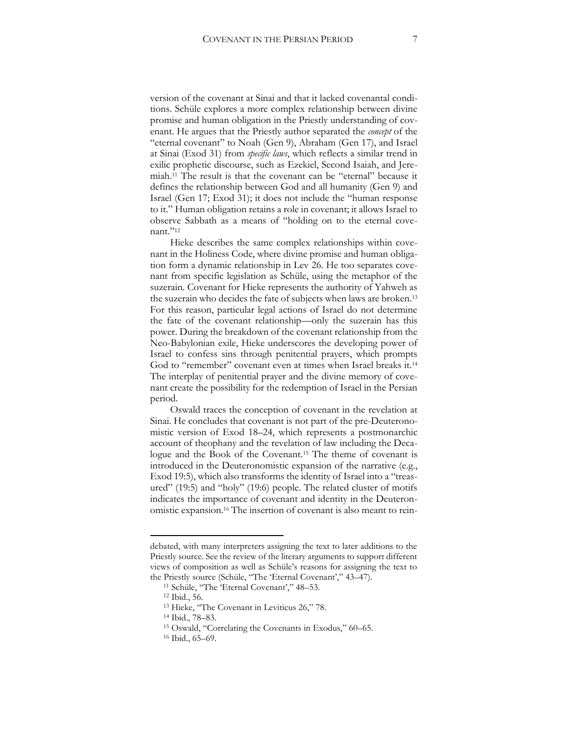version of the covenant at Sinai and that it lacked covenantal conditions. Schüle explores a more complex relationship between divine promise and human obligation in the Priestly understanding of covenant. He argues that the Priestly author separated the *concept* of the "eternal covenant" to Noah (Gen 9), Abraham (Gen 17), and Israel at Sinai (Exod 31) from *specific laws*, which reflects a similar trend in exilic prophetic discourse, such as Ezekiel, Second Isaiah, and Jeremiah.[11] The result is that the covenant can be "eternal" because it defines the relationship between God and all humanity (Gen 9) and Israel (Gen 17; Exod 31); it does not include the "human response to it." Human obligation retains a role in covenant; it allows Israel to observe Sabbath as a means of "holding on to the eternal covenant."[12]

Hieke describes the same complex relationships within covenant in the Holiness Code, where divine promise and human obligation form a dynamic relationship in Lev 26. He too separates covenant from specific legislation as Schüle, using the metaphor of the suzerain. Covenant for Hieke represents the authority of Yahweh as the suzerain who decides the fate of subjects when laws are broken.[13] For this reason, particular legal actions of Israel do not determine the fate of the covenant relationship—only the suzerain has this power. During the breakdown of the covenant relationship from the Neo-Babylonian exile, Hieke underscores the developing power of Israel to confess sins through penitential prayers, which prompts God to "remember" covenant even at times when Israel breaks it.[14] The interplay of penitential prayer and the divine memory of covenant create the possibility for the redemption of Israel in the Persian period.

Oswald traces the conception of covenant in the revelation at Sinai. He concludes that covenant is not part of the pre-Deuteronomistic version of Exod 18–24, which represents a postmonarchic account of theophany and the revelation of law including the Decalogue and the Book of the Covenant.[15] The theme of covenant is introduced in the Deuteronomistic expansion of the narrative (e.g., Exod 19:5), which also transforms the identity of Israel into a "treasured" (19:5) and "holy" (19:6) people. The related cluster of motifs indicates the importance of covenant and identity in the Deuteronomistic expansion.[16] The insertion of covenant is also meant to rein-

---

debated, with many interpreters assigning the text to later additions to the Priestly source. See the review of the literary arguments to support different views of composition as well as Schüle's reasons for assigning the text to the Priestly source (Schüle, "The 'Eternal Covenant'," 43–47).

[11] Schüle, "The 'Eternal Covenant'," 48–53.

[12] Ibid., 56.

[13] Hieke, "The Covenant in Leviticus 26," 78.

[14] Ibid., 78–83.

[15] Oswald, "Correlating the Covenants in Exodus," 60–65.

[16] Ibid., 65–69.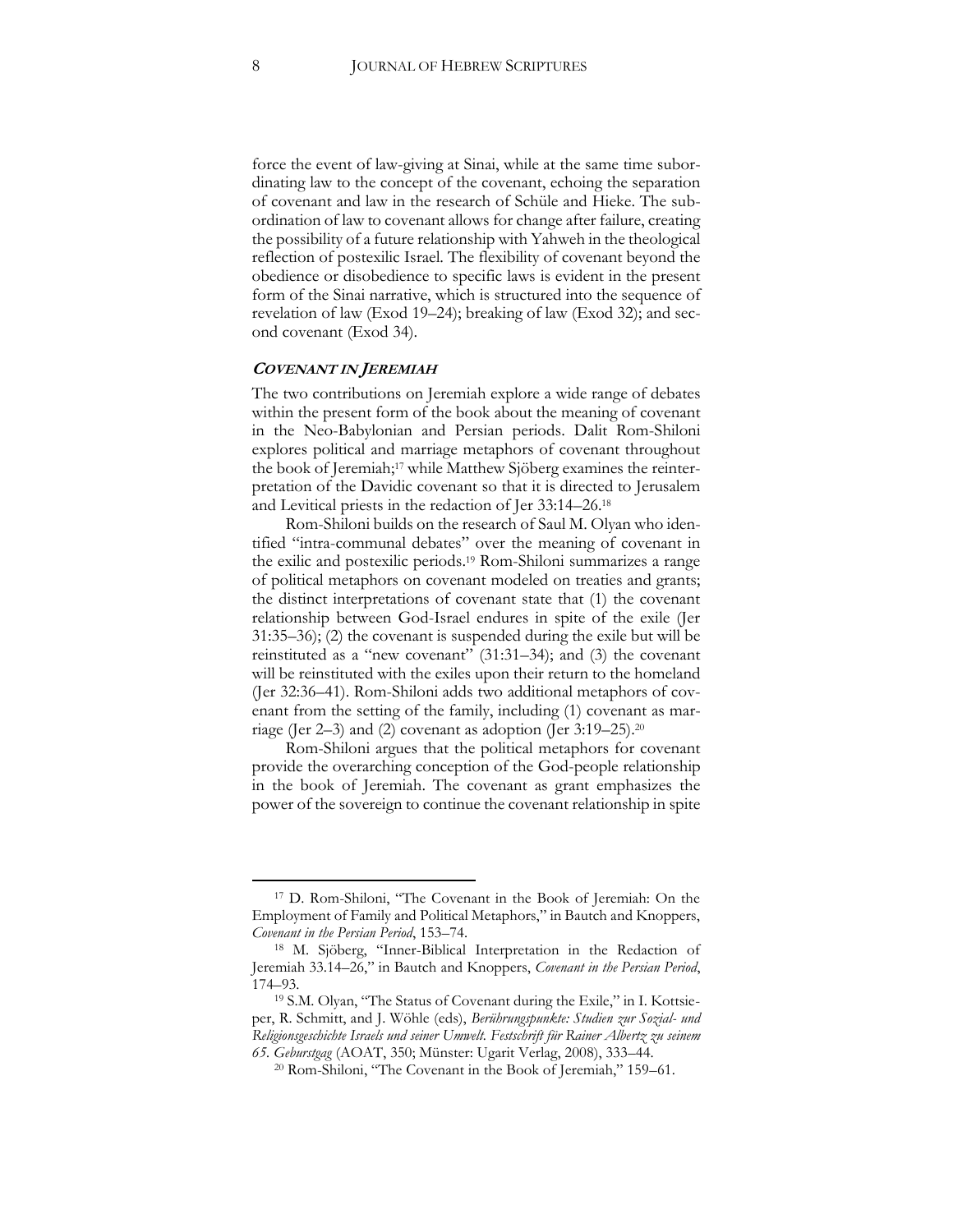force the event of law-giving at Sinai, while at the same time subordinating law to the concept of the covenant, echoing the separation of covenant and law in the research of Schüle and Hieke. The subordination of law to covenant allows for change after failure, creating the possibility of a future relationship with Yahweh in the theological reflection of postexilic Israel. The flexibility of covenant beyond the obedience or disobedience to specific laws is evident in the present form of the Sinai narrative, which is structured into the sequence of revelation of law (Exod 19–24); breaking of law (Exod 32); and second covenant (Exod 34).

## *COVENANT IN JEREMIAH*

The two contributions on Jeremiah explore a wide range of debates within the present form of the book about the meaning of covenant in the Neo-Babylonian and Persian periods. Dalit Rom-Shiloni explores political and marriage metaphors of covenant throughout the book of Jeremiah;[17] while Matthew Sjöberg examines the reinterpretation of the Davidic covenant so that it is directed to Jerusalem and Levitical priests in the redaction of Jer 33:14–26.[18]

Rom-Shiloni builds on the research of Saul M. Olyan who identified "intra-communal debates" over the meaning of covenant in the exilic and postexilic periods.[19] Rom-Shiloni summarizes a range of political metaphors on covenant modeled on treaties and grants; the distinct interpretations of covenant state that (1) the covenant relationship between God-Israel endures in spite of the exile (Jer 31:35–36); (2) the covenant is suspended during the exile but will be reinstituted as a "new covenant" (31:31–34); and (3) the covenant will be reinstituted with the exiles upon their return to the homeland (Jer 32:36–41). Rom-Shiloni adds two additional metaphors of covenant from the setting of the family, including (1) covenant as marriage (Jer 2–3) and (2) covenant as adoption (Jer 3:19–25).[20]

Rom-Shiloni argues that the political metaphors for covenant provide the overarching conception of the God-people relationship in the book of Jeremiah. The covenant as grant emphasizes the power of the sovereign to continue the covenant relationship in spite

---

[17] D. Rom-Shiloni, "The Covenant in the Book of Jeremiah: On the Employment of Family and Political Metaphors," in Bautch and Knoppers, *Covenant in the Persian Period*, 153–74.

[18] M. Sjöberg, "Inner-Biblical Interpretation in the Redaction of Jeremiah 33.14–26," in Bautch and Knoppers, *Covenant in the Persian Period*, 174–93.

[19] S.M. Olyan, "The Status of Covenant during the Exile," in I. Kottsieper, R. Schmitt, and J. Wöhle (eds), *Berührungspunkte: Studien zur Sozial- und Religionsgeschichte Israels und seiner Umwelt. Festschrift für Rainer Albertz zu seinem 65. Geburstgag* (AOAT, 350; Münster: Ugarit Verlag, 2008), 333–44.

[20] Rom-Shiloni, "The Covenant in the Book of Jeremiah," 159–61.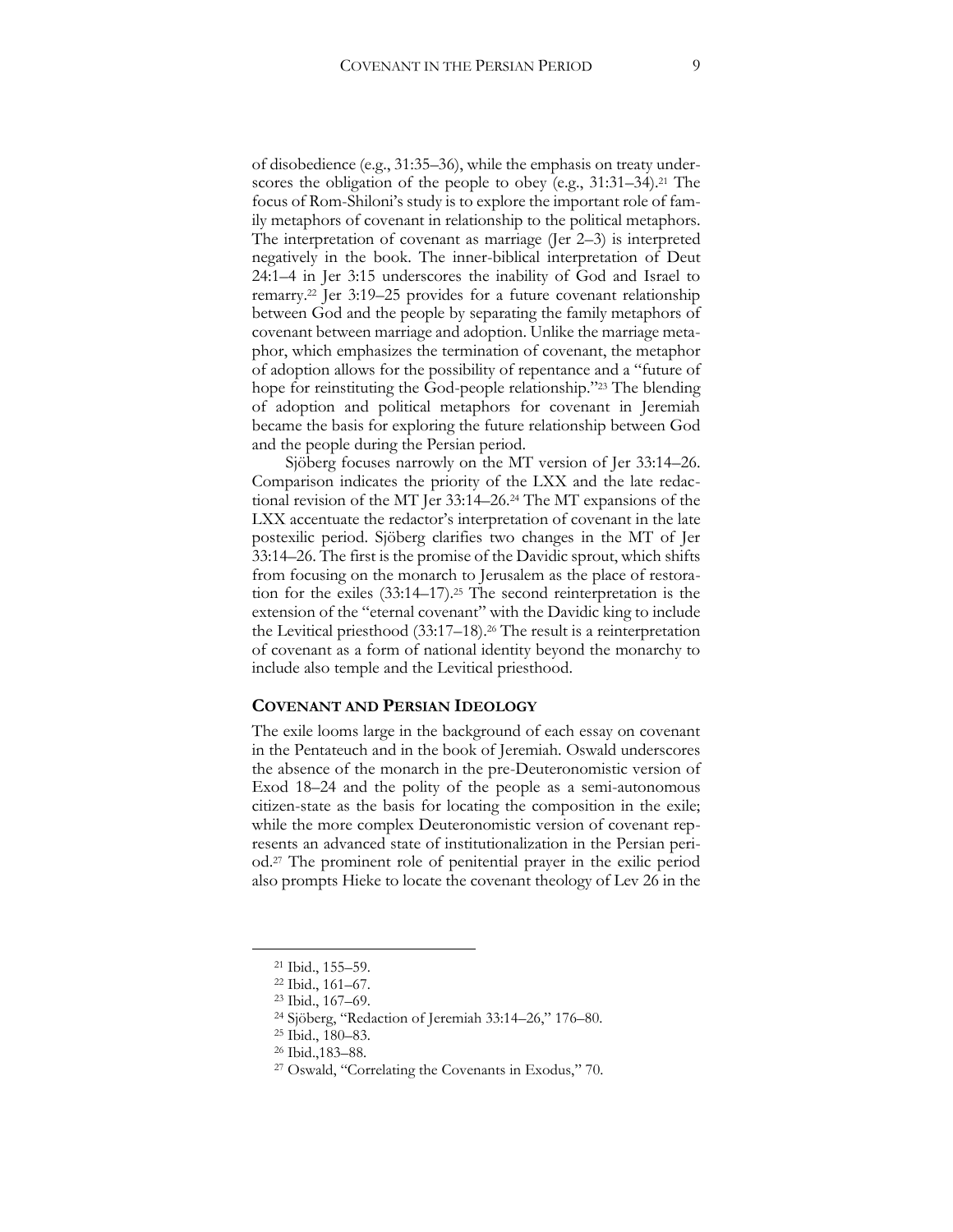of disobedience (e.g., 31:35–36), while the emphasis on treaty underscores the obligation of the people to obey (e.g., 31:31–34).[21] The focus of Rom-Shiloni's study is to explore the important role of family metaphors of covenant in relationship to the political metaphors. The interpretation of covenant as marriage (Jer 2–3) is interpreted negatively in the book. The inner-biblical interpretation of Deut 24:1–4 in Jer 3:15 underscores the inability of God and Israel to remarry.[22] Jer 3:19–25 provides for a future covenant relationship between God and the people by separating the family metaphors of covenant between marriage and adoption. Unlike the marriage metaphor, which emphasizes the termination of covenant, the metaphor of adoption allows for the possibility of repentance and a "future of hope for reinstituting the God-people relationship."[23] The blending of adoption and political metaphors for covenant in Jeremiah became the basis for exploring the future relationship between God and the people during the Persian period.

Sjöberg focuses narrowly on the MT version of Jer 33:14–26. Comparison indicates the priority of the LXX and the late redactional revision of the MT Jer 33:14–26.[24] The MT expansions of the LXX accentuate the redactor's interpretation of covenant in the late postexilic period. Sjöberg clarifies two changes in the MT of Jer 33:14–26. The first is the promise of the Davidic sprout, which shifts from focusing on the monarch to Jerusalem as the place of restoration for the exiles (33:14–17).[25] The second reinterpretation is the extension of the "eternal covenant" with the Davidic king to include the Levitical priesthood (33:17–18).[26] The result is a reinterpretation of covenant as a form of national identity beyond the monarchy to include also temple and the Levitical priesthood.

## COVENANT AND PERSIAN IDEOLOGY

The exile looms large in the background of each essay on covenant in the Pentateuch and in the book of Jeremiah. Oswald underscores the absence of the monarch in the pre-Deuteronomistic version of Exod 18–24 and the polity of the people as a semi-autonomous citizen-state as the basis for locating the composition in the exile; while the more complex Deuteronomistic version of covenant represents an advanced state of institutionalization in the Persian period.[27] The prominent role of penitential prayer in the exilic period also prompts Hieke to locate the covenant theology of Lev 26 in the

---

[21] Ibid., 155–59.

[22] Ibid., 161–67.

[23] Ibid., 167–69.

[24] Sjöberg, "Redaction of Jeremiah 33:14–26," 176–80.

[25] Ibid., 180–83.

[26] Ibid.,183–88.

[27] Oswald, "Correlating the Covenants in Exodus," 70.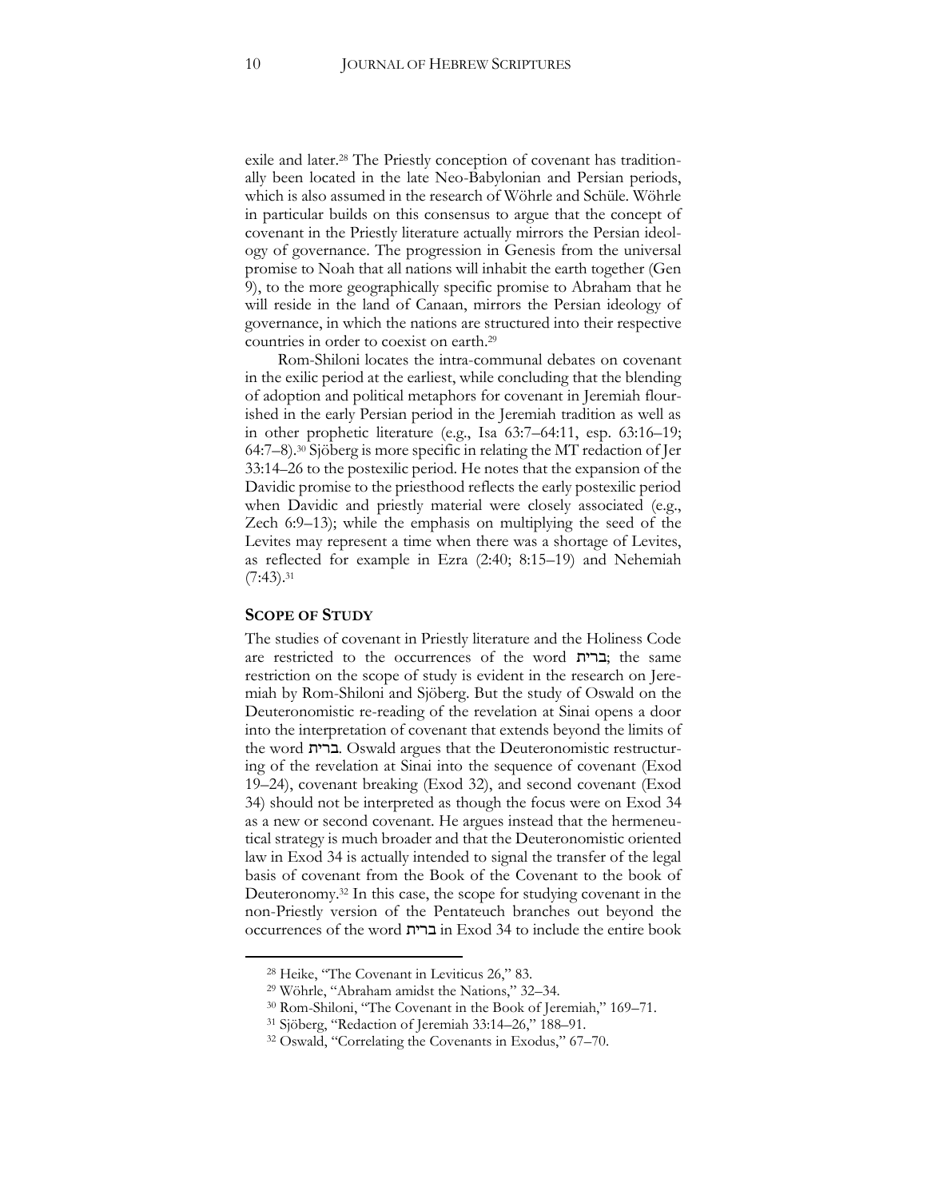exile and later.[28] The Priestly conception of covenant has traditionally been located in the late Neo-Babylonian and Persian periods, which is also assumed in the research of Wöhrle and Schüle. Wöhrle in particular builds on this consensus to argue that the concept of covenant in the Priestly literature actually mirrors the Persian ideology of governance. The progression in Genesis from the universal promise to Noah that all nations will inhabit the earth together (Gen 9), to the more geographically specific promise to Abraham that he will reside in the land of Canaan, mirrors the Persian ideology of governance, in which the nations are structured into their respective countries in order to coexist on earth.[29]

Rom-Shiloni locates the intra-communal debates on covenant in the exilic period at the earliest, while concluding that the blending of adoption and political metaphors for covenant in Jeremiah flourished in the early Persian period in the Jeremiah tradition as well as in other prophetic literature (e.g., Isa 63:7–64:11, esp. 63:16–19; 64:7–8).[30] Sjöberg is more specific in relating the MT redaction of Jer 33:14–26 to the postexilic period. He notes that the expansion of the Davidic promise to the priesthood reflects the early postexilic period when Davidic and priestly material were closely associated (e.g., Zech 6:9–13); while the emphasis on multiplying the seed of the Levites may represent a time when there was a shortage of Levites, as reflected for example in Ezra (2:40; 8:15–19) and Nehemiah (7:43).[31]

## SCOPE OF STUDY

The studies of covenant in Priestly literature and the Holiness Code are restricted to the occurrences of the word ברית; the same restriction on the scope of study is evident in the research on Jeremiah by Rom-Shiloni and Sjöberg. But the study of Oswald on the Deuteronomistic re-reading of the revelation at Sinai opens a door into the interpretation of covenant that extends beyond the limits of the word ברית. Oswald argues that the Deuteronomistic restructuring of the revelation at Sinai into the sequence of covenant (Exod 19–24), covenant breaking (Exod 32), and second covenant (Exod 34) should not be interpreted as though the focus were on Exod 34 as a new or second covenant. He argues instead that the hermeneutical strategy is much broader and that the Deuteronomistic oriented law in Exod 34 is actually intended to signal the transfer of the legal basis of covenant from the Book of the Covenant to the book of Deuteronomy.[32] In this case, the scope for studying covenant in the non-Priestly version of the Pentateuch branches out beyond the occurrences of the word ברית in Exod 34 to include the entire book

---

[28] Heike, "The Covenant in Leviticus 26," 83.

[29] Wöhrle, "Abraham amidst the Nations," 32–34.

[30] Rom-Shiloni, "The Covenant in the Book of Jeremiah," 169–71.

[31] Sjöberg, "Redaction of Jeremiah 33:14–26," 188–91.

[32] Oswald, "Correlating the Covenants in Exodus," 67–70.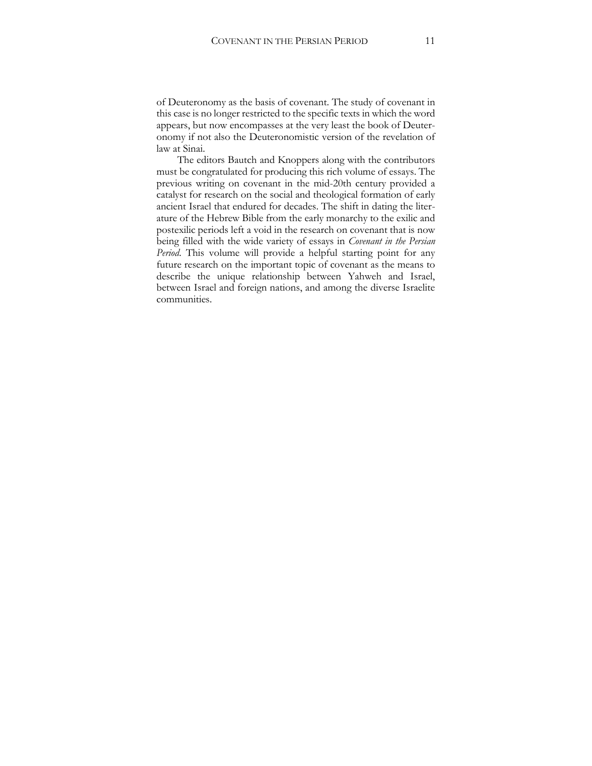of Deuteronomy as the basis of covenant. The study of covenant in this case is no longer restricted to the specific texts in which the word appears, but now encompasses at the very least the book of Deuteronomy if not also the Deuteronomistic version of the revelation of law at Sinai.

The editors Bautch and Knoppers along with the contributors must be congratulated for producing this rich volume of essays. The previous writing on covenant in the mid-20th century provided a catalyst for research on the social and theological formation of early ancient Israel that endured for decades. The shift in dating the literature of the Hebrew Bible from the early monarchy to the exilic and postexilic periods left a void in the research on covenant that is now being filled with the wide variety of essays in *Covenant in the Persian Period*. This volume will provide a helpful starting point for any future research on the important topic of covenant as the means to describe the unique relationship between Yahweh and Israel, between Israel and foreign nations, and among the diverse Israelite communities.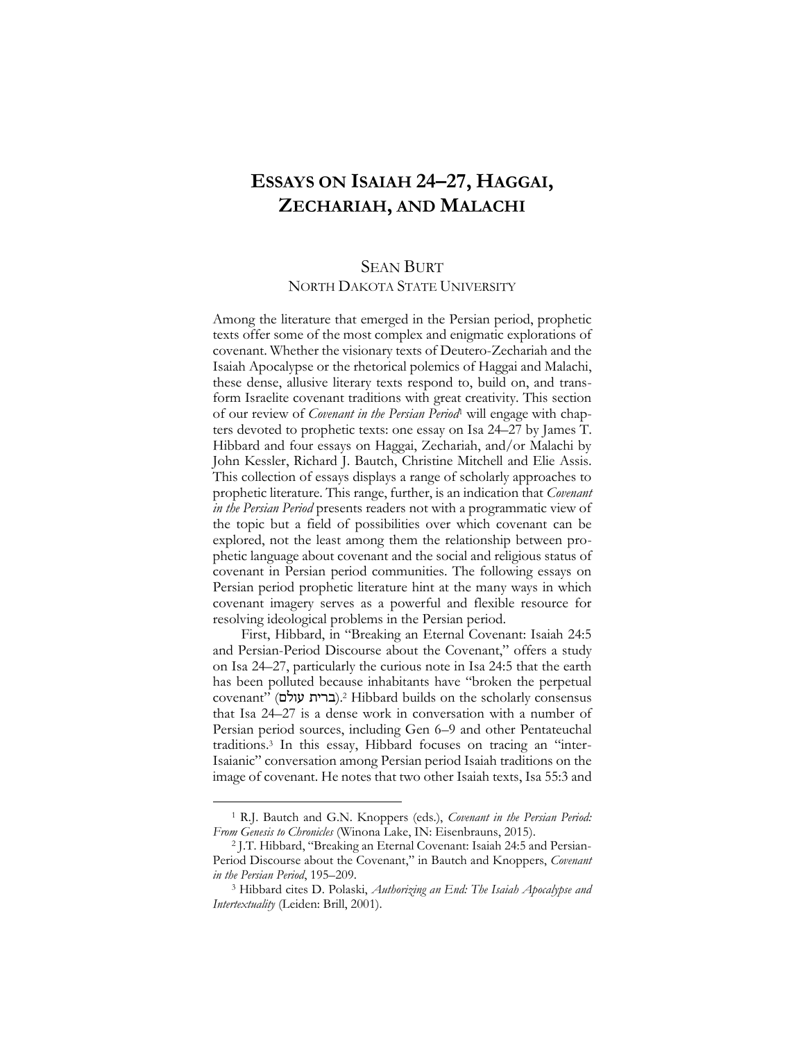# ESSAYS ON ISAIAH 24–27, HAGGAI, ZECHARIAH, AND MALACHI

SEAN BURT
NORTH DAKOTA STATE UNIVERSITY

Among the literature that emerged in the Persian period, prophetic texts offer some of the most complex and enigmatic explorations of covenant. Whether the visionary texts of Deutero-Zechariah and the Isaiah Apocalypse or the rhetorical polemics of Haggai and Malachi, these dense, allusive literary texts respond to, build on, and transform Israelite covenant traditions with great creativity. This section of our review of *Covenant in the Persian Period*[1] will engage with chapters devoted to prophetic texts: one essay on Isa 24–27 by James T. Hibbard and four essays on Haggai, Zechariah, and/or Malachi by John Kessler, Richard J. Bautch, Christine Mitchell and Elie Assis. This collection of essays displays a range of scholarly approaches to prophetic literature. This range, further, is an indication that *Covenant in the Persian Period* presents readers not with a programmatic view of the topic but a field of possibilities over which covenant can be explored, not the least among them the relationship between prophetic language about covenant and the social and religious status of covenant in Persian period communities. The following essays on Persian period prophetic literature hint at the many ways in which covenant imagery serves as a powerful and flexible resource for resolving ideological problems in the Persian period.

First, Hibbard, in "Breaking an Eternal Covenant: Isaiah 24:5 and Persian-Period Discourse about the Covenant," offers a study on Isa 24–27, particularly the curious note in Isa 24:5 that the earth has been polluted because inhabitants have "broken the perpetual covenant" (ברית עולם).[2] Hibbard builds on the scholarly consensus that Isa 24–27 is a dense work in conversation with a number of Persian period sources, including Gen 6–9 and other Pentateuchal traditions.[3] In this essay, Hibbard focuses on tracing an "inter-Isaianic" conversation among Persian period Isaiah traditions on the image of covenant. He notes that two other Isaiah texts, Isa 55:3 and

---

[1] R.J. Bautch and G.N. Knoppers (eds.), *Covenant in the Persian Period: From Genesis to Chronicles* (Winona Lake, IN: Eisenbrauns, 2015).

[2] J.T. Hibbard, "Breaking an Eternal Covenant: Isaiah 24:5 and Persian-Period Discourse about the Covenant," in Bautch and Knoppers, *Covenant in the Persian Period*, 195–209.

[3] Hibbard cites D. Polaski, *Authorizing an End: The Isaiah Apocalypse and Intertextuality* (Leiden: Brill, 2001).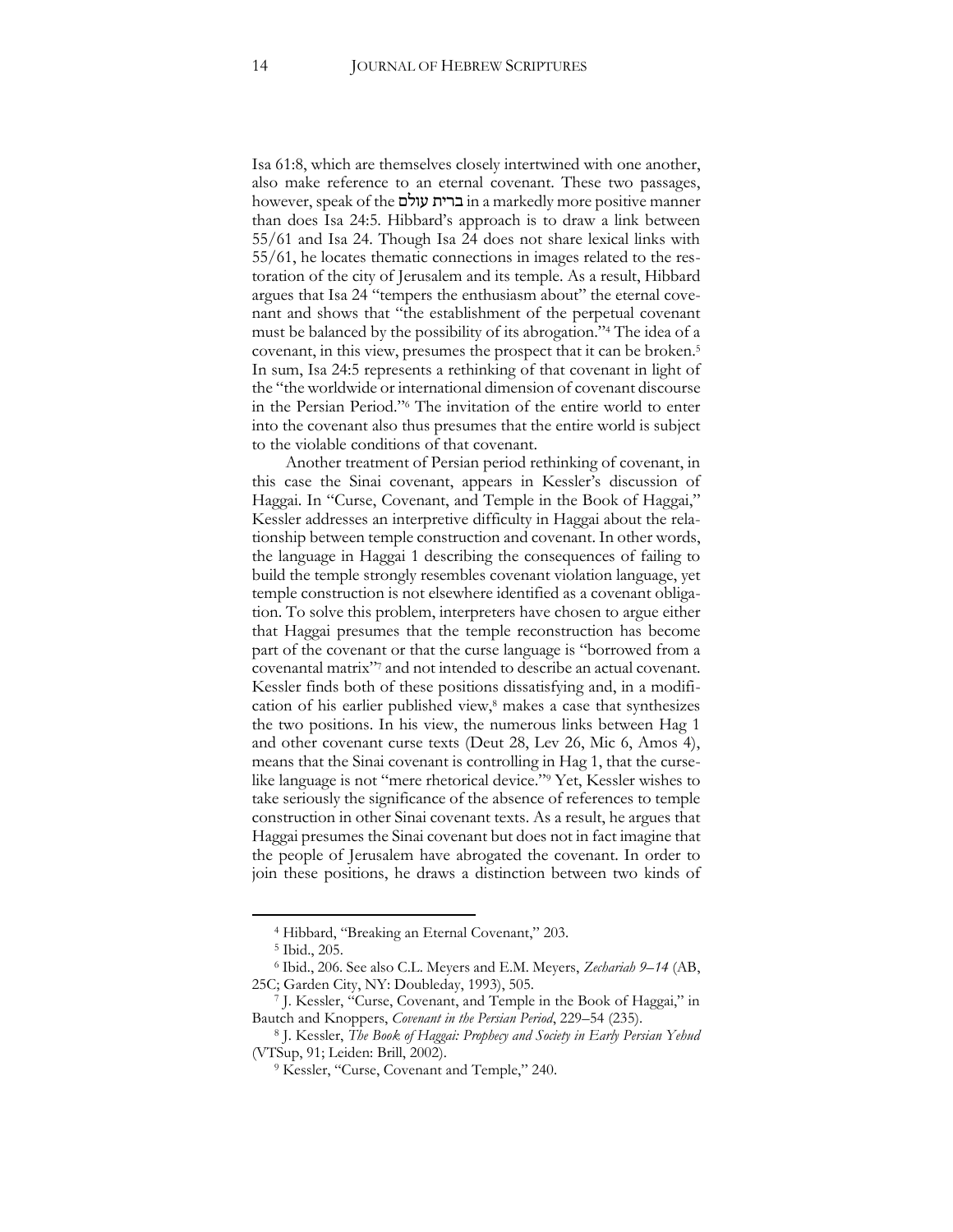Isa 61:8, which are themselves closely intertwined with one another, also make reference to an eternal covenant. These two passages, however, speak of the ברית עולם in a markedly more positive manner than does Isa 24:5. Hibbard's approach is to draw a link between 55/61 and Isa 24. Though Isa 24 does not share lexical links with 55/61, he locates thematic connections in images related to the restoration of the city of Jerusalem and its temple. As a result, Hibbard argues that Isa 24 "tempers the enthusiasm about" the eternal covenant and shows that "the establishment of the perpetual covenant must be balanced by the possibility of its abrogation."[4] The idea of a covenant, in this view, presumes the prospect that it can be broken.[5] In sum, Isa 24:5 represents a rethinking of that covenant in light of the "the worldwide or international dimension of covenant discourse in the Persian Period."[6] The invitation of the entire world to enter into the covenant also thus presumes that the entire world is subject to the violable conditions of that covenant.

Another treatment of Persian period rethinking of covenant, in this case the Sinai covenant, appears in Kessler's discussion of Haggai. In "Curse, Covenant, and Temple in the Book of Haggai," Kessler addresses an interpretive difficulty in Haggai about the relationship between temple construction and covenant. In other words, the language in Haggai 1 describing the consequences of failing to build the temple strongly resembles covenant violation language, yet temple construction is not elsewhere identified as a covenant obligation. To solve this problem, interpreters have chosen to argue either that Haggai presumes that the temple reconstruction has become part of the covenant or that the curse language is "borrowed from a covenantal matrix"[7] and not intended to describe an actual covenant. Kessler finds both of these positions dissatisfying and, in a modification of his earlier published view,[8] makes a case that synthesizes the two positions. In his view, the numerous links between Hag 1 and other covenant curse texts (Deut 28, Lev 26, Mic 6, Amos 4), means that the Sinai covenant is controlling in Hag 1, that the curse-like language is not "mere rhetorical device."[9] Yet, Kessler wishes to take seriously the significance of the absence of references to temple construction in other Sinai covenant texts. As a result, he argues that Haggai presumes the Sinai covenant but does not in fact imagine that the people of Jerusalem have abrogated the covenant. In order to join these positions, he draws a distinction between two kinds of

---

[4] Hibbard, "Breaking an Eternal Covenant," 203.

[5] Ibid., 205.

[6] Ibid., 206. See also C.L. Meyers and E.M. Meyers, *Zechariah 9–14* (AB, 25C; Garden City, NY: Doubleday, 1993), 505.

[7] J. Kessler, "Curse, Covenant, and Temple in the Book of Haggai," in Bautch and Knoppers, *Covenant in the Persian Period*, 229–54 (235).

[8] J. Kessler, *The Book of Haggai: Prophecy and Society in Early Persian Yehud* (VTSup, 91; Leiden: Brill, 2002).

[9] Kessler, "Curse, Covenant and Temple," 240.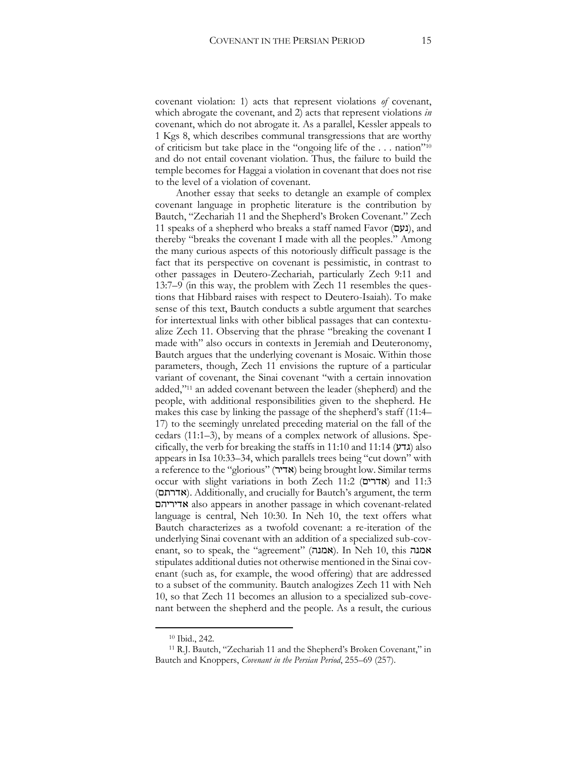covenant violation: 1) acts that represent violations *of* covenant, which abrogate the covenant, and 2) acts that represent violations *in* covenant, which do not abrogate it. As a parallel, Kessler appeals to 1 Kgs 8, which describes communal transgressions that are worthy of criticism but take place in the "ongoing life of the . . . nation"[10] and do not entail covenant violation. Thus, the failure to build the temple becomes for Haggai a violation in covenant that does not rise to the level of a violation of covenant.

Another essay that seeks to detangle an example of complex covenant language in prophetic literature is the contribution by Bautch, "Zechariah 11 and the Shepherd's Broken Covenant." Zech 11 speaks of a shepherd who breaks a staff named Favor (נעם), and thereby "breaks the covenant I made with all the peoples." Among the many curious aspects of this notoriously difficult passage is the fact that its perspective on covenant is pessimistic, in contrast to other passages in Deutero-Zechariah, particularly Zech 9:11 and 13:7–9 (in this way, the problem with Zech 11 resembles the questions that Hibbard raises with respect to Deutero-Isaiah). To make sense of this text, Bautch conducts a subtle argument that searches for intertextual links with other biblical passages that can contextualize Zech 11. Observing that the phrase "breaking the covenant I made with" also occurs in contexts in Jeremiah and Deuteronomy, Bautch argues that the underlying covenant is Mosaic. Within those parameters, though, Zech 11 envisions the rupture of a particular variant of covenant, the Sinai covenant "with a certain innovation added,"[11] an added covenant between the leader (shepherd) and the people, with additional responsibilities given to the shepherd. He makes this case by linking the passage of the shepherd's staff (11:4–17) to the seemingly unrelated preceding material on the fall of the cedars (11:1–3), by means of a complex network of allusions. Specifically, the verb for breaking the staffs in 11:10 and 11:14 (גדע) also appears in Isa 10:33–34, which parallels trees being "cut down" with a reference to the "glorious" (אדיר) being brought low. Similar terms occur with slight variations in both Zech 11:2 (אדרים) and 11:3 (אדרתם). Additionally, and crucially for Bautch's argument, the term אדיריהם also appears in another passage in which covenant-related language is central, Neh 10:30. In Neh 10, the text offers what Bautch characterizes as a twofold covenant: a re-iteration of the underlying Sinai covenant with an addition of a specialized sub-covenant, so to speak, the "agreement" (אמנה). In Neh 10, this אמנה stipulates additional duties not otherwise mentioned in the Sinai covenant (such as, for example, the wood offering) that are addressed to a subset of the community. Bautch analogizes Zech 11 with Neh 10, so that Zech 11 becomes an allusion to a specialized sub-covenant between the shepherd and the people. As a result, the curious

---

[10] Ibid., 242.

[11] R.J. Bautch, "Zechariah 11 and the Shepherd's Broken Covenant," in Bautch and Knoppers, *Covenant in the Persian Period*, 255–69 (257).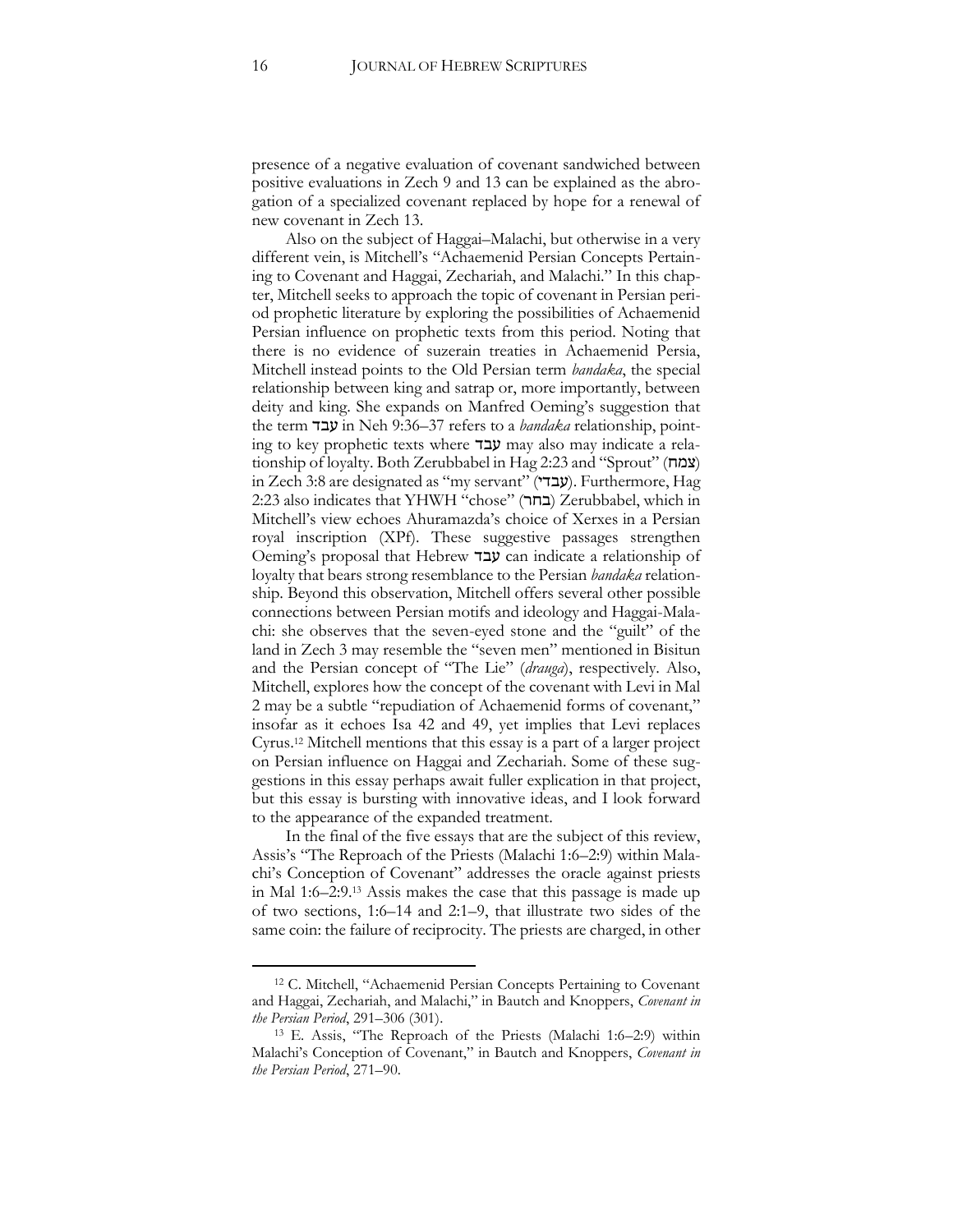presence of a negative evaluation of covenant sandwiched between positive evaluations in Zech 9 and 13 can be explained as the abrogation of a specialized covenant replaced by hope for a renewal of new covenant in Zech 13.

Also on the subject of Haggai–Malachi, but otherwise in a very different vein, is Mitchell's "Achaemenid Persian Concepts Pertaining to Covenant and Haggai, Zechariah, and Malachi." In this chapter, Mitchell seeks to approach the topic of covenant in Persian period prophetic literature by exploring the possibilities of Achaemenid Persian influence on prophetic texts from this period. Noting that there is no evidence of suzerain treaties in Achaemenid Persia, Mitchell instead points to the Old Persian term *bandaka*, the special relationship between king and satrap or, more importantly, between deity and king. She expands on Manfred Oeming's suggestion that the term עבד in Neh 9:36–37 refers to a *bandaka* relationship, pointing to key prophetic texts where עבד may also may indicate a relationship of loyalty. Both Zerubbabel in Hag 2:23 and "Sprout" (צמח) in Zech 3:8 are designated as "my servant" (עבדי). Furthermore, Hag 2:23 also indicates that YHWH "chose" (בחר) Zerubbabel, which in Mitchell's view echoes Ahuramazda's choice of Xerxes in a Persian royal inscription (XPf). These suggestive passages strengthen Oeming's proposal that Hebrew עבד can indicate a relationship of loyalty that bears strong resemblance to the Persian *bandaka* relationship. Beyond this observation, Mitchell offers several other possible connections between Persian motifs and ideology and Haggai-Malachi: she observes that the seven-eyed stone and the "guilt" of the land in Zech 3 may resemble the "seven men" mentioned in Bisitun and the Persian concept of "The Lie" (*drauga*), respectively. Also, Mitchell, explores how the concept of the covenant with Levi in Mal 2 may be a subtle "repudiation of Achaemenid forms of covenant," insofar as it echoes Isa 42 and 49, yet implies that Levi replaces Cyrus.[12] Mitchell mentions that this essay is a part of a larger project on Persian influence on Haggai and Zechariah. Some of these suggestions in this essay perhaps await fuller explication in that project, but this essay is bursting with innovative ideas, and I look forward to the appearance of the expanded treatment.

In the final of the five essays that are the subject of this review, Assis's "The Reproach of the Priests (Malachi 1:6–2:9) within Malachi's Conception of Covenant" addresses the oracle against priests in Mal 1:6–2:9.[13] Assis makes the case that this passage is made up of two sections, 1:6–14 and 2:1–9, that illustrate two sides of the same coin: the failure of reciprocity. The priests are charged, in other

---

[12] C. Mitchell, "Achaemenid Persian Concepts Pertaining to Covenant and Haggai, Zechariah, and Malachi," in Bautch and Knoppers, *Covenant in the Persian Period*, 291–306 (301).

[13] E. Assis, "The Reproach of the Priests (Malachi 1:6–2:9) within Malachi's Conception of Covenant," in Bautch and Knoppers, *Covenant in the Persian Period*, 271–90.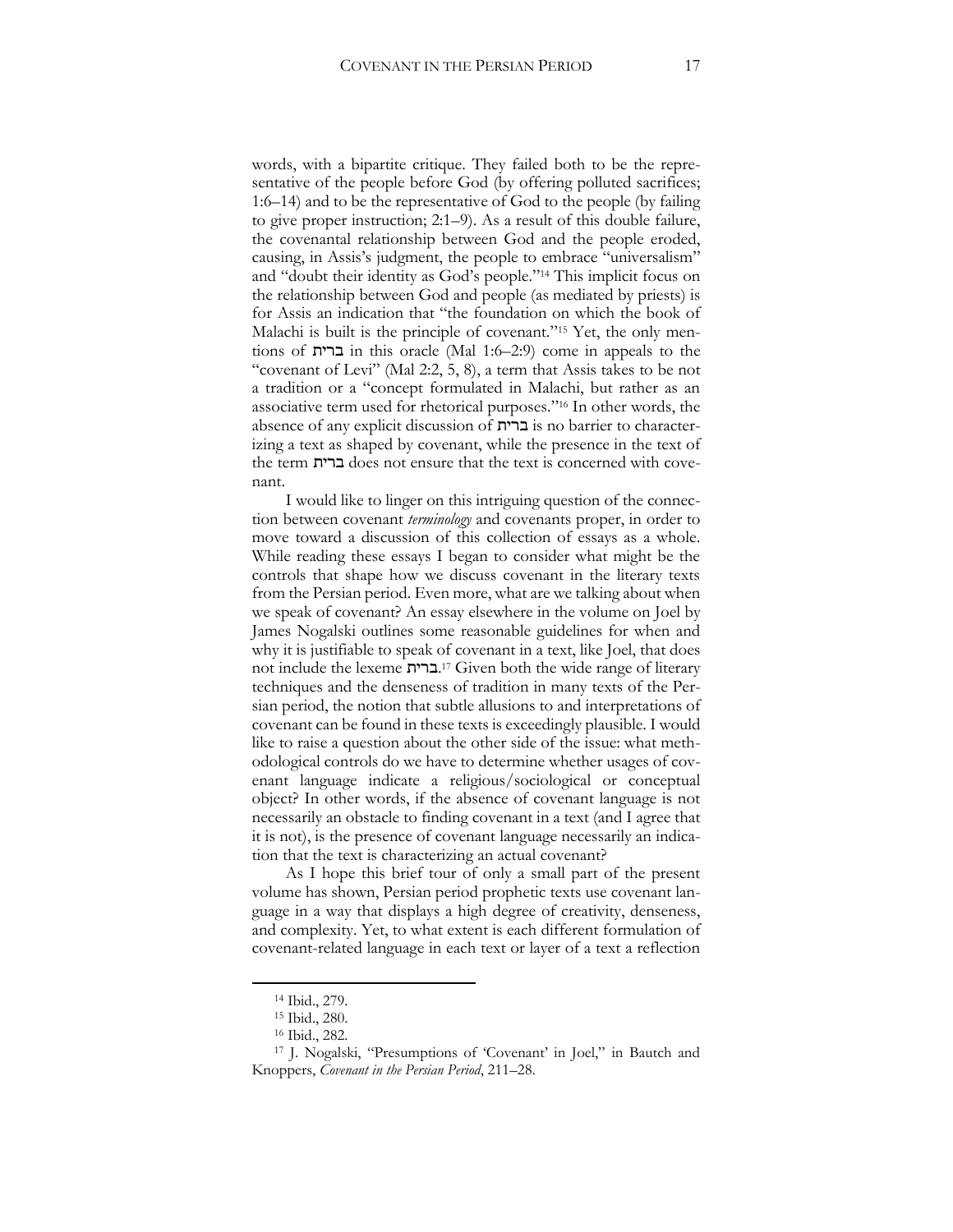words, with a bipartite critique. They failed both to be the representative of the people before God (by offering polluted sacrifices; 1:6–14) and to be the representative of God to the people (by failing to give proper instruction; 2:1–9). As a result of this double failure, the covenantal relationship between God and the people eroded, causing, in Assis's judgment, the people to embrace "universalism" and "doubt their identity as God's people."[14] This implicit focus on the relationship between God and people (as mediated by priests) is for Assis an indication that "the foundation on which the book of Malachi is built is the principle of covenant."[15] Yet, the only mentions of ברית in this oracle (Mal 1:6–2:9) come in appeals to the "covenant of Levi" (Mal 2:2, 5, 8), a term that Assis takes to be not a tradition or a "concept formulated in Malachi, but rather as an associative term used for rhetorical purposes."[16] In other words, the absence of any explicit discussion of ברית is no barrier to characterizing a text as shaped by covenant, while the presence in the text of the term ברית does not ensure that the text is concerned with covenant.

I would like to linger on this intriguing question of the connection between covenant *terminology* and covenants proper, in order to move toward a discussion of this collection of essays as a whole. While reading these essays I began to consider what might be the controls that shape how we discuss covenant in the literary texts from the Persian period. Even more, what are we talking about when we speak of covenant? An essay elsewhere in the volume on Joel by James Nogalski outlines some reasonable guidelines for when and why it is justifiable to speak of covenant in a text, like Joel, that does not include the lexeme ברית.[17] Given both the wide range of literary techniques and the denseness of tradition in many texts of the Persian period, the notion that subtle allusions to and interpretations of covenant can be found in these texts is exceedingly plausible. I would like to raise a question about the other side of the issue: what methodological controls do we have to determine whether usages of covenant language indicate a religious/sociological or conceptual object? In other words, if the absence of covenant language is not necessarily an obstacle to finding covenant in a text (and I agree that it is not), is the presence of covenant language necessarily an indication that the text is characterizing an actual covenant?

As I hope this brief tour of only a small part of the present volume has shown, Persian period prophetic texts use covenant language in a way that displays a high degree of creativity, denseness, and complexity. Yet, to what extent is each different formulation of covenant-related language in each text or layer of a text a reflection

---

[14] Ibid., 279.

[15] Ibid., 280.

[16] Ibid., 282.

[17] J. Nogalski, "Presumptions of 'Covenant' in Joel," in Bautch and Knoppers, *Covenant in the Persian Period*, 211–28.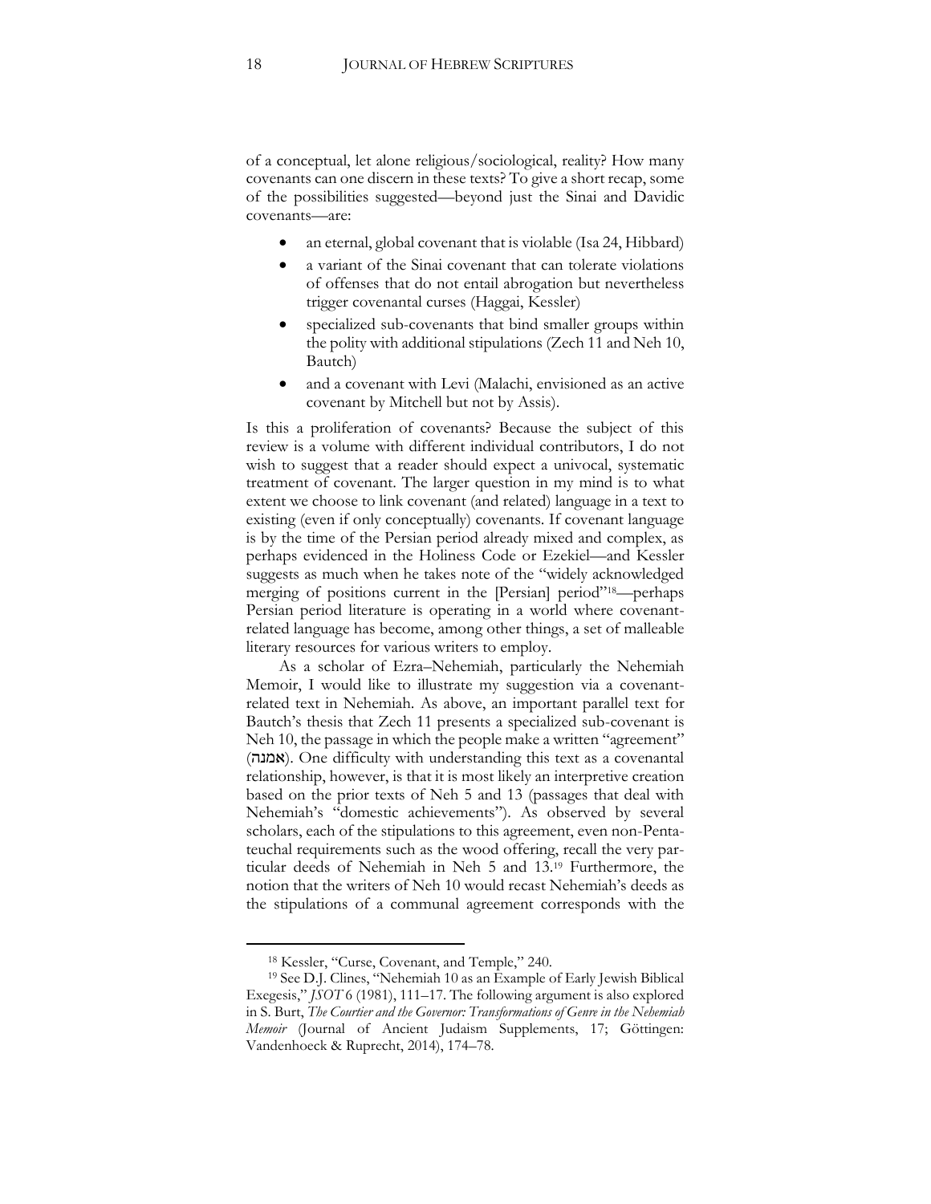of a conceptual, let alone religious/sociological, reality? How many covenants can one discern in these texts? To give a short recap, some of the possibilities suggested—beyond just the Sinai and Davidic covenants—are:

- an eternal, global covenant that is violable (Isa 24, Hibbard)
- a variant of the Sinai covenant that can tolerate violations of offenses that do not entail abrogation but nevertheless trigger covenantal curses (Haggai, Kessler)
- specialized sub-covenants that bind smaller groups within the polity with additional stipulations (Zech 11 and Neh 10, Bautch)
- and a covenant with Levi (Malachi, envisioned as an active covenant by Mitchell but not by Assis).

Is this a proliferation of covenants? Because the subject of this review is a volume with different individual contributors, I do not wish to suggest that a reader should expect a univocal, systematic treatment of covenant. The larger question in my mind is to what extent we choose to link covenant (and related) language in a text to existing (even if only conceptually) covenants. If covenant language is by the time of the Persian period already mixed and complex, as perhaps evidenced in the Holiness Code or Ezekiel—and Kessler suggests as much when he takes note of the "widely acknowledged merging of positions current in the [Persian] period"[18]—perhaps Persian period literature is operating in a world where covenant-related language has become, among other things, a set of malleable literary resources for various writers to employ.

As a scholar of Ezra–Nehemiah, particularly the Nehemiah Memoir, I would like to illustrate my suggestion via a covenant-related text in Nehemiah. As above, an important parallel text for Bautch's thesis that Zech 11 presents a specialized sub-covenant is Neh 10, the passage in which the people make a written "agreement" (אמנה). One difficulty with understanding this text as a covenantal relationship, however, is that it is most likely an interpretive creation based on the prior texts of Neh 5 and 13 (passages that deal with Nehemiah's "domestic achievements"). As observed by several scholars, each of the stipulations to this agreement, even non-Pentateuchal requirements such as the wood offering, recall the very particular deeds of Nehemiah in Neh 5 and 13.[19] Furthermore, the notion that the writers of Neh 10 would recast Nehemiah's deeds as the stipulations of a communal agreement corresponds with the

---

[18] Kessler, "Curse, Covenant, and Temple," 240.

[19] See D.J. Clines, "Nehemiah 10 as an Example of Early Jewish Biblical Exegesis," *JSOT* 6 (1981), 111–17. The following argument is also explored in S. Burt, *The Courtier and the Governor: Transformations of Genre in the Nehemiah Memoir* (Journal of Ancient Judaism Supplements, 17; Göttingen: Vandenhoeck & Ruprecht, 2014), 174–78.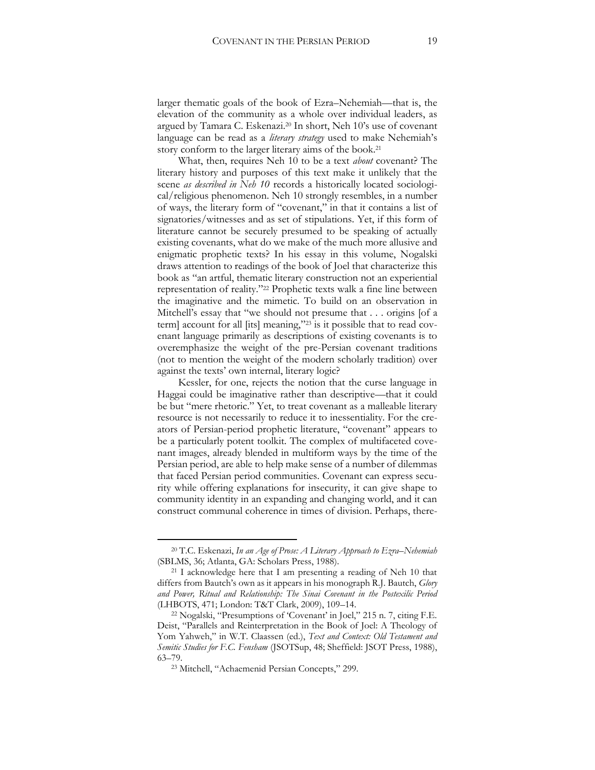larger thematic goals of the book of Ezra–Nehemiah—that is, the elevation of the community as a whole over individual leaders, as argued by Tamara C. Eskenazi.[20] In short, Neh 10's use of covenant language can be read as a *literary strategy* used to make Nehemiah's story conform to the larger literary aims of the book.[21]

What, then, requires Neh 10 to be a text *about* covenant? The literary history and purposes of this text make it unlikely that the scene *as described in Neh 10* records a historically located sociological/religious phenomenon. Neh 10 strongly resembles, in a number of ways, the literary form of "covenant," in that it contains a list of signatories/witnesses and as set of stipulations. Yet, if this form of literature cannot be securely presumed to be speaking of actually existing covenants, what do we make of the much more allusive and enigmatic prophetic texts? In his essay in this volume, Nogalski draws attention to readings of the book of Joel that characterize this book as "an artful, thematic literary construction not an experiential representation of reality."[22] Prophetic texts walk a fine line between the imaginative and the mimetic. To build on an observation in Mitchell's essay that "we should not presume that . . . origins [of a term] account for all [its] meaning,"[23] is it possible that to read covenant language primarily as descriptions of existing covenants is to overemphasize the weight of the pre-Persian covenant traditions (not to mention the weight of the modern scholarly tradition) over against the texts' own internal, literary logic?

Kessler, for one, rejects the notion that the curse language in Haggai could be imaginative rather than descriptive—that it could be but "mere rhetoric." Yet, to treat covenant as a malleable literary resource is not necessarily to reduce it to inessentiality. For the creators of Persian-period prophetic literature, "covenant" appears to be a particularly potent toolkit. The complex of multifaceted covenant images, already blended in multiform ways by the time of the Persian period, are able to help make sense of a number of dilemmas that faced Persian period communities. Covenant can express security while offering explanations for insecurity, it can give shape to community identity in an expanding and changing world, and it can construct communal coherence in times of division. Perhaps, there-

---

[20] T.C. Eskenazi, *In an Age of Prose: A Literary Approach to Ezra–Nehemiah* (SBLMS, 36; Atlanta, GA: Scholars Press, 1988).

[21] I acknowledge here that I am presenting a reading of Neh 10 that differs from Bautch's own as it appears in his monograph R.J. Bautch, *Glory and Power, Ritual and Relationship: The Sinai Covenant in the Postexilic Period* (LHBOTS, 471; London: T&T Clark, 2009), 109–14.

[22] Nogalski, "Presumptions of 'Covenant' in Joel," 215 n. 7, citing F.E. Deist, "Parallels and Reinterpretation in the Book of Joel: A Theology of Yom Yahweh," in W.T. Claassen (ed.), *Text and Context: Old Testament and Semitic Studies for F.C. Fensham* (JSOTSup, 48; Sheffield: JSOT Press, 1988), 63–79.

[23] Mitchell, "Achaemenid Persian Concepts," 299.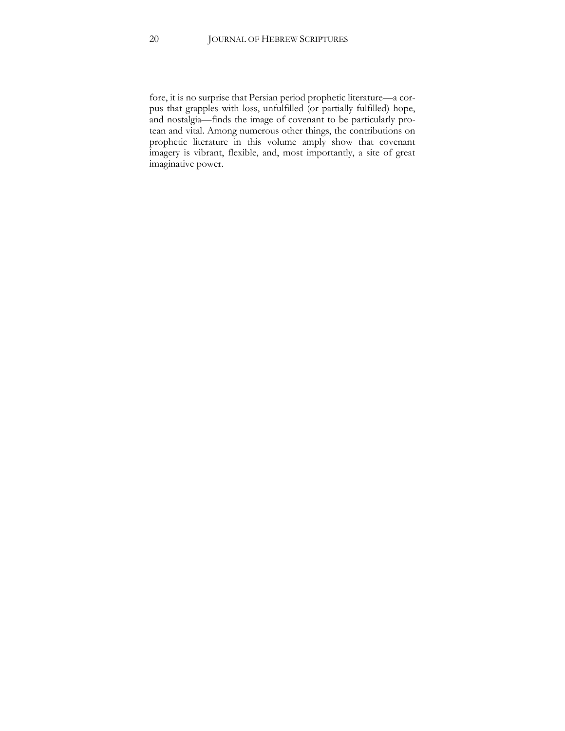fore, it is no surprise that Persian period prophetic literature—a corpus that grapples with loss, unfulfilled (or partially fulfilled) hope, and nostalgia—finds the image of covenant to be particularly protean and vital. Among numerous other things, the contributions on prophetic literature in this volume amply show that covenant imagery is vibrant, flexible, and, most importantly, a site of great imaginative power.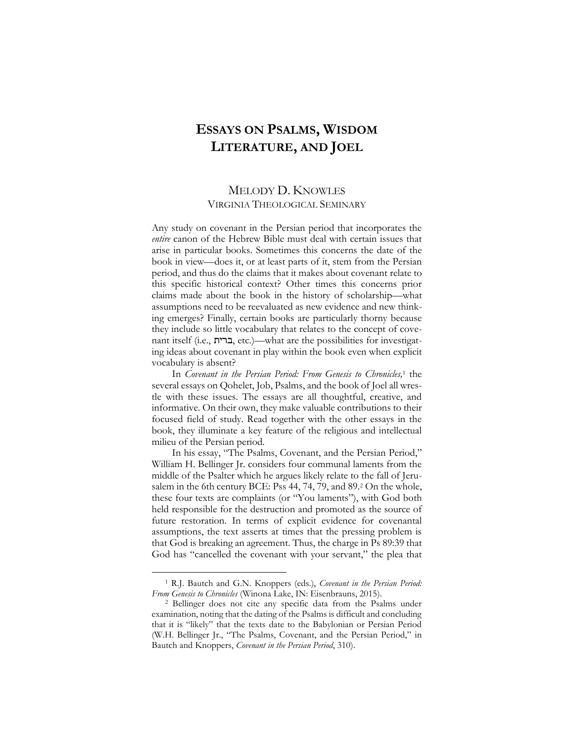# Essays on Psalms, Wisdom Literature, and Joel

MELODY D. KNOWLES
VIRGINIA THEOLOGICAL SEMINARY

Any study on covenant in the Persian period that incorporates the *entire* canon of the Hebrew Bible must deal with certain issues that arise in particular books. Sometimes this concerns the date of the book in view—does it, or at least parts of it, stem from the Persian period, and thus do the claims that it makes about covenant relate to this specific historical context? Other times this concerns prior claims made about the book in the history of scholarship—what assumptions need to be reevaluated as new evidence and new thinking emerges? Finally, certain books are particularly thorny because they include so little vocabulary that relates to the concept of covenant itself (i.e., ברית, etc.)—what are the possibilities for investigating ideas about covenant in play within the book even when explicit vocabulary is absent?

In *Covenant in the Persian Period: From Genesis to Chronicles,*[1] the several essays on Qohelet, Job, Psalms, and the book of Joel all wrestle with these issues. The essays are all thoughtful, creative, and informative. On their own, they make valuable contributions to their focused field of study. Read together with the other essays in the book, they illuminate a key feature of the religious and intellectual milieu of the Persian period.

In his essay, "The Psalms, Covenant, and the Persian Period," William H. Bellinger Jr. considers four communal laments from the middle of the Psalter which he argues likely relate to the fall of Jerusalem in the 6th century BCE: Pss 44, 74, 79, and 89.[2] On the whole, these four texts are complaints (or "You laments"), with God both held responsible for the destruction and promoted as the source of future restoration. In terms of explicit evidence for covenantal assumptions, the text asserts at times that the pressing problem is that God is breaking an agreement. Thus, the charge in Ps 89:39 that God has "cancelled the covenant with your servant," the plea that

---

[1] R.J. Bautch and G.N. Knoppers (eds.), *Covenant in the Persian Period: From Genesis to Chronicles* (Winona Lake, IN: Eisenbrauns, 2015).

[2] Bellinger does not cite any specific data from the Psalms under examination, noting that the dating of the Psalms is difficult and concluding that it is "likely" that the texts date to the Babylonian or Persian Period (W.H. Bellinger Jr., "The Psalms, Covenant, and the Persian Period," in Bautch and Knoppers, *Covenant in the Persian Period*, 310).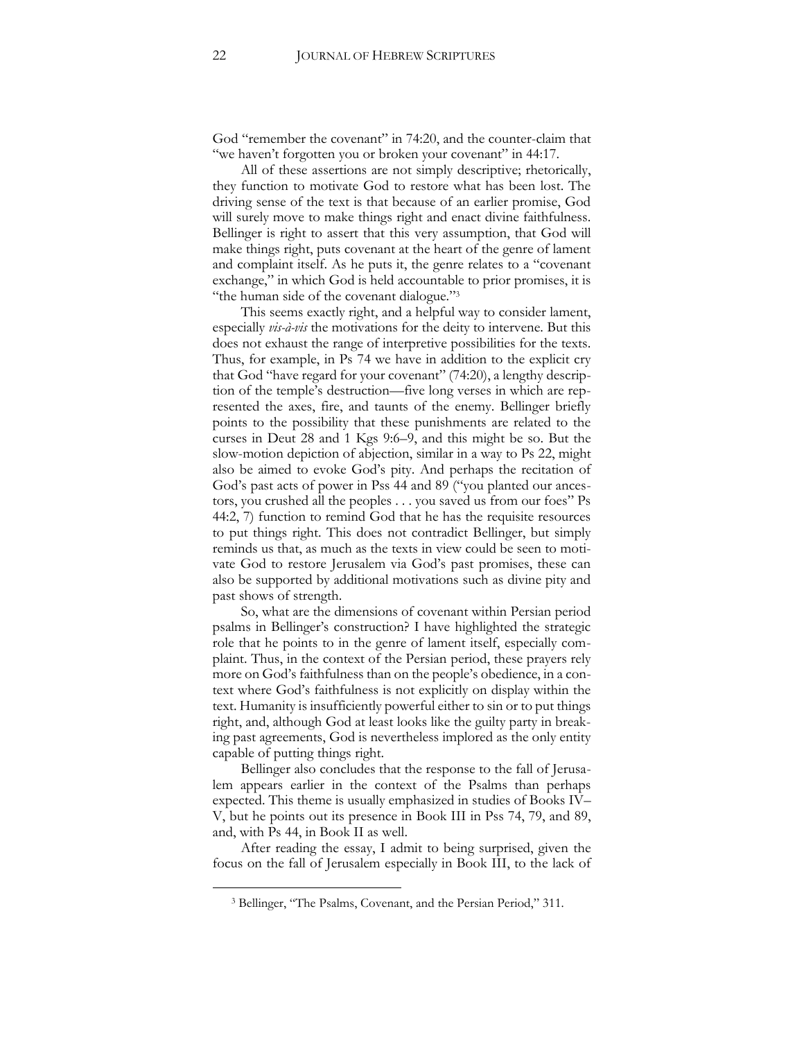God "remember the covenant" in 74:20, and the counter-claim that "we haven't forgotten you or broken your covenant" in 44:17.

All of these assertions are not simply descriptive; rhetorically, they function to motivate God to restore what has been lost. The driving sense of the text is that because of an earlier promise, God will surely move to make things right and enact divine faithfulness. Bellinger is right to assert that this very assumption, that God will make things right, puts covenant at the heart of the genre of lament and complaint itself. As he puts it, the genre relates to a "covenant exchange," in which God is held accountable to prior promises, it is "the human side of the covenant dialogue."[3]

This seems exactly right, and a helpful way to consider lament, especially *vis-à-vis* the motivations for the deity to intervene. But this does not exhaust the range of interpretive possibilities for the texts. Thus, for example, in Ps 74 we have in addition to the explicit cry that God "have regard for your covenant" (74:20), a lengthy description of the temple's destruction—five long verses in which are represented the axes, fire, and taunts of the enemy. Bellinger briefly points to the possibility that these punishments are related to the curses in Deut 28 and 1 Kgs 9:6–9, and this might be so. But the slow-motion depiction of abjection, similar in a way to Ps 22, might also be aimed to evoke God's pity. And perhaps the recitation of God's past acts of power in Pss 44 and 89 ("you planted our ancestors, you crushed all the peoples . . . you saved us from our foes" Ps 44:2, 7) function to remind God that he has the requisite resources to put things right. This does not contradict Bellinger, but simply reminds us that, as much as the texts in view could be seen to motivate God to restore Jerusalem via God's past promises, these can also be supported by additional motivations such as divine pity and past shows of strength.

So, what are the dimensions of covenant within Persian period psalms in Bellinger's construction? I have highlighted the strategic role that he points to in the genre of lament itself, especially complaint. Thus, in the context of the Persian period, these prayers rely more on God's faithfulness than on the people's obedience, in a context where God's faithfulness is not explicitly on display within the text. Humanity is insufficiently powerful either to sin or to put things right, and, although God at least looks like the guilty party in breaking past agreements, God is nevertheless implored as the only entity capable of putting things right.

Bellinger also concludes that the response to the fall of Jerusalem appears earlier in the context of the Psalms than perhaps expected. This theme is usually emphasized in studies of Books IV–V, but he points out its presence in Book III in Pss 74, 79, and 89, and, with Ps 44, in Book II as well.

After reading the essay, I admit to being surprised, given the focus on the fall of Jerusalem especially in Book III, to the lack of

[3] Bellinger, "The Psalms, Covenant, and the Persian Period," 311.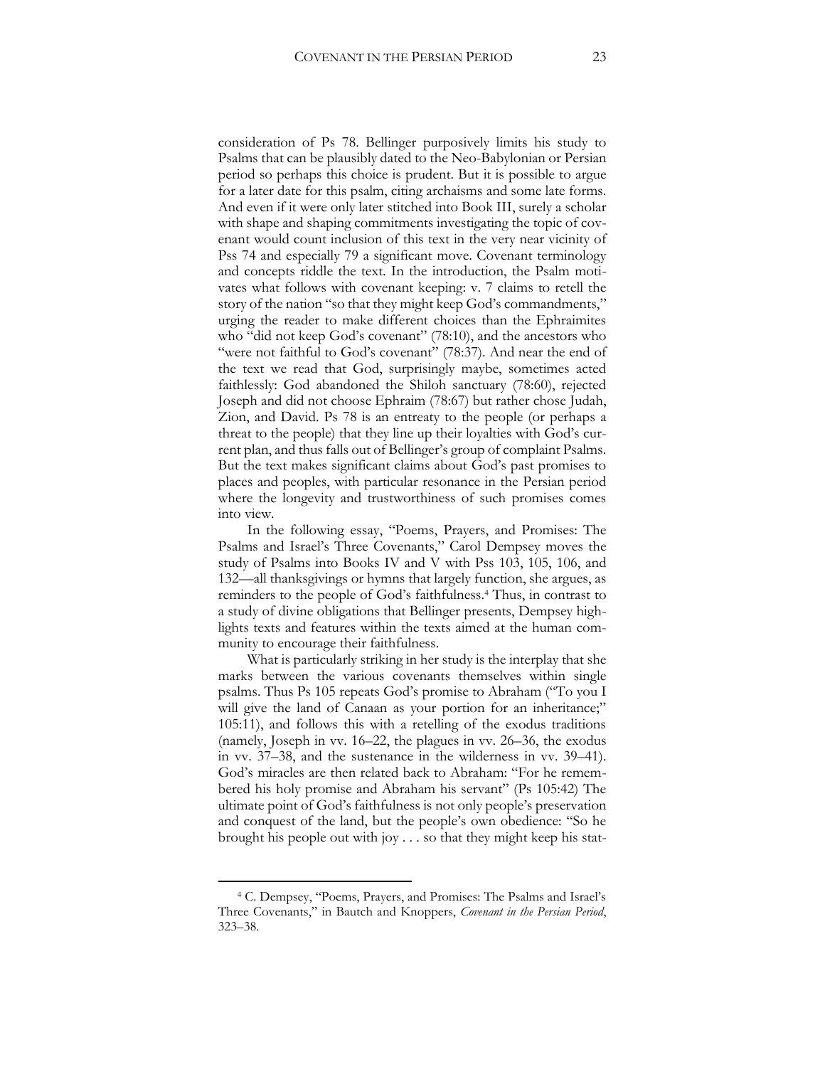consideration of Ps 78. Bellinger purposively limits his study to Psalms that can be plausibly dated to the Neo-Babylonian or Persian period so perhaps this choice is prudent. But it is possible to argue for a later date for this psalm, citing archaisms and some late forms. And even if it were only later stitched into Book III, surely a scholar with shape and shaping commitments investigating the topic of covenant would count inclusion of this text in the very near vicinity of Pss 74 and especially 79 a significant move. Covenant terminology and concepts riddle the text. In the introduction, the Psalm motivates what follows with covenant keeping: v. 7 claims to retell the story of the nation "so that they might keep God's commandments," urging the reader to make different choices than the Ephraimites who "did not keep God's covenant" (78:10), and the ancestors who "were not faithful to God's covenant" (78:37). And near the end of the text we read that God, surprisingly maybe, sometimes acted faithlessly: God abandoned the Shiloh sanctuary (78:60), rejected Joseph and did not choose Ephraim (78:67) but rather chose Judah, Zion, and David. Ps 78 is an entreaty to the people (or perhaps a threat to the people) that they line up their loyalties with God's current plan, and thus falls out of Bellinger's group of complaint Psalms. But the text makes significant claims about God's past promises to places and peoples, with particular resonance in the Persian period where the longevity and trustworthiness of such promises comes into view.

In the following essay, "Poems, Prayers, and Promises: The Psalms and Israel's Three Covenants," Carol Dempsey moves the study of Psalms into Books IV and V with Pss 103, 105, 106, and 132—all thanksgivings or hymns that largely function, she argues, as reminders to the people of God's faithfulness.[4] Thus, in contrast to a study of divine obligations that Bellinger presents, Dempsey highlights texts and features within the texts aimed at the human community to encourage their faithfulness.

What is particularly striking in her study is the interplay that she marks between the various covenants themselves within single psalms. Thus Ps 105 repeats God's promise to Abraham ("To you I will give the land of Canaan as your portion for an inheritance;" 105:11), and follows this with a retelling of the exodus traditions (namely, Joseph in vv. 16–22, the plagues in vv. 26–36, the exodus in vv. 37–38, and the sustenance in the wilderness in vv. 39–41). God's miracles are then related back to Abraham: "For he remembered his holy promise and Abraham his servant" (Ps 105:42) The ultimate point of God's faithfulness is not only people's preservation and conquest of the land, but the people's own obedience: "So he brought his people out with joy . . . so that they might keep his stat-

---

[4] C. Dempsey, "Poems, Prayers, and Promises: The Psalms and Israel's Three Covenants," in Bautch and Knoppers, *Covenant in the Persian Period*, 323–38.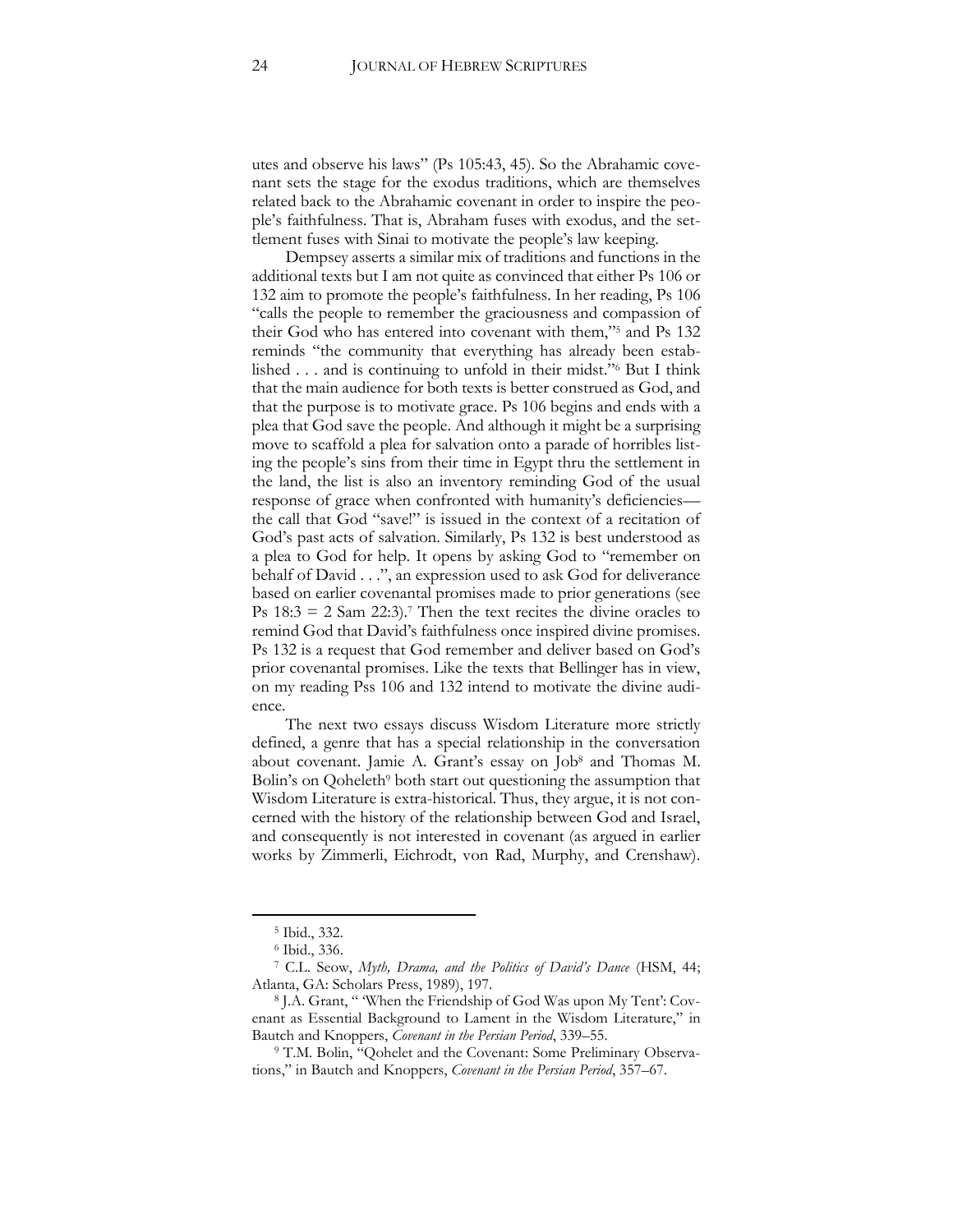utes and observe his laws" (Ps 105:43, 45). So the Abrahamic covenant sets the stage for the exodus traditions, which are themselves related back to the Abrahamic covenant in order to inspire the people's faithfulness. That is, Abraham fuses with exodus, and the settlement fuses with Sinai to motivate the people's law keeping.

Dempsey asserts a similar mix of traditions and functions in the additional texts but I am not quite as convinced that either Ps 106 or 132 aim to promote the people's faithfulness. In her reading, Ps 106 "calls the people to remember the graciousness and compassion of their God who has entered into covenant with them,"[5] and Ps 132 reminds "the community that everything has already been established . . . and is continuing to unfold in their midst."[6] But I think that the main audience for both texts is better construed as God, and that the purpose is to motivate grace. Ps 106 begins and ends with a plea that God save the people. And although it might be a surprising move to scaffold a plea for salvation onto a parade of horribles listing the people's sins from their time in Egypt thru the settlement in the land, the list is also an inventory reminding God of the usual response of grace when confronted with humanity's deficiencies—the call that God "save!" is issued in the context of a recitation of God's past acts of salvation. Similarly, Ps 132 is best understood as a plea to God for help. It opens by asking God to "remember on behalf of David . . .", an expression used to ask God for deliverance based on earlier covenantal promises made to prior generations (see Ps 18:3 = 2 Sam 22:3).[7] Then the text recites the divine oracles to remind God that David's faithfulness once inspired divine promises. Ps 132 is a request that God remember and deliver based on God's prior covenantal promises. Like the texts that Bellinger has in view, on my reading Pss 106 and 132 intend to motivate the divine audience.

The next two essays discuss Wisdom Literature more strictly defined, a genre that has a special relationship in the conversation about covenant. Jamie A. Grant's essay on Job[8] and Thomas M. Bolin's on Qoheleth[9] both start out questioning the assumption that Wisdom Literature is extra-historical. Thus, they argue, it is not concerned with the history of the relationship between God and Israel, and consequently is not interested in covenant (as argued in earlier works by Zimmerli, Eichrodt, von Rad, Murphy, and Crenshaw).

---

[5] Ibid., 332.

[6] Ibid., 336.

[7] C.L. Seow, *Myth, Drama, and the Politics of David's Dance* (HSM, 44; Atlanta, GA: Scholars Press, 1989), 197.

[8] J.A. Grant, " 'When the Friendship of God Was upon My Tent': Covenant as Essential Background to Lament in the Wisdom Literature," in Bautch and Knoppers, *Covenant in the Persian Period*, 339–55.

[9] T.M. Bolin, "Qohelet and the Covenant: Some Preliminary Observations," in Bautch and Knoppers, *Covenant in the Persian Period*, 357–67.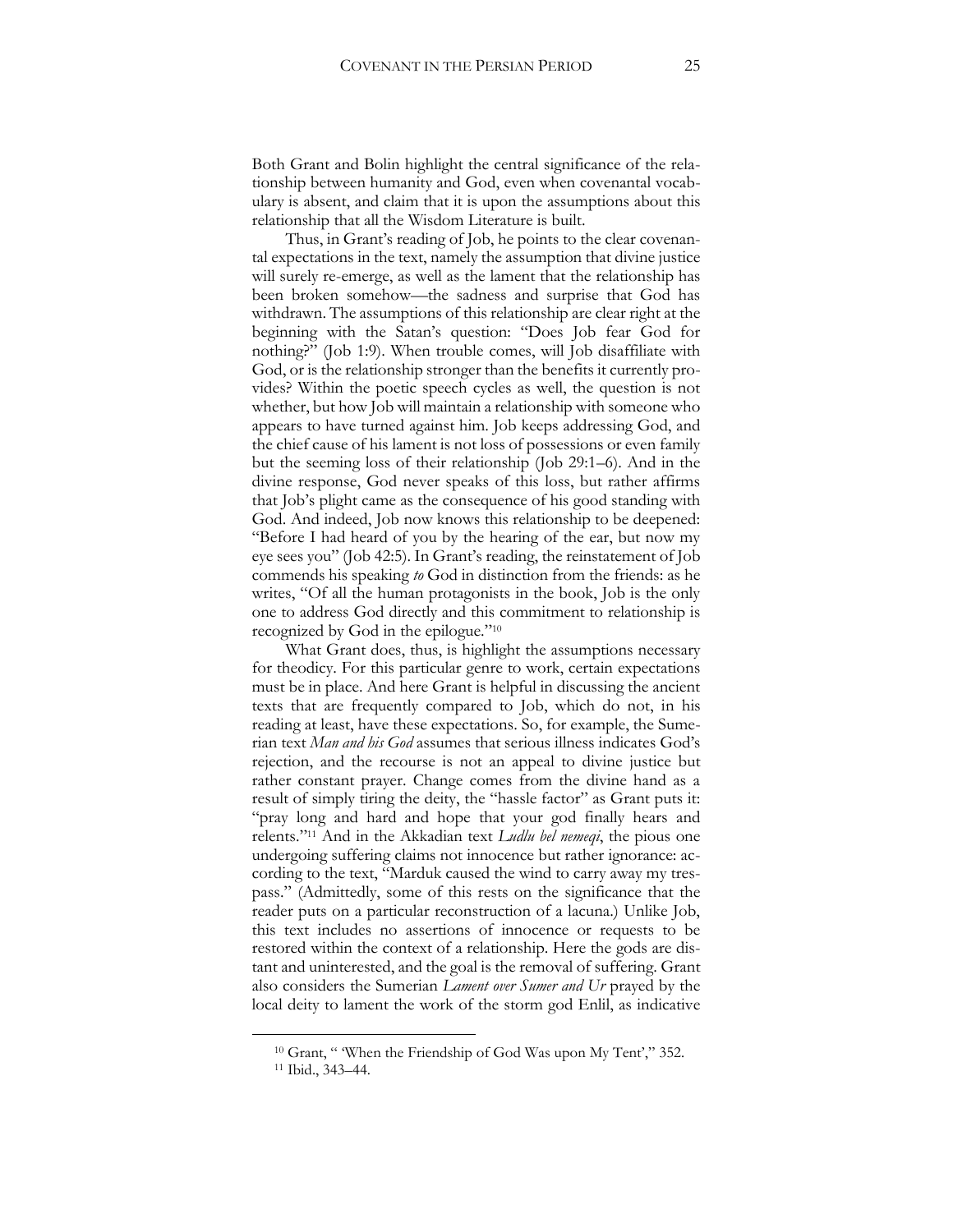Both Grant and Bolin highlight the central significance of the relationship between humanity and God, even when covenantal vocabulary is absent, and claim that it is upon the assumptions about this relationship that all the Wisdom Literature is built.

Thus, in Grant's reading of Job, he points to the clear covenantal expectations in the text, namely the assumption that divine justice will surely re-emerge, as well as the lament that the relationship has been broken somehow—the sadness and surprise that God has withdrawn. The assumptions of this relationship are clear right at the beginning with the Satan's question: "Does Job fear God for nothing?" (Job 1:9). When trouble comes, will Job disaffiliate with God, or is the relationship stronger than the benefits it currently provides? Within the poetic speech cycles as well, the question is not whether, but how Job will maintain a relationship with someone who appears to have turned against him. Job keeps addressing God, and the chief cause of his lament is not loss of possessions or even family but the seeming loss of their relationship (Job 29:1–6). And in the divine response, God never speaks of this loss, but rather affirms that Job's plight came as the consequence of his good standing with God. And indeed, Job now knows this relationship to be deepened: "Before I had heard of you by the hearing of the ear, but now my eye sees you" (Job 42:5). In Grant's reading, the reinstatement of Job commends his speaking *to* God in distinction from the friends: as he writes, "Of all the human protagonists in the book, Job is the only one to address God directly and this commitment to relationship is recognized by God in the epilogue."[10]

What Grant does, thus, is highlight the assumptions necessary for theodicy. For this particular genre to work, certain expectations must be in place. And here Grant is helpful in discussing the ancient texts that are frequently compared to Job, which do not, in his reading at least, have these expectations. So, for example, the Sumerian text *Man and his God* assumes that serious illness indicates God's rejection, and the recourse is not an appeal to divine justice but rather constant prayer. Change comes from the divine hand as a result of simply tiring the deity, the "hassle factor" as Grant puts it: "pray long and hard and hope that your god finally hears and relents."[11] And in the Akkadian text *Ludlu bel nemeqi*, the pious one undergoing suffering claims not innocence but rather ignorance: according to the text, "Marduk caused the wind to carry away my trespass." (Admittedly, some of this rests on the significance that the reader puts on a particular reconstruction of a lacuna.) Unlike Job, this text includes no assertions of innocence or requests to be restored within the context of a relationship. Here the gods are distant and uninterested, and the goal is the removal of suffering. Grant also considers the Sumerian *Lament over Sumer and Ur* prayed by the local deity to lament the work of the storm god Enlil, as indicative

---

[10] Grant, " 'When the Friendship of God Was upon My Tent'," 352.

[11] Ibid., 343–44.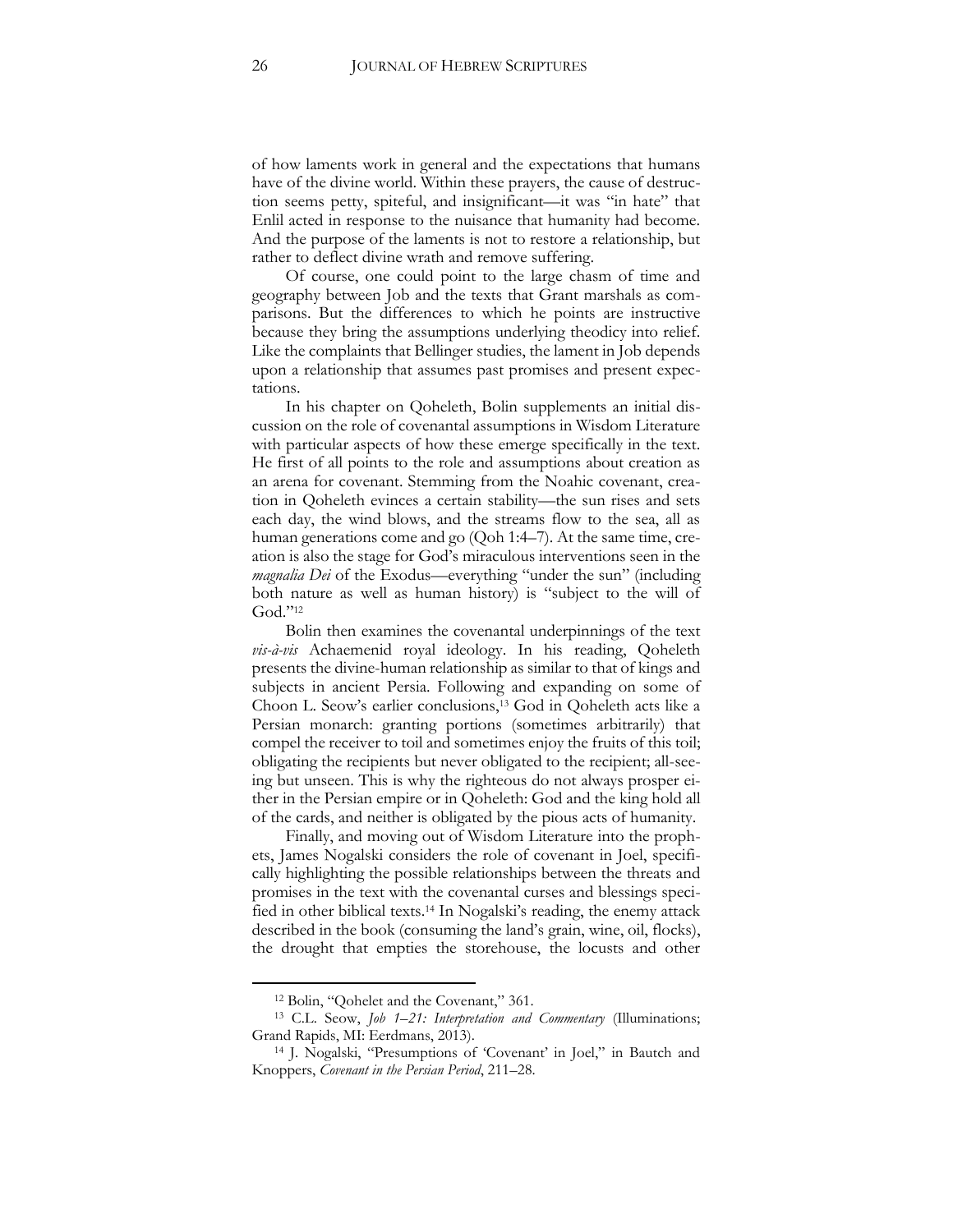of how laments work in general and the expectations that humans have of the divine world. Within these prayers, the cause of destruction seems petty, spiteful, and insignificant—it was "in hate" that Enlil acted in response to the nuisance that humanity had become. And the purpose of the laments is not to restore a relationship, but rather to deflect divine wrath and remove suffering.

Of course, one could point to the large chasm of time and geography between Job and the texts that Grant marshals as comparisons. But the differences to which he points are instructive because they bring the assumptions underlying theodicy into relief. Like the complaints that Bellinger studies, the lament in Job depends upon a relationship that assumes past promises and present expectations.

In his chapter on Qoheleth, Bolin supplements an initial discussion on the role of covenantal assumptions in Wisdom Literature with particular aspects of how these emerge specifically in the text. He first of all points to the role and assumptions about creation as an arena for covenant. Stemming from the Noahic covenant, creation in Qoheleth evinces a certain stability—the sun rises and sets each day, the wind blows, and the streams flow to the sea, all as human generations come and go (Qoh 1:4–7). At the same time, creation is also the stage for God's miraculous interventions seen in the *magnalia Dei* of the Exodus—everything "under the sun" (including both nature as well as human history) is "subject to the will of God."[12]

Bolin then examines the covenantal underpinnings of the text *vis-à-vis* Achaemenid royal ideology. In his reading, Qoheleth presents the divine-human relationship as similar to that of kings and subjects in ancient Persia. Following and expanding on some of Choon L. Seow's earlier conclusions,[13] God in Qoheleth acts like a Persian monarch: granting portions (sometimes arbitrarily) that compel the receiver to toil and sometimes enjoy the fruits of this toil; obligating the recipients but never obligated to the recipient; all-seeing but unseen. This is why the righteous do not always prosper either in the Persian empire or in Qoheleth: God and the king hold all of the cards, and neither is obligated by the pious acts of humanity.

Finally, and moving out of Wisdom Literature into the prophets, James Nogalski considers the role of covenant in Joel, specifically highlighting the possible relationships between the threats and promises in the text with the covenantal curses and blessings specified in other biblical texts.[14] In Nogalski's reading, the enemy attack described in the book (consuming the land's grain, wine, oil, flocks), the drought that empties the storehouse, the locusts and other

---

[12] Bolin, "Qohelet and the Covenant," 361.

[13] C.L. Seow, *Job 1–21: Interpretation and Commentary* (Illuminations; Grand Rapids, MI: Eerdmans, 2013).

[14] J. Nogalski, "Presumptions of 'Covenant' in Joel," in Bautch and Knoppers, *Covenant in the Persian Period*, 211–28.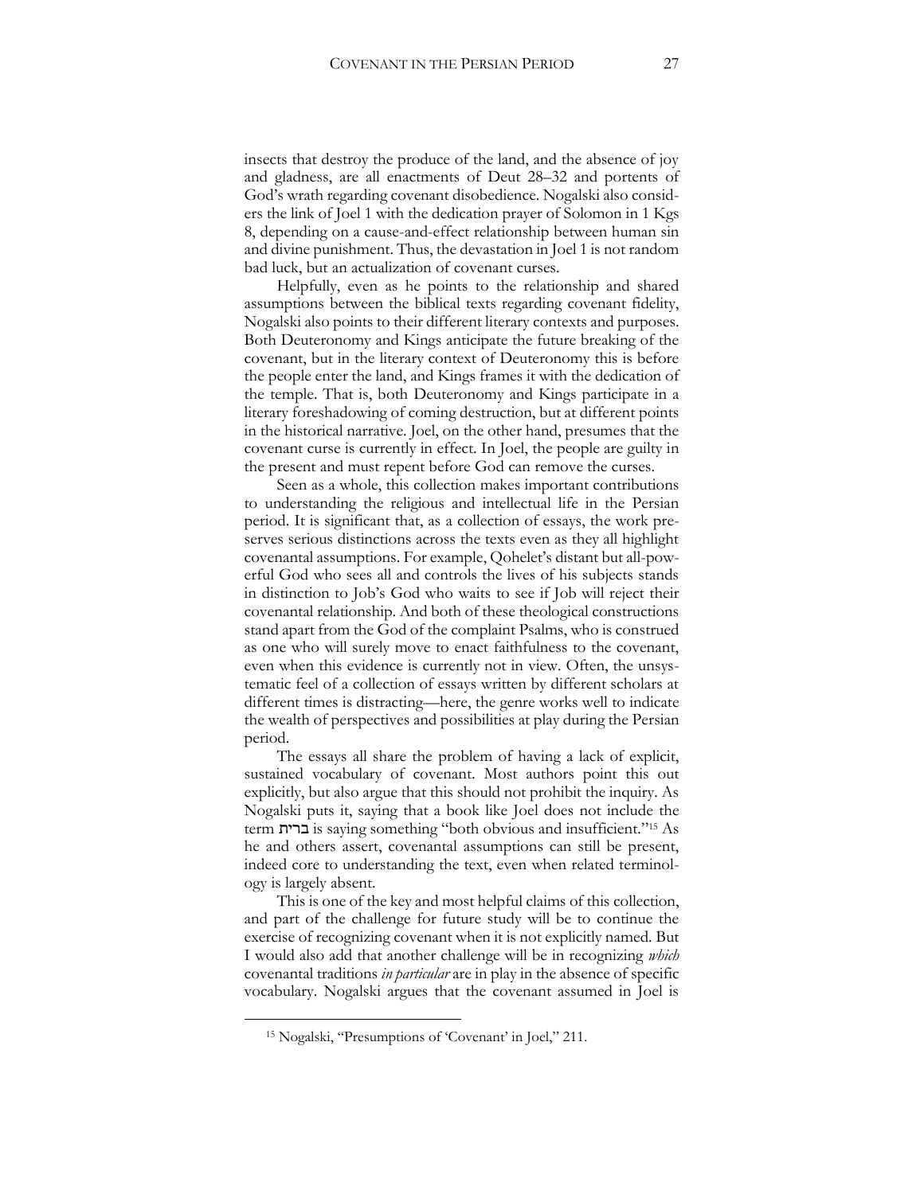insects that destroy the produce of the land, and the absence of joy and gladness, are all enactments of Deut 28–32 and portents of God's wrath regarding covenant disobedience. Nogalski also considers the link of Joel 1 with the dedication prayer of Solomon in 1 Kgs 8, depending on a cause-and-effect relationship between human sin and divine punishment. Thus, the devastation in Joel 1 is not random bad luck, but an actualization of covenant curses.

Helpfully, even as he points to the relationship and shared assumptions between the biblical texts regarding covenant fidelity, Nogalski also points to their different literary contexts and purposes. Both Deuteronomy and Kings anticipate the future breaking of the covenant, but in the literary context of Deuteronomy this is before the people enter the land, and Kings frames it with the dedication of the temple. That is, both Deuteronomy and Kings participate in a literary foreshadowing of coming destruction, but at different points in the historical narrative. Joel, on the other hand, presumes that the covenant curse is currently in effect. In Joel, the people are guilty in the present and must repent before God can remove the curses.

Seen as a whole, this collection makes important contributions to understanding the religious and intellectual life in the Persian period. It is significant that, as a collection of essays, the work preserves serious distinctions across the texts even as they all highlight covenantal assumptions. For example, Qohelet's distant but all-powerful God who sees all and controls the lives of his subjects stands in distinction to Job's God who waits to see if Job will reject their covenantal relationship. And both of these theological constructions stand apart from the God of the complaint Psalms, who is construed as one who will surely move to enact faithfulness to the covenant, even when this evidence is currently not in view. Often, the unsystematic feel of a collection of essays written by different scholars at different times is distracting—here, the genre works well to indicate the wealth of perspectives and possibilities at play during the Persian period.

The essays all share the problem of having a lack of explicit, sustained vocabulary of covenant. Most authors point this out explicitly, but also argue that this should not prohibit the inquiry. As Nogalski puts it, saying that a book like Joel does not include the term ברית is saying something "both obvious and insufficient."[15] As he and others assert, covenantal assumptions can still be present, indeed core to understanding the text, even when related terminology is largely absent.

This is one of the key and most helpful claims of this collection, and part of the challenge for future study will be to continue the exercise of recognizing covenant when it is not explicitly named. But I would also add that another challenge will be in recognizing *which* covenantal traditions *in particular* are in play in the absence of specific vocabulary. Nogalski argues that the covenant assumed in Joel is

[15] Nogalski, "Presumptions of 'Covenant' in Joel," 211.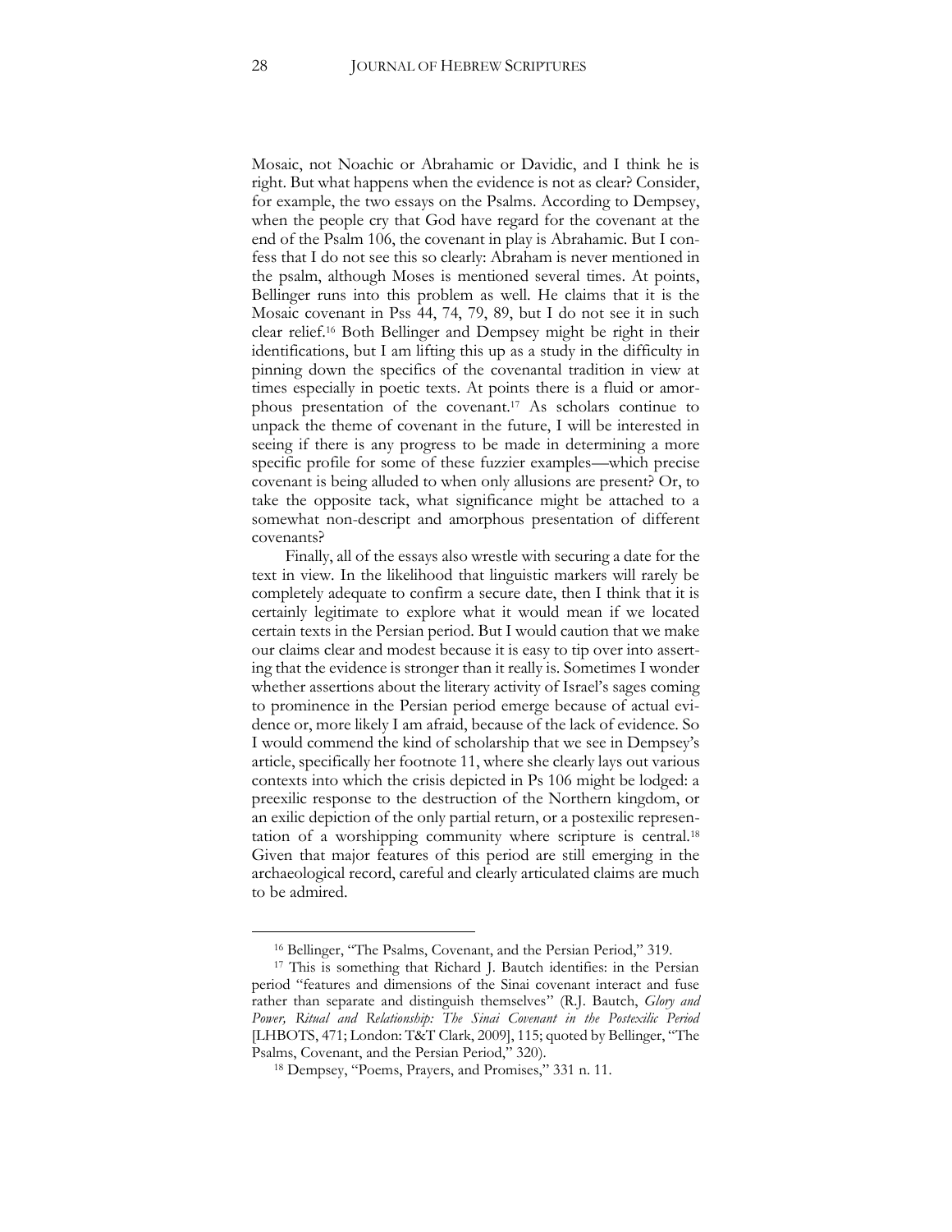Mosaic, not Noachic or Abrahamic or Davidic, and I think he is right. But what happens when the evidence is not as clear? Consider, for example, the two essays on the Psalms. According to Dempsey, when the people cry that God have regard for the covenant at the end of the Psalm 106, the covenant in play is Abrahamic. But I confess that I do not see this so clearly: Abraham is never mentioned in the psalm, although Moses is mentioned several times. At points, Bellinger runs into this problem as well. He claims that it is the Mosaic covenant in Pss 44, 74, 79, 89, but I do not see it in such clear relief.[16] Both Bellinger and Dempsey might be right in their identifications, but I am lifting this up as a study in the difficulty in pinning down the specifics of the covenantal tradition in view at times especially in poetic texts. At points there is a fluid or amorphous presentation of the covenant.[17] As scholars continue to unpack the theme of covenant in the future, I will be interested in seeing if there is any progress to be made in determining a more specific profile for some of these fuzzier examples—which precise covenant is being alluded to when only allusions are present? Or, to take the opposite tack, what significance might be attached to a somewhat non-descript and amorphous presentation of different covenants?

Finally, all of the essays also wrestle with securing a date for the text in view. In the likelihood that linguistic markers will rarely be completely adequate to confirm a secure date, then I think that it is certainly legitimate to explore what it would mean if we located certain texts in the Persian period. But I would caution that we make our claims clear and modest because it is easy to tip over into asserting that the evidence is stronger than it really is. Sometimes I wonder whether assertions about the literary activity of Israel's sages coming to prominence in the Persian period emerge because of actual evidence or, more likely I am afraid, because of the lack of evidence. So I would commend the kind of scholarship that we see in Dempsey's article, specifically her footnote 11, where she clearly lays out various contexts into which the crisis depicted in Ps 106 might be lodged: a preexilic response to the destruction of the Northern kingdom, or an exilic depiction of the only partial return, or a postexilic representation of a worshipping community where scripture is central.[18] Given that major features of this period are still emerging in the archaeological record, careful and clearly articulated claims are much to be admired.

---

[16] Bellinger, "The Psalms, Covenant, and the Persian Period," 319.

[17] This is something that Richard J. Bautch identifies: in the Persian period "features and dimensions of the Sinai covenant interact and fuse rather than separate and distinguish themselves" (R.J. Bautch, *Glory and Power, Ritual and Relationship: The Sinai Covenant in the Postexilic Period* [LHBOTS, 471; London: T&T Clark, 2009], 115; quoted by Bellinger, "The Psalms, Covenant, and the Persian Period," 320).

[18] Dempsey, "Poems, Prayers, and Promises," 331 n. 11.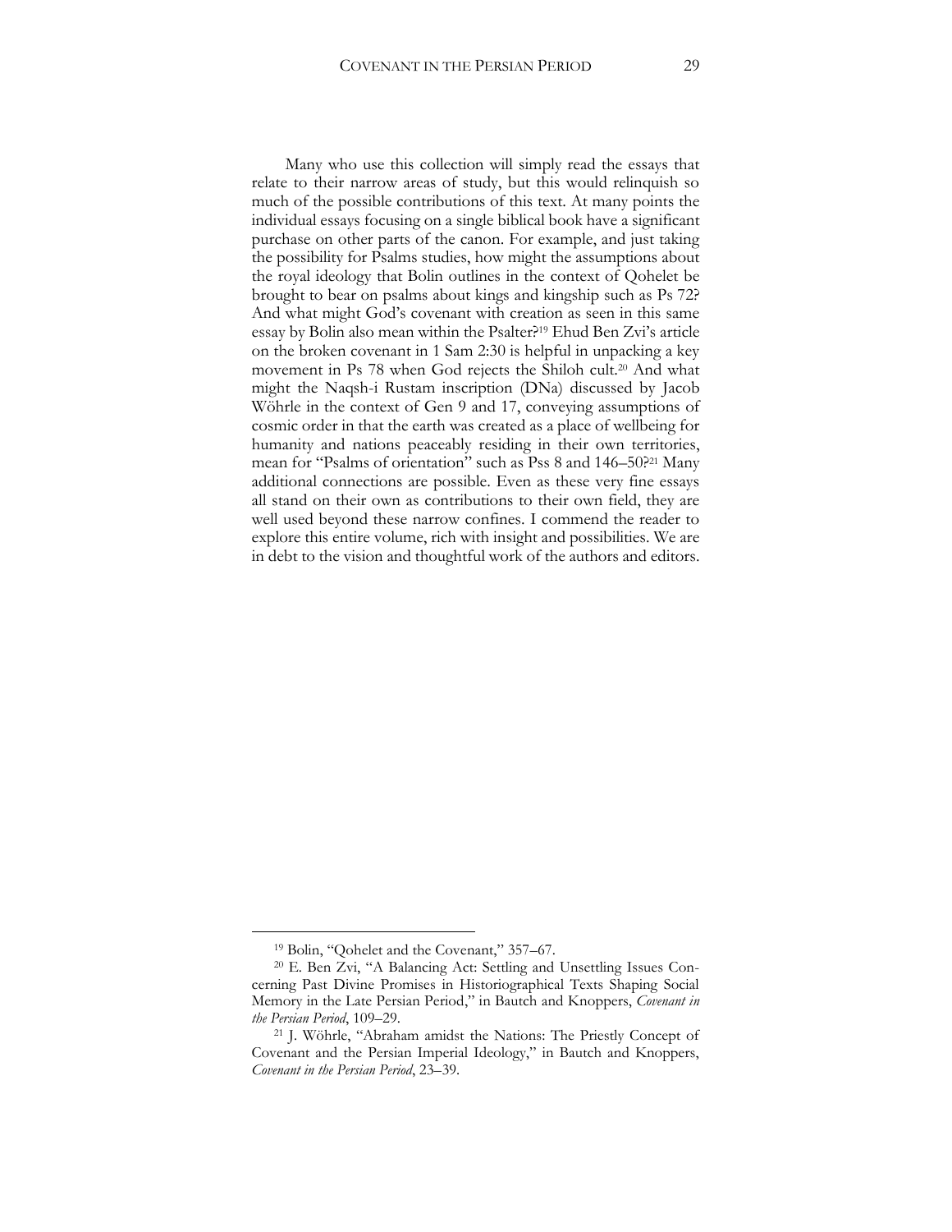Many who use this collection will simply read the essays that relate to their narrow areas of study, but this would relinquish so much of the possible contributions of this text. At many points the individual essays focusing on a single biblical book have a significant purchase on other parts of the canon. For example, and just taking the possibility for Psalms studies, how might the assumptions about the royal ideology that Bolin outlines in the context of Qohelet be brought to bear on psalms about kings and kingship such as Ps 72? And what might God's covenant with creation as seen in this same essay by Bolin also mean within the Psalter?[19] Ehud Ben Zvi's article on the broken covenant in 1 Sam 2:30 is helpful in unpacking a key movement in Ps 78 when God rejects the Shiloh cult.[20] And what might the Naqsh-i Rustam inscription (DNa) discussed by Jacob Wöhrle in the context of Gen 9 and 17, conveying assumptions of cosmic order in that the earth was created as a place of wellbeing for humanity and nations peaceably residing in their own territories, mean for "Psalms of orientation" such as Pss 8 and 146–50?[21] Many additional connections are possible. Even as these very fine essays all stand on their own as contributions to their own field, they are well used beyond these narrow confines. I commend the reader to explore this entire volume, rich with insight and possibilities. We are in debt to the vision and thoughtful work of the authors and editors.

---

[19] Bolin, "Qohelet and the Covenant," 357–67.

[20] E. Ben Zvi, "A Balancing Act: Settling and Unsettling Issues Concerning Past Divine Promises in Historiographical Texts Shaping Social Memory in the Late Persian Period," in Bautch and Knoppers, *Covenant in the Persian Period*, 109–29.

[21] J. Wöhrle, "Abraham amidst the Nations: The Priestly Concept of Covenant and the Persian Imperial Ideology," in Bautch and Knoppers, *Covenant in the Persian Period*, 23–39.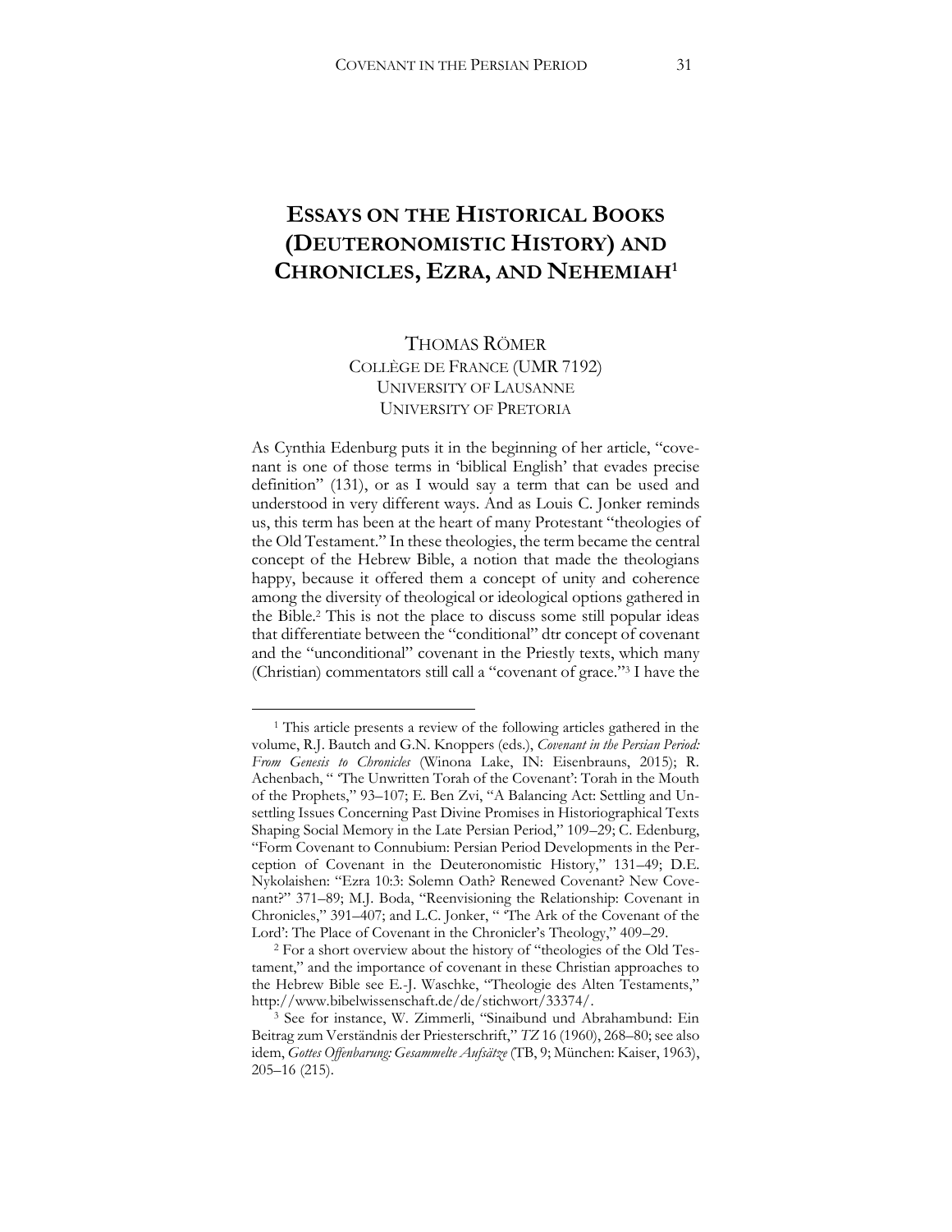# ESSAYS ON THE HISTORICAL BOOKS (DEUTERONOMISTIC HISTORY) AND CHRONICLES, EZRA, AND NEHEMIAH[1]

THOMAS RÖMER
COLLÈGE DE FRANCE (UMR 7192)
UNIVERSITY OF LAUSANNE
UNIVERSITY OF PRETORIA

As Cynthia Edenburg puts it in the beginning of her article, "covenant is one of those terms in 'biblical English' that evades precise definition" (131), or as I would say a term that can be used and understood in very different ways. And as Louis C. Jonker reminds us, this term has been at the heart of many Protestant "theologies of the Old Testament." In these theologies, the term became the central concept of the Hebrew Bible, a notion that made the theologians happy, because it offered them a concept of unity and coherence among the diversity of theological or ideological options gathered in the Bible.[2] This is not the place to discuss some still popular ideas that differentiate between the "conditional" dtr concept of covenant and the "unconditional" covenant in the Priestly texts, which many (Christian) commentators still call a "covenant of grace."[3] I have the

---

[1] This article presents a review of the following articles gathered in the volume, R.J. Bautch and G.N. Knoppers (eds.), *Covenant in the Persian Period: From Genesis to Chronicles* (Winona Lake, IN: Eisenbrauns, 2015); R. Achenbach, " 'The Unwritten Torah of the Covenant': Torah in the Mouth of the Prophets," 93–107; E. Ben Zvi, "A Balancing Act: Settling and Unsettling Issues Concerning Past Divine Promises in Historiographical Texts Shaping Social Memory in the Late Persian Period," 109–29; C. Edenburg, "Form Covenant to Connubium: Persian Period Developments in the Perception of Covenant in the Deuteronomistic History," 131–49; D.E. Nykolaishen: "Ezra 10:3: Solemn Oath? Renewed Covenant? New Covenant?" 371–89; M.J. Boda, "Reenvisioning the Relationship: Covenant in Chronicles," 391–407; and L.C. Jonker, " 'The Ark of the Covenant of the Lord': The Place of Covenant in the Chronicler's Theology," 409–29.

[2] For a short overview about the history of "theologies of the Old Testament," and the importance of covenant in these Christian approaches to the Hebrew Bible see E.-J. Waschke, "Theologie des Alten Testaments," http://www.bibelwissenschaft.de/de/stichwort/33374/.

[3] See for instance, W. Zimmerli, "Sinaibund und Abrahambund: Ein Beitrag zum Verständnis der Priesterschrift," *TZ* 16 (1960), 268–80; see also idem, *Gottes Offenbarung: Gesammelte Aufsätze* (TB, 9; München: Kaiser, 1963), 205–16 (215).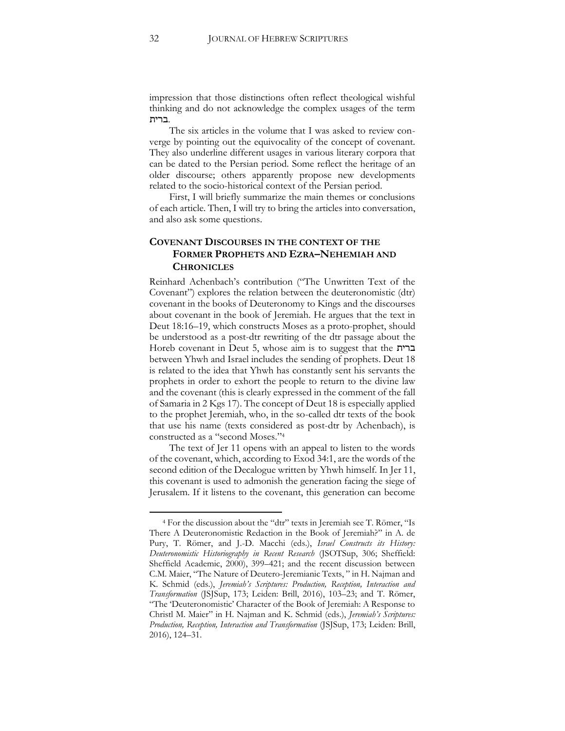impression that those distinctions often reflect theological wishful thinking and do not acknowledge the complex usages of the term ברית.

The six articles in the volume that I was asked to review converge by pointing out the equivocality of the concept of covenant. They also underline different usages in various literary corpora that can be dated to the Persian period. Some reflect the heritage of an older discourse; others apparently propose new developments related to the socio-historical context of the Persian period.

First, I will briefly summarize the main themes or conclusions of each article. Then, I will try to bring the articles into conversation, and also ask some questions.

## COVENANT DISCOURSES IN THE CONTEXT OF THE FORMER PROPHETS AND EZRA–NEHEMIAH AND CHRONICLES

Reinhard Achenbach's contribution ("The Unwritten Text of the Covenant") explores the relation between the deuteronomistic (dtr) covenant in the books of Deuteronomy to Kings and the discourses about covenant in the book of Jeremiah. He argues that the text in Deut 18:16–19, which constructs Moses as a proto-prophet, should be understood as a post-dtr rewriting of the dtr passage about the Horeb covenant in Deut 5, whose aim is to suggest that the ברית between Yhwh and Israel includes the sending of prophets. Deut 18 is related to the idea that Yhwh has constantly sent his servants the prophets in order to exhort the people to return to the divine law and the covenant (this is clearly expressed in the comment of the fall of Samaria in 2 Kgs 17). The concept of Deut 18 is especially applied to the prophet Jeremiah, who, in the so-called dtr texts of the book that use his name (texts considered as post-dtr by Achenbach), is constructed as a "second Moses."[4]

The text of Jer 11 opens with an appeal to listen to the words of the covenant, which, according to Exod 34:1, are the words of the second edition of the Decalogue written by Yhwh himself. In Jer 11, this covenant is used to admonish the generation facing the siege of Jerusalem. If it listens to the covenant, this generation can become

[4] For the discussion about the "dtr" texts in Jeremiah see T. Römer, "Is There A Deuteronomistic Redaction in the Book of Jeremiah?" in A. de Pury, T. Römer, and J.-D. Macchi (eds.), *Israel Constructs its History: Deuteronomistic Historiography in Recent Research* (JSOTSup, 306; Sheffield: Sheffield Academic, 2000), 399–421; and the recent discussion between C.M. Maier, "The Nature of Deutero-Jeremianic Texts, " in H. Najman and K. Schmid (eds.), *Jeremiah's Scriptures: Production, Reception, Interaction and Transformation* (JSJSup, 173; Leiden: Brill, 2016), 103–23; and T. Römer, "The 'Deuteronomistic' Character of the Book of Jeremiah: A Response to Christl M. Maier" in H. Najman and K. Schmid (eds.), *Jeremiah's Scriptures: Production, Reception, Interaction and Transformation* (JSJSup, 173; Leiden: Brill, 2016), 124–31.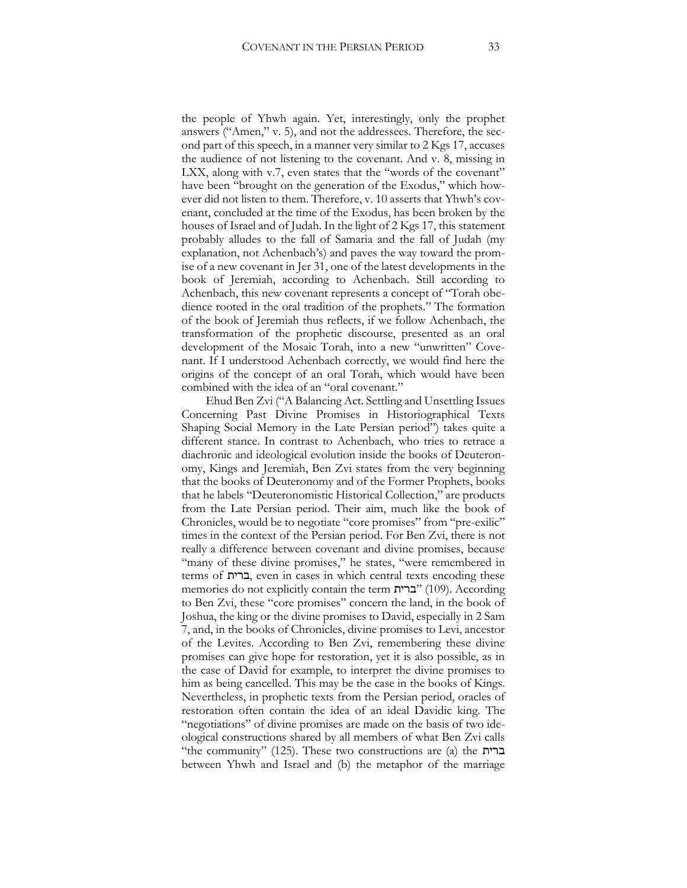the people of Yhwh again. Yet, interestingly, only the prophet answers ("Amen," v. 5), and not the addressees. Therefore, the second part of this speech, in a manner very similar to 2 Kgs 17, accuses the audience of not listening to the covenant. And v. 8, missing in LXX, along with v.7, even states that the "words of the covenant" have been "brought on the generation of the Exodus," which however did not listen to them. Therefore, v. 10 asserts that Yhwh's covenant, concluded at the time of the Exodus, has been broken by the houses of Israel and of Judah. In the light of 2 Kgs 17, this statement probably alludes to the fall of Samaria and the fall of Judah (my explanation, not Achenbach's) and paves the way toward the promise of a new covenant in Jer 31, one of the latest developments in the book of Jeremiah, according to Achenbach. Still according to Achenbach, this new covenant represents a concept of "Torah obedience rooted in the oral tradition of the prophets." The formation of the book of Jeremiah thus reflects, if we follow Achenbach, the transformation of the prophetic discourse, presented as an oral development of the Mosaic Torah, into a new "unwritten" Covenant. If I understood Achenbach correctly, we would find here the origins of the concept of an oral Torah, which would have been combined with the idea of an "oral covenant."

Ehud Ben Zvi ("A Balancing Act. Settling and Unsettling Issues Concerning Past Divine Promises in Historiographical Texts Shaping Social Memory in the Late Persian period") takes quite a different stance. In contrast to Achenbach, who tries to retrace a diachronic and ideological evolution inside the books of Deuteronomy, Kings and Jeremiah, Ben Zvi states from the very beginning that the books of Deuteronomy and of the Former Prophets, books that he labels "Deuteronomistic Historical Collection," are products from the Late Persian period. Their aim, much like the book of Chronicles, would be to negotiate "core promises" from "pre-exilic" times in the context of the Persian period. For Ben Zvi, there is not really a difference between covenant and divine promises, because "many of these divine promises," he states, "were remembered in terms of ברית, even in cases in which central texts encoding these memories do not explicitly contain the term ברית" (109). According to Ben Zvi, these "core promises" concern the land, in the book of Joshua, the king or the divine promises to David, especially in 2 Sam 7, and, in the books of Chronicles, divine promises to Levi, ancestor of the Levites. According to Ben Zvi, remembering these divine promises can give hope for restoration, yet it is also possible, as in the case of David for example, to interpret the divine promises to him as being cancelled. This may be the case in the books of Kings. Nevertheless, in prophetic texts from the Persian period, oracles of restoration often contain the idea of an ideal Davidic king. The "negotiations" of divine promises are made on the basis of two ideological constructions shared by all members of what Ben Zvi calls "the community" (125). These two constructions are (a) the ברית between Yhwh and Israel and (b) the metaphor of the marriage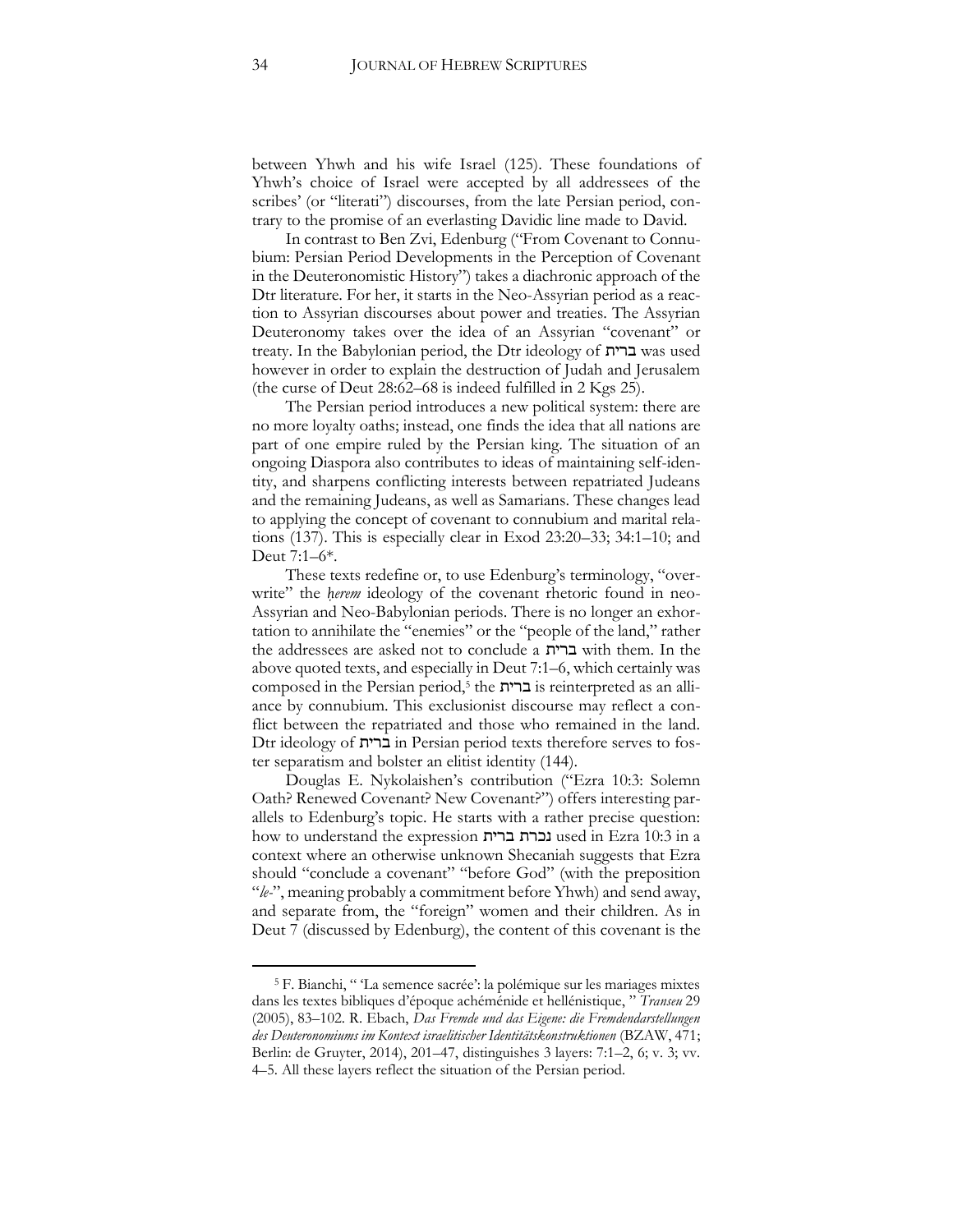between Yhwh and his wife Israel (125). These foundations of Yhwh's choice of Israel were accepted by all addressees of the scribes' (or "literati") discourses, from the late Persian period, contrary to the promise of an everlasting Davidic line made to David.

In contrast to Ben Zvi, Edenburg ("From Covenant to Connubium: Persian Period Developments in the Perception of Covenant in the Deuteronomistic History") takes a diachronic approach of the Dtr literature. For her, it starts in the Neo-Assyrian period as a reaction to Assyrian discourses about power and treaties. The Assyrian Deuteronomy takes over the idea of an Assyrian "covenant" or treaty. In the Babylonian period, the Dtr ideology of ברית was used however in order to explain the destruction of Judah and Jerusalem (the curse of Deut 28:62–68 is indeed fulfilled in 2 Kgs 25).

The Persian period introduces a new political system: there are no more loyalty oaths; instead, one finds the idea that all nations are part of one empire ruled by the Persian king. The situation of an ongoing Diaspora also contributes to ideas of maintaining self-identity, and sharpens conflicting interests between repatriated Judeans and the remaining Judeans, as well as Samarians. These changes lead to applying the concept of covenant to connubium and marital relations (137). This is especially clear in Exod 23:20–33; 34:1–10; and Deut 7:1–6*.

These texts redefine or, to use Edenburg's terminology, "overwrite" the *ḥerem* ideology of the covenant rhetoric found in neo-Assyrian and Neo-Babylonian periods. There is no longer an exhortation to annihilate the "enemies" or the "people of the land," rather the addressees are asked not to conclude a ברית with them. In the above quoted texts, and especially in Deut 7:1–6, which certainly was composed in the Persian period,[5] the ברית is reinterpreted as an alliance by connubium. This exclusionist discourse may reflect a conflict between the repatriated and those who remained in the land. Dtr ideology of ברית in Persian period texts therefore serves to foster separatism and bolster an elitist identity (144).

Douglas E. Nykolaishen's contribution ("Ezra 10:3: Solemn Oath? Renewed Covenant? New Covenant?") offers interesting parallels to Edenburg's topic. He starts with a rather precise question: how to understand the expression נכרת ברית used in Ezra 10:3 in a context where an otherwise unknown Shecaniah suggests that Ezra should "conclude a covenant" "before God" (with the preposition "*le-*", meaning probably a commitment before Yhwh) and send away, and separate from, the "foreign" women and their children. As in Deut 7 (discussed by Edenburg), the content of this covenant is the

[5] F. Bianchi, " 'La semence sacrée': la polémique sur les mariages mixtes dans les textes bibliques d'époque achéménide et hellénistique, " *Transeu* 29 (2005), 83–102. R. Ebach, *Das Fremde und das Eigene: die Fremdendarstellungen des Deuteronomiums im Kontext israelitischer Identitätskonstruktionen* (BZAW, 471; Berlin: de Gruyter, 2014), 201–47, distinguishes 3 layers: 7:1–2, 6; v. 3; vv. 4–5. All these layers reflect the situation of the Persian period.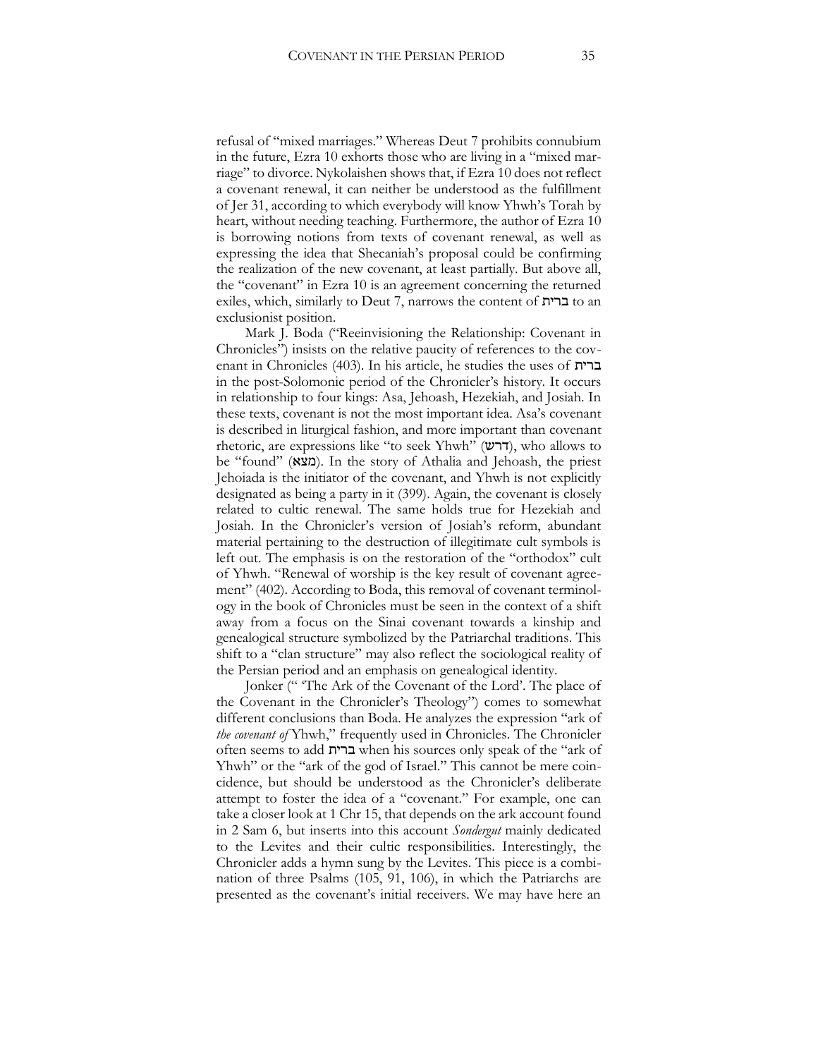refusal of "mixed marriages." Whereas Deut 7 prohibits connubium in the future, Ezra 10 exhorts those who are living in a "mixed marriage" to divorce. Nykolaishen shows that, if Ezra 10 does not reflect a covenant renewal, it can neither be understood as the fulfillment of Jer 31, according to which everybody will know Yhwh's Torah by heart, without needing teaching. Furthermore, the author of Ezra 10 is borrowing notions from texts of covenant renewal, as well as expressing the idea that Shecaniah's proposal could be confirming the realization of the new covenant, at least partially. But above all, the "covenant" in Ezra 10 is an agreement concerning the returned exiles, which, similarly to Deut 7, narrows the content of ברית to an exclusionist position.

Mark J. Boda ("Reeinvisioning the Relationship: Covenant in Chronicles") insists on the relative paucity of references to the covenant in Chronicles (403). In his article, he studies the uses of ברית in the post-Solomonic period of the Chronicler's history. It occurs in relationship to four kings: Asa, Jehoash, Hezekiah, and Josiah. In these texts, covenant is not the most important idea. Asa's covenant is described in liturgical fashion, and more important than covenant rhetoric, are expressions like "to seek Yhwh" (דרש), who allows to be "found" (מצא). In the story of Athalia and Jehoash, the priest Jehoiada is the initiator of the covenant, and Yhwh is not explicitly designated as being a party in it (399). Again, the covenant is closely related to cultic renewal. The same holds true for Hezekiah and Josiah. In the Chronicler's version of Josiah's reform, abundant material pertaining to the destruction of illegitimate cult symbols is left out. The emphasis is on the restoration of the "orthodox" cult of Yhwh. "Renewal of worship is the key result of covenant agreement" (402). According to Boda, this removal of covenant terminology in the book of Chronicles must be seen in the context of a shift away from a focus on the Sinai covenant towards a kinship and genealogical structure symbolized by the Patriarchal traditions. This shift to a "clan structure" may also reflect the sociological reality of the Persian period and an emphasis on genealogical identity.

Jonker (" 'The Ark of the Covenant of the Lord'. The place of the Covenant in the Chronicler's Theology") comes to somewhat different conclusions than Boda. He analyzes the expression "ark of *the covenant of* Yhwh," frequently used in Chronicles. The Chronicler often seems to add ברית when his sources only speak of the "ark of Yhwh" or the "ark of the god of Israel." This cannot be mere coincidence, but should be understood as the Chronicler's deliberate attempt to foster the idea of a "covenant." For example, one can take a closer look at 1 Chr 15, that depends on the ark account found in 2 Sam 6, but inserts into this account *Sondergut* mainly dedicated to the Levites and their cultic responsibilities. Interestingly, the Chronicler adds a hymn sung by the Levites. This piece is a combination of three Psalms (105, 91, 106), in which the Patriarchs are presented as the covenant's initial receivers. We may have here an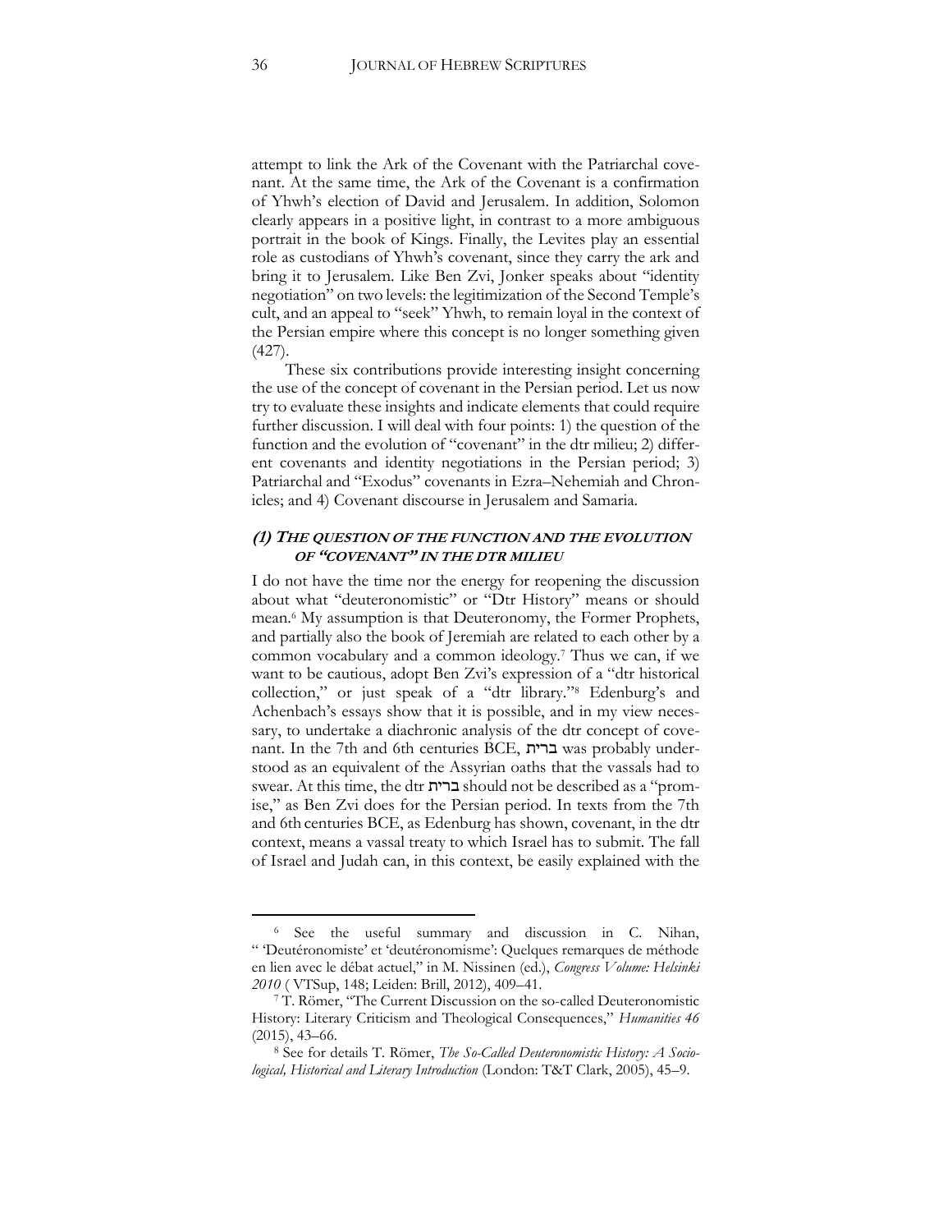attempt to link the Ark of the Covenant with the Patriarchal covenant. At the same time, the Ark of the Covenant is a confirmation of Yhwh's election of David and Jerusalem. In addition, Solomon clearly appears in a positive light, in contrast to a more ambiguous portrait in the book of Kings. Finally, the Levites play an essential role as custodians of Yhwh's covenant, since they carry the ark and bring it to Jerusalem. Like Ben Zvi, Jonker speaks about "identity negotiation" on two levels: the legitimization of the Second Temple's cult, and an appeal to "seek" Yhwh, to remain loyal in the context of the Persian empire where this concept is no longer something given (427).

These six contributions provide interesting insight concerning the use of the concept of covenant in the Persian period. Let us now try to evaluate these insights and indicate elements that could require further discussion. I will deal with four points: 1) the question of the function and the evolution of "covenant" in the dtr milieu; 2) different covenants and identity negotiations in the Persian period; 3) Patriarchal and "Exodus" covenants in Ezra–Nehemiah and Chronicles; and 4) Covenant discourse in Jerusalem and Samaria.

## *(1) The question of the function and the evolution of "covenant" in the dtr milieu*

I do not have the time nor the energy for reopening the discussion about what "deuteronomistic" or "Dtr History" means or should mean.[6] My assumption is that Deuteronomy, the Former Prophets, and partially also the book of Jeremiah are related to each other by a common vocabulary and a common ideology.[7] Thus we can, if we want to be cautious, adopt Ben Zvi's expression of a "dtr historical collection," or just speak of a "dtr library."[8] Edenburg's and Achenbach's essays show that it is possible, and in my view necessary, to undertake a diachronic analysis of the dtr concept of covenant. In the 7th and 6th centuries BCE, ברית was probably understood as an equivalent of the Assyrian oaths that the vassals had to swear. At this time, the dtr ברית should not be described as a "promise," as Ben Zvi does for the Persian period. In texts from the 7th and 6th centuries BCE, as Edenburg has shown, covenant, in the dtr context, means a vassal treaty to which Israel has to submit. The fall of Israel and Judah can, in this context, be easily explained with the

---

[6] See the useful summary and discussion in C. Nihan, " 'Deutéronomiste' et 'deutéronomisme': Quelques remarques de méthode en lien avec le débat actuel," in M. Nissinen (ed.), *Congress Volume: Helsinki 2010* ( VTSup, 148; Leiden: Brill, 2012), 409–41.

[7] T. Römer, "The Current Discussion on the so-called Deuteronomistic History: Literary Criticism and Theological Consequences," *Humanities 46* (2015), 43–66.

[8] See for details T. Römer, *The So-Called Deuteronomistic History: A Sociological, Historical and Literary Introduction* (London: T&T Clark, 2005), 45–9.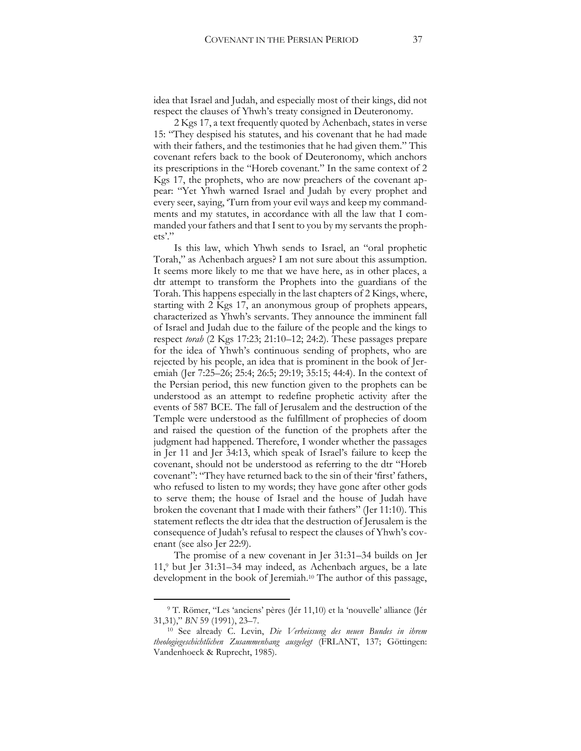idea that Israel and Judah, and especially most of their kings, did not respect the clauses of Yhwh's treaty consigned in Deuteronomy.

2 Kgs 17, a text frequently quoted by Achenbach, states in verse 15: "They despised his statutes, and his covenant that he had made with their fathers, and the testimonies that he had given them." This covenant refers back to the book of Deuteronomy, which anchors its prescriptions in the "Horeb covenant." In the same context of 2 Kgs 17, the prophets, who are now preachers of the covenant appear: "Yet Yhwh warned Israel and Judah by every prophet and every seer, saying, 'Turn from your evil ways and keep my commandments and my statutes, in accordance with all the law that I commanded your fathers and that I sent to you by my servants the prophets'."

Is this law, which Yhwh sends to Israel, an "oral prophetic Torah," as Achenbach argues? I am not sure about this assumption. It seems more likely to me that we have here, as in other places, a dtr attempt to transform the Prophets into the guardians of the Torah. This happens especially in the last chapters of 2 Kings, where, starting with 2 Kgs 17, an anonymous group of prophets appears, characterized as Yhwh's servants. They announce the imminent fall of Israel and Judah due to the failure of the people and the kings to respect *torah* (2 Kgs 17:23; 21:10–12; 24:2). These passages prepare for the idea of Yhwh's continuous sending of prophets, who are rejected by his people, an idea that is prominent in the book of Jeremiah (Jer 7:25–26; 25:4; 26:5; 29:19; 35:15; 44:4). In the context of the Persian period, this new function given to the prophets can be understood as an attempt to redefine prophetic activity after the events of 587 BCE. The fall of Jerusalem and the destruction of the Temple were understood as the fulfillment of prophecies of doom and raised the question of the function of the prophets after the judgment had happened. Therefore, I wonder whether the passages in Jer 11 and Jer 34:13, which speak of Israel's failure to keep the covenant, should not be understood as referring to the dtr "Horeb covenant": "They have returned back to the sin of their 'first' fathers, who refused to listen to my words; they have gone after other gods to serve them; the house of Israel and the house of Judah have broken the covenant that I made with their fathers" (Jer 11:10). This statement reflects the dtr idea that the destruction of Jerusalem is the consequence of Judah's refusal to respect the clauses of Yhwh's covenant (see also Jer 22:9).

The promise of a new covenant in Jer 31:31–34 builds on Jer 11,[9] but Jer 31:31–34 may indeed, as Achenbach argues, be a late development in the book of Jeremiah.[10] The author of this passage,

---

[9] T. Römer, "Les 'anciens' pères (Jér 11,10) et la 'nouvelle' alliance (Jér 31,31)," *BN* 59 (1991), 23–7.

[10] See already C. Levin, *Die Verheissung des neuen Bundes in ihrem theologiegeschichtlichen Zusammenhang ausgelegt* (FRLANT, 137; Göttingen: Vandenhoeck & Ruprecht, 1985).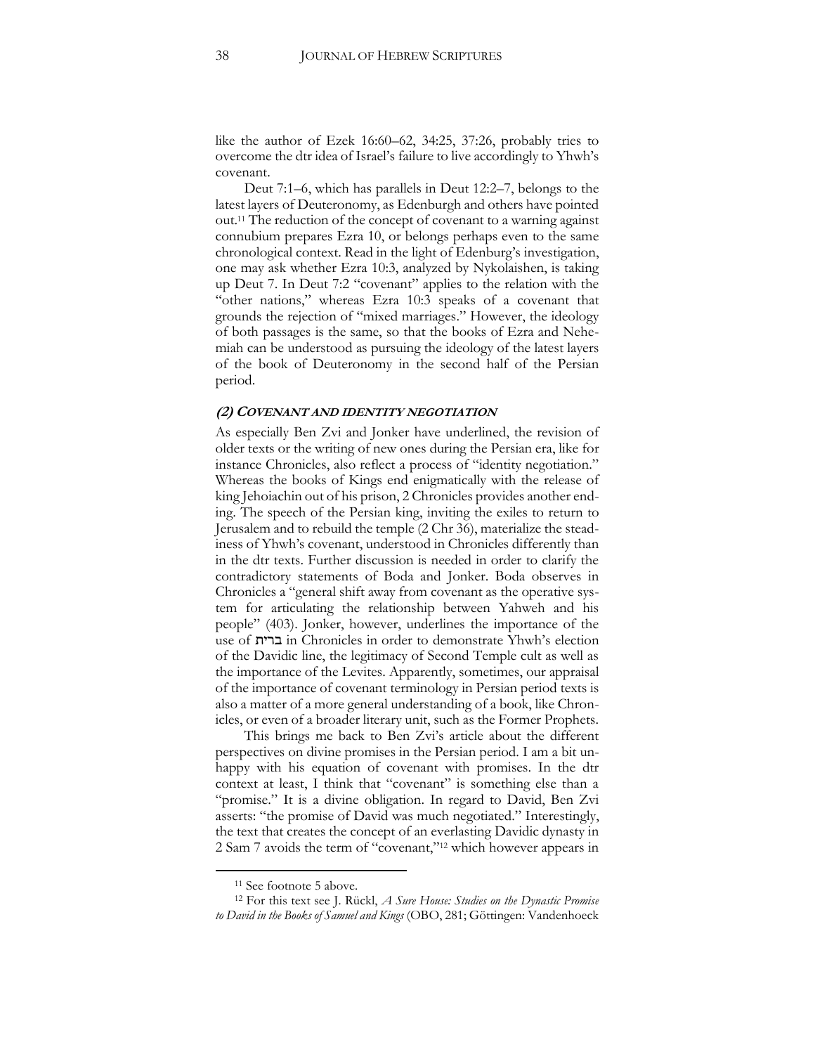like the author of Ezek 16:60–62, 34:25, 37:26, probably tries to overcome the dtr idea of Israel's failure to live accordingly to Yhwh's covenant.

Deut 7:1–6, which has parallels in Deut 12:2–7, belongs to the latest layers of Deuteronomy, as Edenburgh and others have pointed out.[11] The reduction of the concept of covenant to a warning against connubium prepares Ezra 10, or belongs perhaps even to the same chronological context. Read in the light of Edenburg's investigation, one may ask whether Ezra 10:3, analyzed by Nykolaishen, is taking up Deut 7. In Deut 7:2 "covenant" applies to the relation with the "other nations," whereas Ezra 10:3 speaks of a covenant that grounds the rejection of "mixed marriages." However, the ideology of both passages is the same, so that the books of Ezra and Nehemiah can be understood as pursuing the ideology of the latest layers of the book of Deuteronomy in the second half of the Persian period.

### *(2) Covenant and Identity Negotiation*

As especially Ben Zvi and Jonker have underlined, the revision of older texts or the writing of new ones during the Persian era, like for instance Chronicles, also reflect a process of "identity negotiation." Whereas the books of Kings end enigmatically with the release of king Jehoiachin out of his prison, 2 Chronicles provides another ending. The speech of the Persian king, inviting the exiles to return to Jerusalem and to rebuild the temple (2 Chr 36), materialize the steadiness of Yhwh's covenant, understood in Chronicles differently than in the dtr texts. Further discussion is needed in order to clarify the contradictory statements of Boda and Jonker. Boda observes in Chronicles a "general shift away from covenant as the operative system for articulating the relationship between Yahweh and his people" (403). Jonker, however, underlines the importance of the use of ברית in Chronicles in order to demonstrate Yhwh's election of the Davidic line, the legitimacy of Second Temple cult as well as the importance of the Levites. Apparently, sometimes, our appraisal of the importance of covenant terminology in Persian period texts is also a matter of a more general understanding of a book, like Chronicles, or even of a broader literary unit, such as the Former Prophets.

This brings me back to Ben Zvi's article about the different perspectives on divine promises in the Persian period. I am a bit unhappy with his equation of covenant with promises. In the dtr context at least, I think that "covenant" is something else than a "promise." It is a divine obligation. In regard to David, Ben Zvi asserts: "the promise of David was much negotiated." Interestingly, the text that creates the concept of an everlasting Davidic dynasty in 2 Sam 7 avoids the term of "covenant,"[12] which however appears in

---

[11] See footnote 5 above.

[12] For this text see J. Rückl, *A Sure House: Studies on the Dynastic Promise to David in the Books of Samuel and Kings* (OBO, 281; Göttingen: Vandenhoeck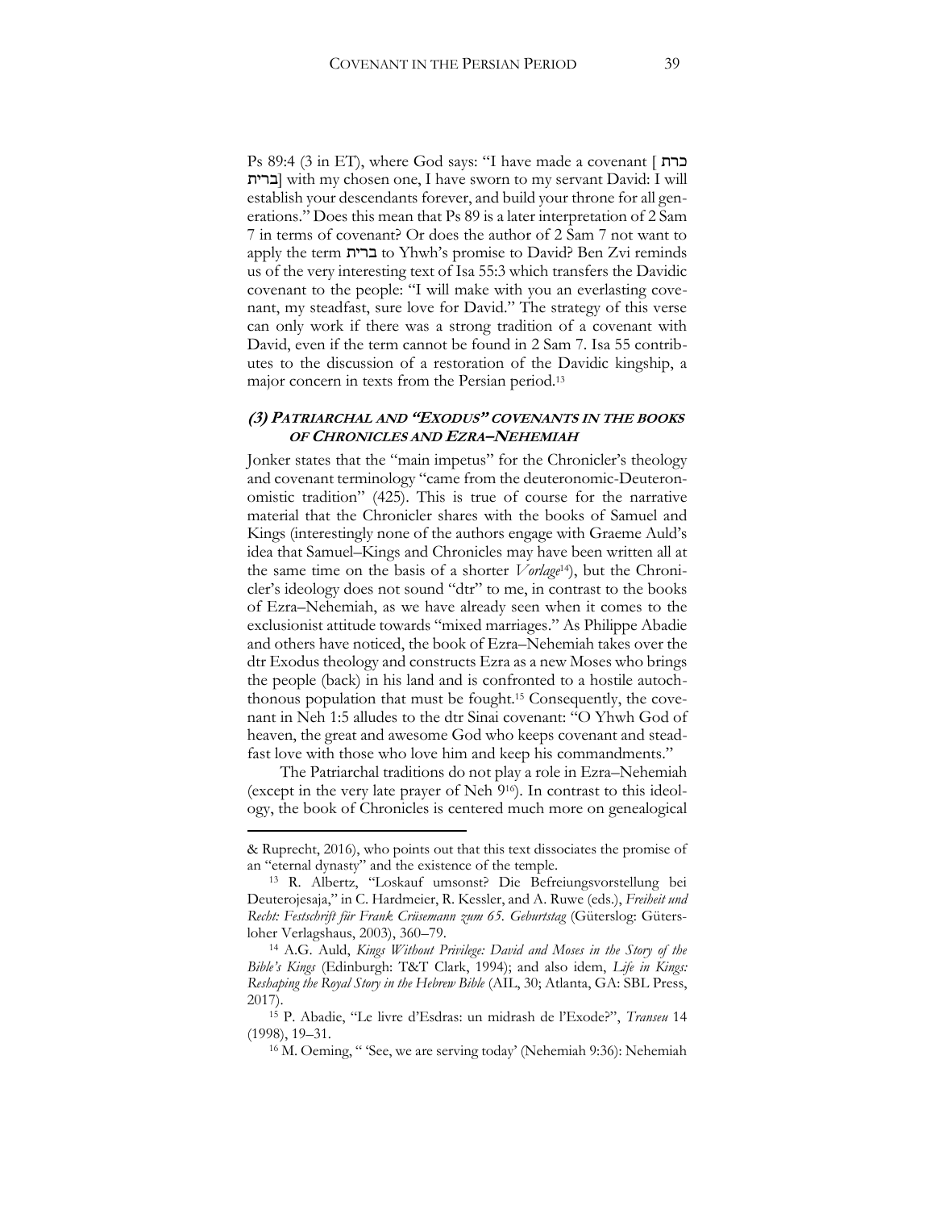Ps 89:4 (3 in ET), where God says: "I have made a covenant [ כרת ברית] with my chosen one, I have sworn to my servant David: I will establish your descendants forever, and build your throne for all generations." Does this mean that Ps 89 is a later interpretation of 2 Sam 7 in terms of covenant? Or does the author of 2 Sam 7 not want to apply the term ברית to Yhwh's promise to David? Ben Zvi reminds us of the very interesting text of Isa 55:3 which transfers the Davidic covenant to the people: "I will make with you an everlasting covenant, my steadfast, sure love for David." The strategy of this verse can only work if there was a strong tradition of a covenant with David, even if the term cannot be found in 2 Sam 7. Isa 55 contributes to the discussion of a restoration of the Davidic kingship, a major concern in texts from the Persian period.[13]

### *(3) PATRIARCHAL AND "EXODUS" COVENANTS IN THE BOOKS OF CHRONICLES AND EZRA–NEHEMIAH*

Jonker states that the "main impetus" for the Chronicler's theology and covenant terminology "came from the deuteronomic-Deuteronomistic tradition" (425). This is true of course for the narrative material that the Chronicler shares with the books of Samuel and Kings (interestingly none of the authors engage with Graeme Auld's idea that Samuel–Kings and Chronicles may have been written all at the same time on the basis of a shorter *Vorlage*[14]), but the Chronicler's ideology does not sound "dtr" to me, in contrast to the books of Ezra–Nehemiah, as we have already seen when it comes to the exclusionist attitude towards "mixed marriages." As Philippe Abadie and others have noticed, the book of Ezra–Nehemiah takes over the dtr Exodus theology and constructs Ezra as a new Moses who brings the people (back) in his land and is confronted to a hostile autochthonous population that must be fought.[15] Consequently, the covenant in Neh 1:5 alludes to the dtr Sinai covenant: "O Yhwh God of heaven, the great and awesome God who keeps covenant and steadfast love with those who love him and keep his commandments."

The Patriarchal traditions do not play a role in Ezra–Nehemiah (except in the very late prayer of Neh 9[16]). In contrast to this ideology, the book of Chronicles is centered much more on genealogical

& Ruprecht, 2016), who points out that this text dissociates the promise of an "eternal dynasty" and the existence of the temple.

[13] R. Albertz, "Loskauf umsonst? Die Befreiungsvorstellung bei Deuterojesaja," in C. Hardmeier, R. Kessler, and A. Ruwe (eds.), *Freiheit und Recht: Festschrift für Frank Crüsemann zum 65. Geburtstag* (Güterslog: Gütersloher Verlagshaus, 2003), 360–79.

[14] A.G. Auld, *Kings Without Privilege: David and Moses in the Story of the Bible's Kings* (Edinburgh: T&T Clark, 1994); and also idem, *Life in Kings: Reshaping the Royal Story in the Hebrew Bible* (AIL, 30; Atlanta, GA: SBL Press, 2017).

[15] P. Abadie, "Le livre d'Esdras: un midrash de l'Exode?", *Transeu* 14 (1998), 19–31.

[16] M. Oeming, " 'See, we are serving today' (Nehemiah 9:36): Nehemiah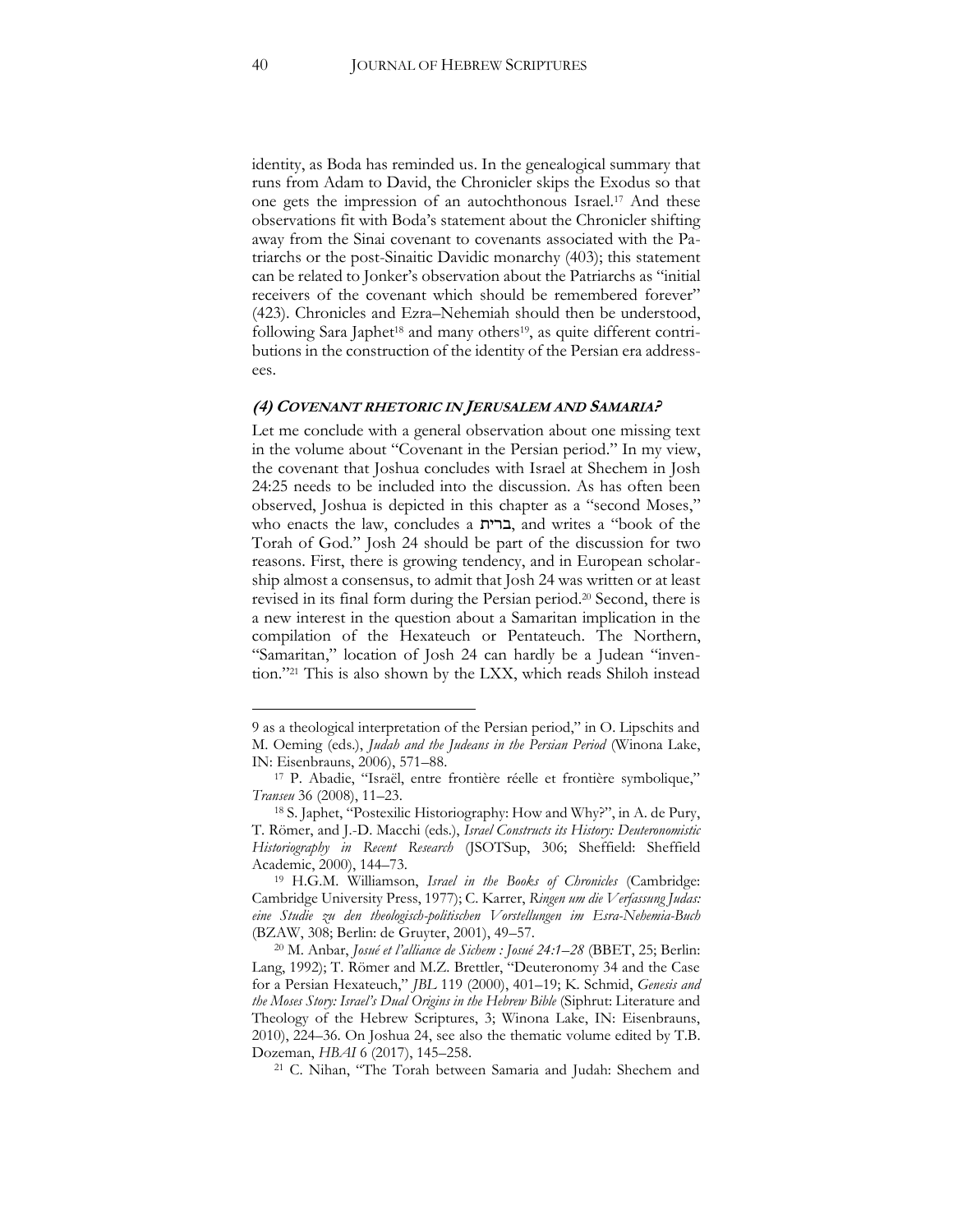identity, as Boda has reminded us. In the genealogical summary that runs from Adam to David, the Chronicler skips the Exodus so that one gets the impression of an autochthonous Israel.[17] And these observations fit with Boda's statement about the Chronicler shifting away from the Sinai covenant to covenants associated with the Patriarchs or the post-Sinaitic Davidic monarchy (403); this statement can be related to Jonker's observation about the Patriarchs as "initial receivers of the covenant which should be remembered forever" (423). Chronicles and Ezra–Nehemiah should then be understood, following Sara Japhet[18] and many others[19], as quite different contributions in the construction of the identity of the Persian era addressees.

### *(4) COVENANT RHETORIC IN JERUSALEM AND SAMARIA?*

Let me conclude with a general observation about one missing text in the volume about "Covenant in the Persian period." In my view, the covenant that Joshua concludes with Israel at Shechem in Josh 24:25 needs to be included into the discussion. As has often been observed, Joshua is depicted in this chapter as a "second Moses," who enacts the law, concludes a ברית, and writes a "book of the Torah of God." Josh 24 should be part of the discussion for two reasons. First, there is growing tendency, and in European scholarship almost a consensus, to admit that Josh 24 was written or at least revised in its final form during the Persian period.[20] Second, there is a new interest in the question about a Samaritan implication in the compilation of the Hexateuch or Pentateuch. The Northern, "Samaritan," location of Josh 24 can hardly be a Judean "invention."[21] This is also shown by the LXX, which reads Shiloh instead

---

9 as a theological interpretation of the Persian period," in O. Lipschits and M. Oeming (eds.), *Judah and the Judeans in the Persian Period* (Winona Lake, IN: Eisenbrauns, 2006), 571–88.

[17] P. Abadie, "Israël, entre frontière réelle et frontière symbolique," *Transeu* 36 (2008), 11–23.

[18] S. Japhet, "Postexilic Historiography: How and Why?", in A. de Pury, T. Römer, and J.-D. Macchi (eds.), *Israel Constructs its History: Deuteronomistic Historiography in Recent Research* (JSOTSup, 306; Sheffield: Sheffield Academic, 2000), 144–73.

[19] H.G.M. Williamson, *Israel in the Books of Chronicles* (Cambridge: Cambridge University Press, 1977); C. Karrer, *Ringen um die Verfassung Judas: eine Studie zu den theologisch-politischen Vorstellungen im Esra-Nehemia-Buch* (BZAW, 308; Berlin: de Gruyter, 2001), 49–57.

[20] M. Anbar, *Josué et l'alliance de Sichem : Josué 24:1–28* (BBET, 25; Berlin: Lang, 1992); T. Römer and M.Z. Brettler, "Deuteronomy 34 and the Case for a Persian Hexateuch," *JBL* 119 (2000), 401–19; K. Schmid, *Genesis and the Moses Story: Israel's Dual Origins in the Hebrew Bible* (Siphrut: Literature and Theology of the Hebrew Scriptures, 3; Winona Lake, IN: Eisenbrauns, 2010), 224–36. On Joshua 24, see also the thematic volume edited by T.B. Dozeman, *HBAI* 6 (2017), 145–258.

[21] C. Nihan, "The Torah between Samaria and Judah: Shechem and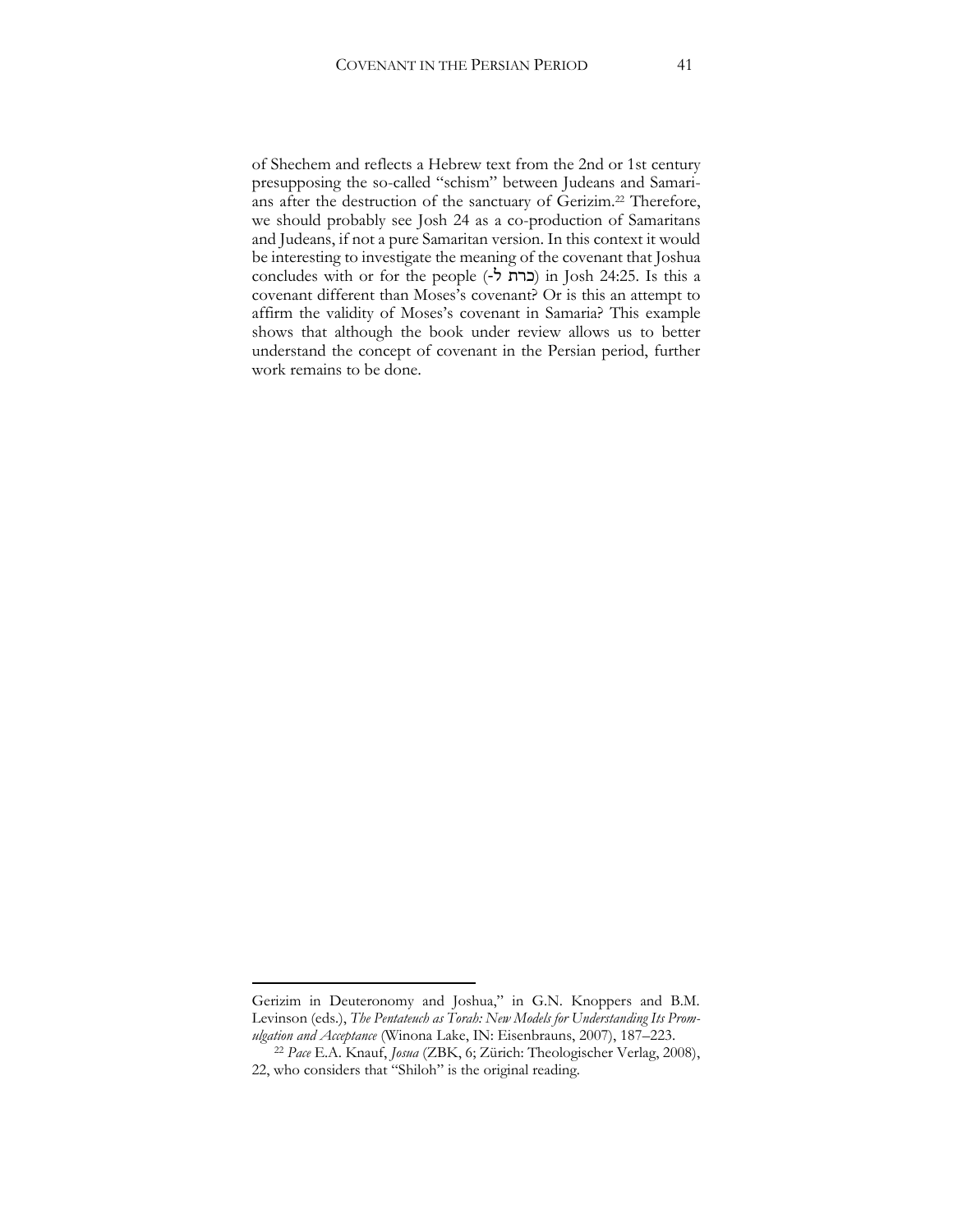of Shechem and reflects a Hebrew text from the 2nd or 1st century presupposing the so-called "schism" between Judeans and Samarians after the destruction of the sanctuary of Gerizim.[22] Therefore, we should probably see Josh 24 as a co-production of Samaritans and Judeans, if not a pure Samaritan version. In this context it would be interesting to investigate the meaning of the covenant that Joshua concludes with or for the people (כרת ל-) in Josh 24:25. Is this a covenant different than Moses's covenant? Or is this an attempt to affirm the validity of Moses's covenant in Samaria? This example shows that although the book under review allows us to better understand the concept of covenant in the Persian period, further work remains to be done.

---

Gerizim in Deuteronomy and Joshua," in G.N. Knoppers and B.M. Levinson (eds.), *The Pentateuch as Torah: New Models for Understanding Its Promulgation and Acceptance* (Winona Lake, IN: Eisenbrauns, 2007), 187–223.

[22] *Pace* E.A. Knauf, *Josua* (ZBK, 6; Zürich: Theologischer Verlag, 2008), 22, who considers that "Shiloh" is the original reading.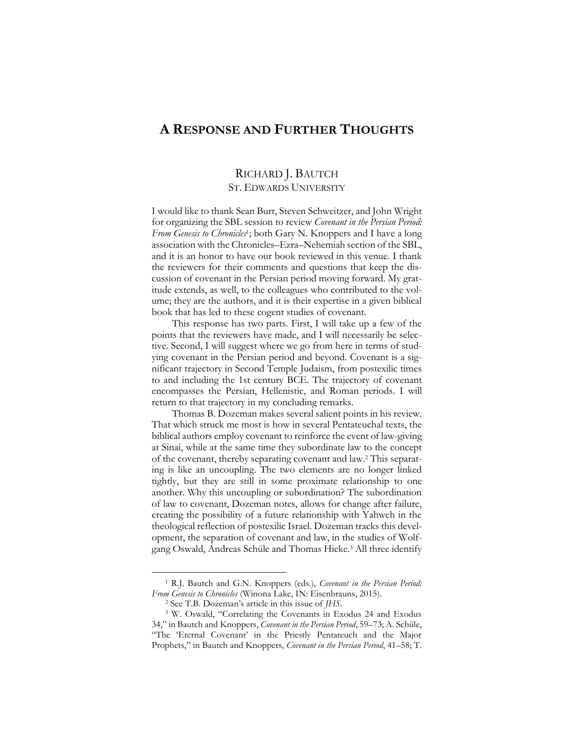# A Response and Further Thoughts

RICHARD J. BAUTCH
ST. EDWARDS UNIVERSITY

I would like to thank Sean Burt, Steven Schweitzer, and John Wright for organizing the SBL session to review *Covenant in the Persian Period: From Genesis to Chronicles*[1]; both Gary N. Knoppers and I have a long association with the Chronicles–Ezra–Nehemiah section of the SBL, and it is an honor to have our book reviewed in this venue. I thank the reviewers for their comments and questions that keep the discussion of covenant in the Persian period moving forward. My gratitude extends, as well, to the colleagues who contributed to the volume; they are the authors, and it is their expertise in a given biblical book that has led to these cogent studies of covenant.

This response has two parts. First, I will take up a few of the points that the reviewers have made, and I will necessarily be selective. Second, I will suggest where we go from here in terms of studying covenant in the Persian period and beyond. Covenant is a significant trajectory in Second Temple Judaism, from postexilic times to and including the 1st century BCE. The trajectory of covenant encompasses the Persian, Hellenistic, and Roman periods. I will return to that trajectory in my concluding remarks.

Thomas B. Dozeman makes several salient points in his review. That which struck me most is how in several Pentateuchal texts, the biblical authors employ covenant to reinforce the event of law-giving at Sinai, while at the same time they subordinate law to the concept of the covenant, thereby separating covenant and law.[2] This separating is like an uncoupling. The two elements are no longer linked tightly, but they are still in some proximate relationship to one another. Why this uncoupling or subordination? The subordination of law to covenant, Dozeman notes, allows for change after failure, creating the possibility of a future relationship with Yahweh in the theological reflection of postexilic Israel. Dozeman tracks this development, the separation of covenant and law, in the studies of Wolfgang Oswald, Andreas Schüle and Thomas Hieke.[3] All three identify

---

[1] R.J. Bautch and G.N. Knoppers (eds.), *Covenant in the Persian Period: From Genesis to Chronicles* (Winona Lake, IN: Eisenbrauns, 2015).

[2] See T.B. Dozeman's article in this issue of *JHS*.

[3] W. Oswald, "Correlating the Covenants in Exodus 24 and Exodus 34," in Bautch and Knoppers, *Covenant in the Persian Period*, 59–73; A. Schüle, "The 'Eternal Covenant' in the Priestly Pentateuch and the Major Prophets," in Bautch and Knoppers, *Covenant in the Persian Period*, 41–58; T.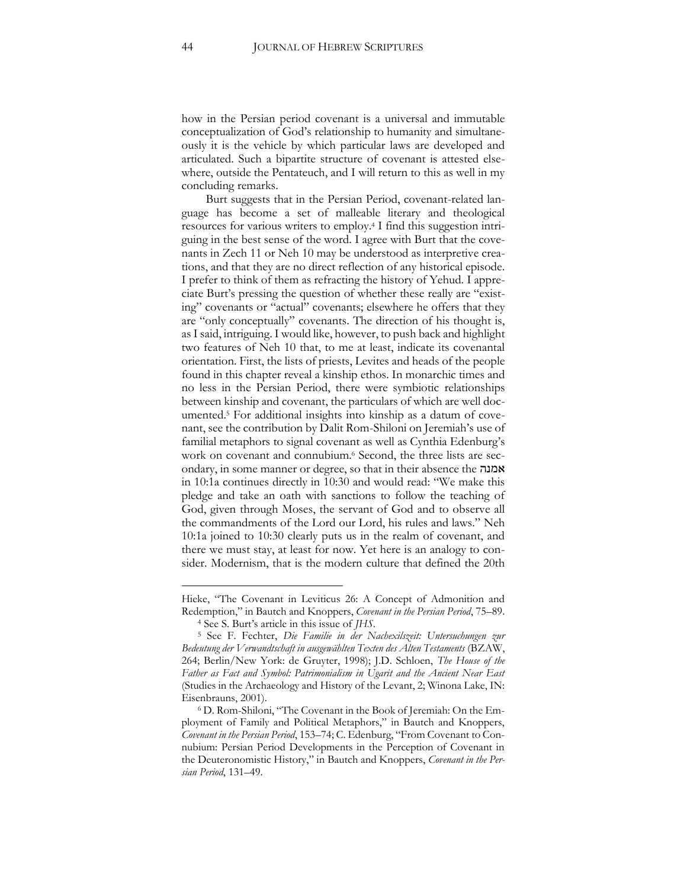how in the Persian period covenant is a universal and immutable conceptualization of God's relationship to humanity and simultaneously it is the vehicle by which particular laws are developed and articulated. Such a bipartite structure of covenant is attested elsewhere, outside the Pentateuch, and I will return to this as well in my concluding remarks.

Burt suggests that in the Persian Period, covenant-related language has become a set of malleable literary and theological resources for various writers to employ.[4] I find this suggestion intriguing in the best sense of the word. I agree with Burt that the covenants in Zech 11 or Neh 10 may be understood as interpretive creations, and that they are no direct reflection of any historical episode. I prefer to think of them as refracting the history of Yehud. I appreciate Burt's pressing the question of whether these really are "existing" covenants or "actual" covenants; elsewhere he offers that they are "only conceptually" covenants. The direction of his thought is, as I said, intriguing. I would like, however, to push back and highlight two features of Neh 10 that, to me at least, indicate its covenantal orientation. First, the lists of priests, Levites and heads of the people found in this chapter reveal a kinship ethos. In monarchic times and no less in the Persian Period, there were symbiotic relationships between kinship and covenant, the particulars of which are well documented.[5] For additional insights into kinship as a datum of covenant, see the contribution by Dalit Rom-Shiloni on Jeremiah's use of familial metaphors to signal covenant as well as Cynthia Edenburg's work on covenant and connubium.[6] Second, the three lists are secondary, in some manner or degree, so that in their absence the אמנה in 10:1a continues directly in 10:30 and would read: "We make this pledge and take an oath with sanctions to follow the teaching of God, given through Moses, the servant of God and to observe all the commandments of the Lord our Lord, his rules and laws." Neh 10:1a joined to 10:30 clearly puts us in the realm of covenant, and there we must stay, at least for now. Yet here is an analogy to consider. Modernism, that is the modern culture that defined the 20th

---

Hieke, "The Covenant in Leviticus 26: A Concept of Admonition and Redemption," in Bautch and Knoppers, *Covenant in the Persian Period*, 75–89.

[4] See S. Burt's article in this issue of *JHS*.

[5] See F. Fechter, *Die Familie in der Nachexilszeit: Untersuchungen zur Bedeutung der Verwandtschaft in ausgewählten Texten des Alten Testaments* (BZAW, 264; Berlin/New York: de Gruyter, 1998); J.D. Schloen, *The House of the Father as Fact and Symbol: Patrimonialism in Ugarit and the Ancient Near East* (Studies in the Archaeology and History of the Levant, 2; Winona Lake, IN: Eisenbrauns, 2001).

[6] D. Rom-Shiloni, "The Covenant in the Book of Jeremiah: On the Employment of Family and Political Metaphors," in Bautch and Knoppers, *Covenant in the Persian Period*, 153–74; C. Edenburg, "From Covenant to Connubium: Persian Period Developments in the Perception of Covenant in the Deuteronomistic History," in Bautch and Knoppers, *Covenant in the Persian Period*, 131–49.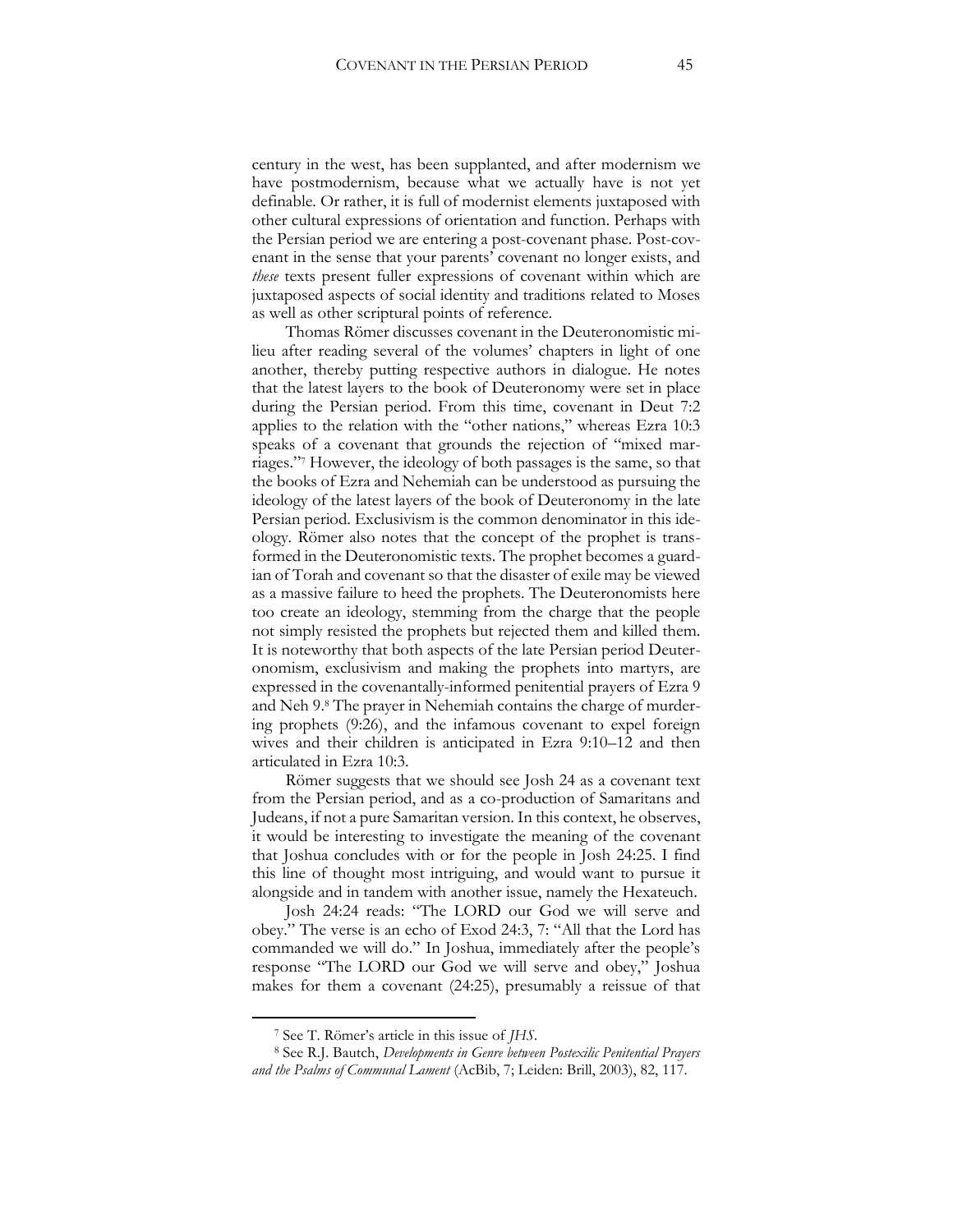century in the west, has been supplanted, and after modernism we have postmodernism, because what we actually have is not yet definable. Or rather, it is full of modernist elements juxtaposed with other cultural expressions of orientation and function. Perhaps with the Persian period we are entering a post-covenant phase. Post-covenant in the sense that your parents' covenant no longer exists, and *these* texts present fuller expressions of covenant within which are juxtaposed aspects of social identity and traditions related to Moses as well as other scriptural points of reference.

Thomas Römer discusses covenant in the Deuteronomistic milieu after reading several of the volumes' chapters in light of one another, thereby putting respective authors in dialogue. He notes that the latest layers to the book of Deuteronomy were set in place during the Persian period. From this time, covenant in Deut 7:2 applies to the relation with the "other nations," whereas Ezra 10:3 speaks of a covenant that grounds the rejection of "mixed marriages."[7] However, the ideology of both passages is the same, so that the books of Ezra and Nehemiah can be understood as pursuing the ideology of the latest layers of the book of Deuteronomy in the late Persian period. Exclusivism is the common denominator in this ideology. Römer also notes that the concept of the prophet is transformed in the Deuteronomistic texts. The prophet becomes a guardian of Torah and covenant so that the disaster of exile may be viewed as a massive failure to heed the prophets. The Deuteronomists here too create an ideology, stemming from the charge that the people not simply resisted the prophets but rejected them and killed them. It is noteworthy that both aspects of the late Persian period Deuteronomism, exclusivism and making the prophets into martyrs, are expressed in the covenantally-informed penitential prayers of Ezra 9 and Neh 9.[8] The prayer in Nehemiah contains the charge of murdering prophets (9:26), and the infamous covenant to expel foreign wives and their children is anticipated in Ezra 9:10–12 and then articulated in Ezra 10:3.

Römer suggests that we should see Josh 24 as a covenant text from the Persian period, and as a co-production of Samaritans and Judeans, if not a pure Samaritan version. In this context, he observes, it would be interesting to investigate the meaning of the covenant that Joshua concludes with or for the people in Josh 24:25. I find this line of thought most intriguing, and would want to pursue it alongside and in tandem with another issue, namely the Hexateuch.

Josh 24:24 reads: "The LORD our God we will serve and obey." The verse is an echo of Exod 24:3, 7: "All that the Lord has commanded we will do." In Joshua, immediately after the people's response "The LORD our God we will serve and obey," Joshua makes for them a covenant (24:25), presumably a reissue of that

---

[7] See T. Römer's article in this issue of *JHS*.

[8] See R.J. Bautch, *Developments in Genre between Postexilic Penitential Prayers and the Psalms of Communal Lament* (AcBib, 7; Leiden: Brill, 2003), 82, 117.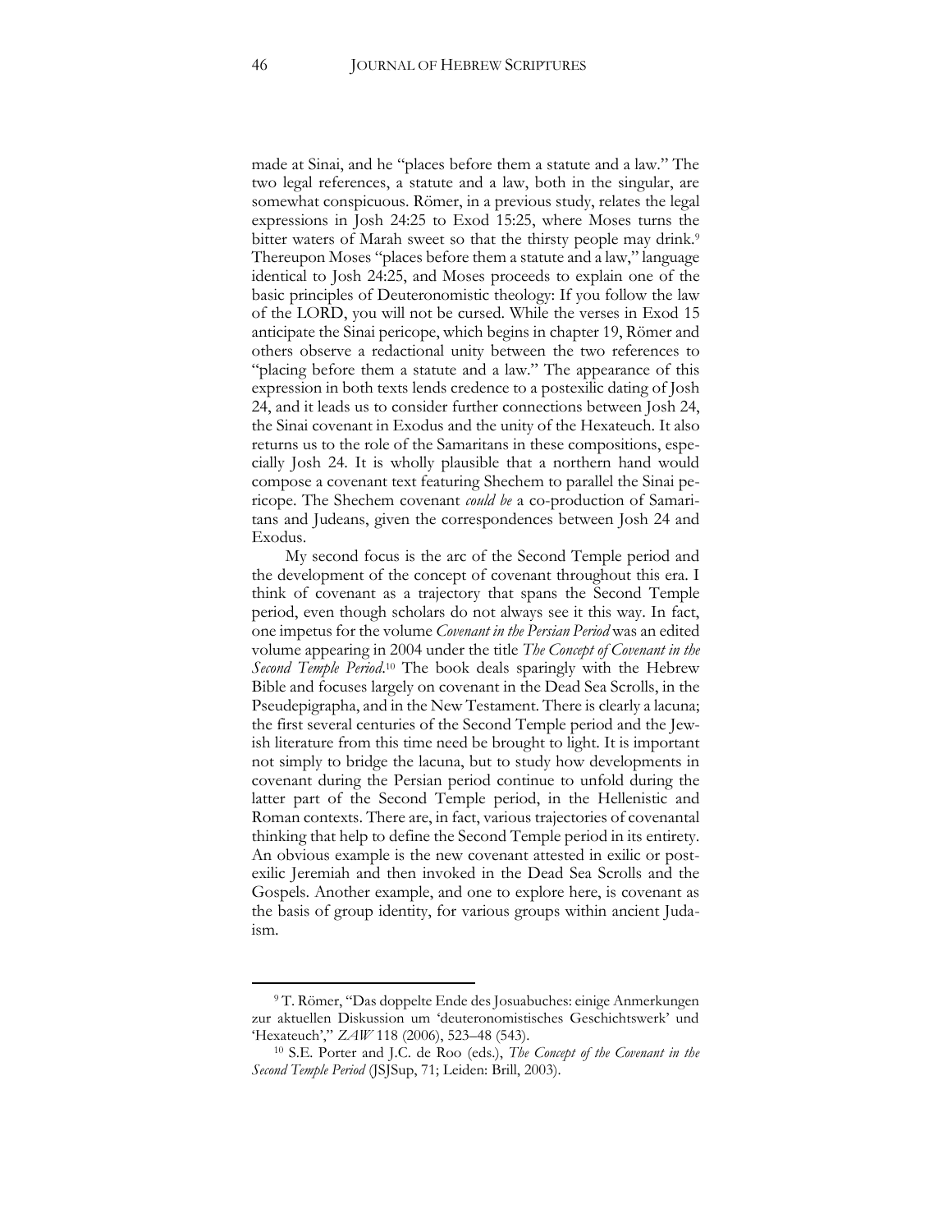made at Sinai, and he "places before them a statute and a law." The two legal references, a statute and a law, both in the singular, are somewhat conspicuous. Römer, in a previous study, relates the legal expressions in Josh 24:25 to Exod 15:25, where Moses turns the bitter waters of Marah sweet so that the thirsty people may drink.[9] Thereupon Moses "places before them a statute and a law," language identical to Josh 24:25, and Moses proceeds to explain one of the basic principles of Deuteronomistic theology: If you follow the law of the LORD, you will not be cursed. While the verses in Exod 15 anticipate the Sinai pericope, which begins in chapter 19, Römer and others observe a redactional unity between the two references to "placing before them a statute and a law." The appearance of this expression in both texts lends credence to a postexilic dating of Josh 24, and it leads us to consider further connections between Josh 24, the Sinai covenant in Exodus and the unity of the Hexateuch. It also returns us to the role of the Samaritans in these compositions, especially Josh 24. It is wholly plausible that a northern hand would compose a covenant text featuring Shechem to parallel the Sinai pericope. The Shechem covenant *could be* a co-production of Samaritans and Judeans, given the correspondences between Josh 24 and Exodus.

My second focus is the arc of the Second Temple period and the development of the concept of covenant throughout this era. I think of covenant as a trajectory that spans the Second Temple period, even though scholars do not always see it this way. In fact, one impetus for the volume *Covenant in the Persian Period* was an edited volume appearing in 2004 under the title *The Concept of Covenant in the Second Temple Period*.[10] The book deals sparingly with the Hebrew Bible and focuses largely on covenant in the Dead Sea Scrolls, in the Pseudepigrapha, and in the New Testament. There is clearly a lacuna; the first several centuries of the Second Temple period and the Jewish literature from this time need be brought to light. It is important not simply to bridge the lacuna, but to study how developments in covenant during the Persian period continue to unfold during the latter part of the Second Temple period, in the Hellenistic and Roman contexts. There are, in fact, various trajectories of covenantal thinking that help to define the Second Temple period in its entirety. An obvious example is the new covenant attested in exilic or postexilic Jeremiah and then invoked in the Dead Sea Scrolls and the Gospels. Another example, and one to explore here, is covenant as the basis of group identity, for various groups within ancient Judaism.

[9] T. Römer, "Das doppelte Ende des Josuabuches: einige Anmerkungen zur aktuellen Diskussion um 'deuteronomistisches Geschichtswerk' und 'Hexateuch'," *ZAW* 118 (2006), 523–48 (543).

[10] S.E. Porter and J.C. de Roo (eds.), *The Concept of the Covenant in the Second Temple Period* (JSJSup, 71; Leiden: Brill, 2003).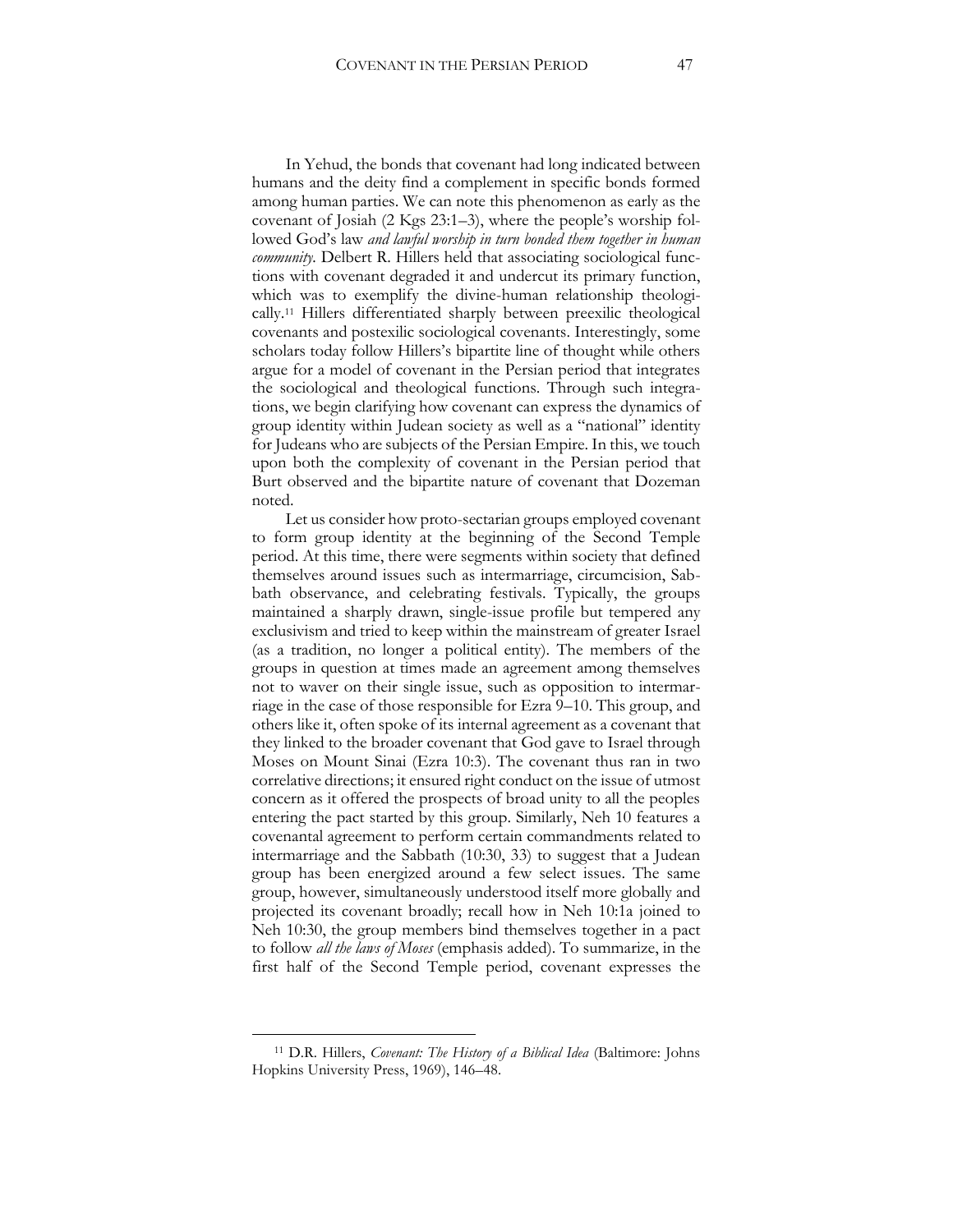In Yehud, the bonds that covenant had long indicated between humans and the deity find a complement in specific bonds formed among human parties. We can note this phenomenon as early as the covenant of Josiah (2 Kgs 23:1–3), where the people's worship followed God's law *and lawful worship in turn bonded them together in human community*. Delbert R. Hillers held that associating sociological functions with covenant degraded it and undercut its primary function, which was to exemplify the divine-human relationship theologically.[11] Hillers differentiated sharply between preexilic theological covenants and postexilic sociological covenants. Interestingly, some scholars today follow Hillers's bipartite line of thought while others argue for a model of covenant in the Persian period that integrates the sociological and theological functions. Through such integrations, we begin clarifying how covenant can express the dynamics of group identity within Judean society as well as a "national" identity for Judeans who are subjects of the Persian Empire. In this, we touch upon both the complexity of covenant in the Persian period that Burt observed and the bipartite nature of covenant that Dozeman noted.

Let us consider how proto-sectarian groups employed covenant to form group identity at the beginning of the Second Temple period. At this time, there were segments within society that defined themselves around issues such as intermarriage, circumcision, Sabbath observance, and celebrating festivals. Typically, the groups maintained a sharply drawn, single-issue profile but tempered any exclusivism and tried to keep within the mainstream of greater Israel (as a tradition, no longer a political entity). The members of the groups in question at times made an agreement among themselves not to waver on their single issue, such as opposition to intermarriage in the case of those responsible for Ezra 9–10. This group, and others like it, often spoke of its internal agreement as a covenant that they linked to the broader covenant that God gave to Israel through Moses on Mount Sinai (Ezra 10:3). The covenant thus ran in two correlative directions; it ensured right conduct on the issue of utmost concern as it offered the prospects of broad unity to all the peoples entering the pact started by this group. Similarly, Neh 10 features a covenantal agreement to perform certain commandments related to intermarriage and the Sabbath (10:30, 33) to suggest that a Judean group has been energized around a few select issues. The same group, however, simultaneously understood itself more globally and projected its covenant broadly; recall how in Neh 10:1a joined to Neh 10:30, the group members bind themselves together in a pact to follow *all the laws of Moses* (emphasis added). To summarize, in the first half of the Second Temple period, covenant expresses the

[11] D.R. Hillers, *Covenant: The History of a Biblical Idea* (Baltimore: Johns Hopkins University Press, 1969), 146–48.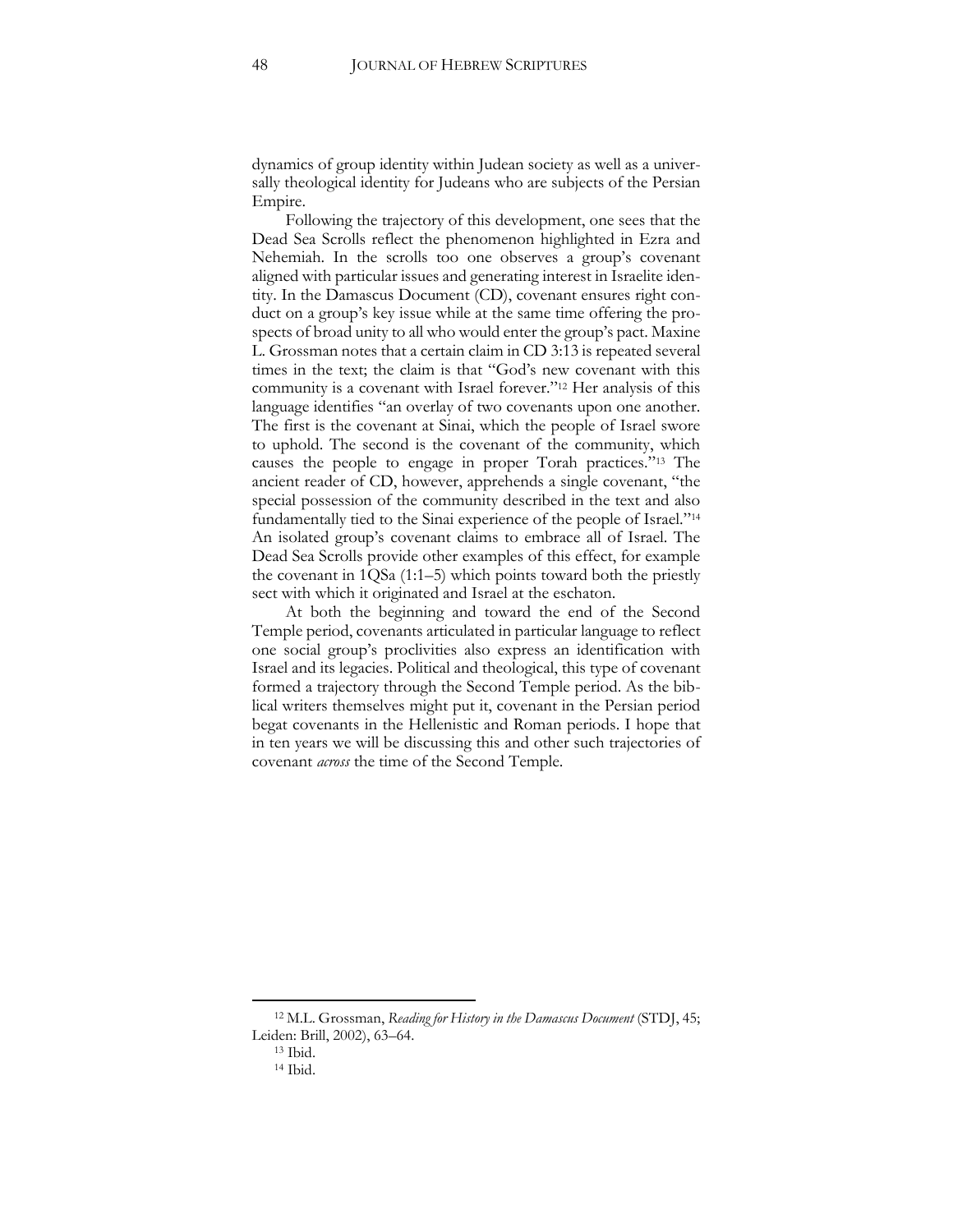dynamics of group identity within Judean society as well as a universally theological identity for Judeans who are subjects of the Persian Empire.

Following the trajectory of this development, one sees that the Dead Sea Scrolls reflect the phenomenon highlighted in Ezra and Nehemiah. In the scrolls too one observes a group's covenant aligned with particular issues and generating interest in Israelite identity. In the Damascus Document (CD), covenant ensures right conduct on a group's key issue while at the same time offering the prospects of broad unity to all who would enter the group's pact. Maxine L. Grossman notes that a certain claim in CD 3:13 is repeated several times in the text; the claim is that "God's new covenant with this community is a covenant with Israel forever."[12] Her analysis of this language identifies "an overlay of two covenants upon one another. The first is the covenant at Sinai, which the people of Israel swore to uphold. The second is the covenant of the community, which causes the people to engage in proper Torah practices."[13] The ancient reader of CD, however, apprehends a single covenant, "the special possession of the community described in the text and also fundamentally tied to the Sinai experience of the people of Israel."[14] An isolated group's covenant claims to embrace all of Israel. The Dead Sea Scrolls provide other examples of this effect, for example the covenant in 1QSa (1:1–5) which points toward both the priestly sect with which it originated and Israel at the eschaton.

At both the beginning and toward the end of the Second Temple period, covenants articulated in particular language to reflect one social group's proclivities also express an identification with Israel and its legacies. Political and theological, this type of covenant formed a trajectory through the Second Temple period. As the biblical writers themselves might put it, covenant in the Persian period begat covenants in the Hellenistic and Roman periods. I hope that in ten years we will be discussing this and other such trajectories of covenant *across* the time of the Second Temple.

---

[12] M.L. Grossman, *Reading for History in the Damascus Document* (STDJ, 45; Leiden: Brill, 2002), 63–64.

[13] Ibid.

[14] Ibid.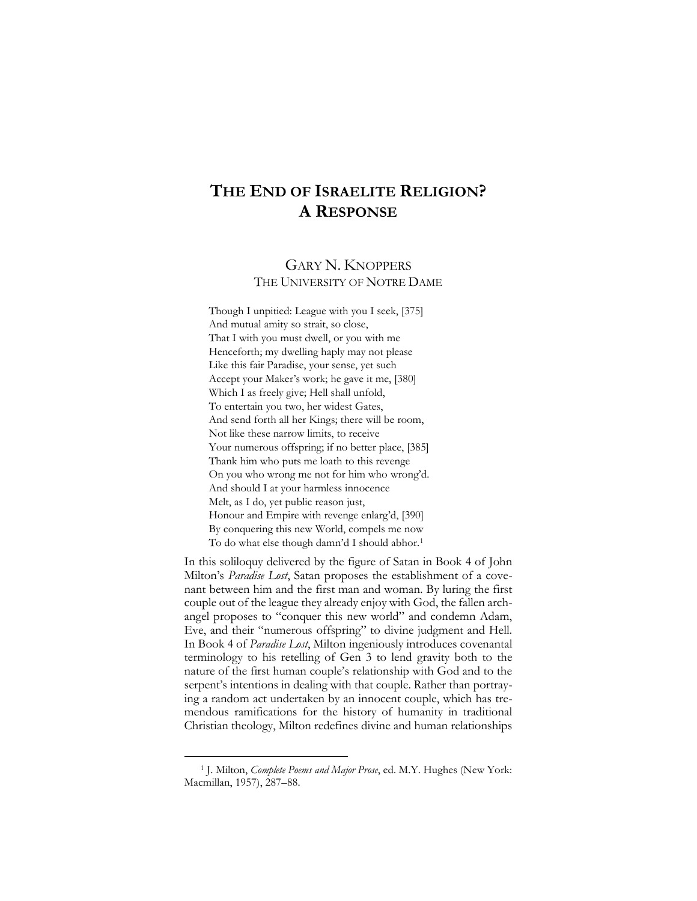# THE END OF ISRAELITE RELIGION? A RESPONSE

GARY N. KNOPPERS
THE UNIVERSITY OF NOTRE DAME

> Though I unpitied: League with you I seek, [375]
> And mutual amity so strait, so close,
> That I with you must dwell, or you with me
> Henceforth; my dwelling haply may not please
> Like this fair Paradise, your sense, yet such
> Accept your Maker's work; he gave it me, [380]
> Which I as freely give; Hell shall unfold,
> To entertain you two, her widest Gates,
> And send forth all her Kings; there will be room,
> Not like these narrow limits, to receive
> Your numerous offspring; if no better place, [385]
> Thank him who puts me loath to this revenge
> On you who wrong me not for him who wrong'd.
> And should I at your harmless innocence
> Melt, as I do, yet public reason just,
> Honour and Empire with revenge enlarg'd, [390]
> By conquering this new World, compels me now
> To do what else though damn'd I should abhor.[1]

In this soliloquy delivered by the figure of Satan in Book 4 of John Milton's *Paradise Lost*, Satan proposes the establishment of a covenant between him and the first man and woman. By luring the first couple out of the league they already enjoy with God, the fallen archangel proposes to "conquer this new world" and condemn Adam, Eve, and their "numerous offspring" to divine judgment and Hell. In Book 4 of *Paradise Lost*, Milton ingeniously introduces covenantal terminology to his retelling of Gen 3 to lend gravity both to the nature of the first human couple's relationship with God and to the serpent's intentions in dealing with that couple. Rather than portraying a random act undertaken by an innocent couple, which has tremendous ramifications for the history of humanity in traditional Christian theology, Milton redefines divine and human relationships

[1] J. Milton, *Complete Poems and Major Prose*, ed. M.Y. Hughes (New York: Macmillan, 1957), 287–88.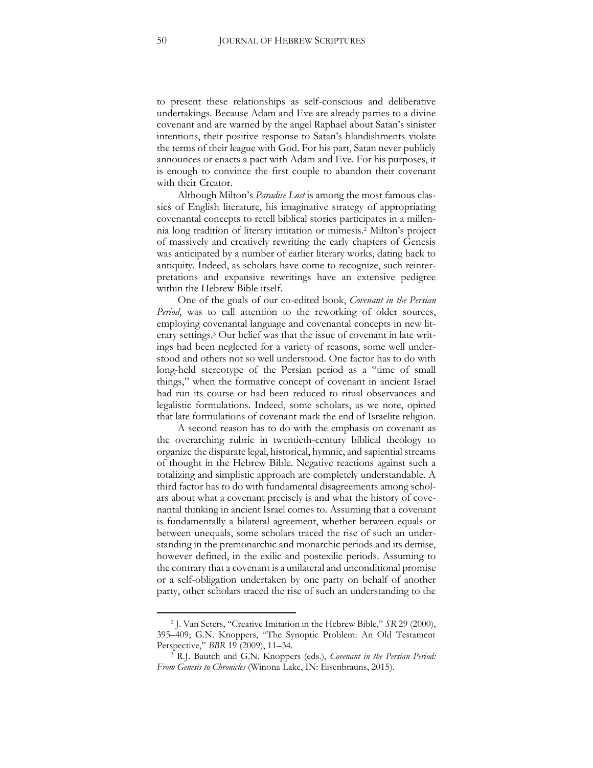to present these relationships as self-conscious and deliberative undertakings. Because Adam and Eve are already parties to a divine covenant and are warned by the angel Raphael about Satan's sinister intentions, their positive response to Satan's blandishments violate the terms of their league with God. For his part, Satan never publicly announces or enacts a pact with Adam and Eve. For his purposes, it is enough to convince the first couple to abandon their covenant with their Creator.

Although Milton's *Paradise Lost* is among the most famous classics of English literature, his imaginative strategy of appropriating covenantal concepts to retell biblical stories participates in a millennia long tradition of literary imitation or mimesis.[2] Milton's project of massively and creatively rewriting the early chapters of Genesis was anticipated by a number of earlier literary works, dating back to antiquity. Indeed, as scholars have come to recognize, such reinterpretations and expansive rewritings have an extensive pedigree within the Hebrew Bible itself.

One of the goals of our co-edited book, *Covenant in the Persian Period*, was to call attention to the reworking of older sources, employing covenantal language and covenantal concepts in new literary settings.[3] Our belief was that the issue of covenant in late writings had been neglected for a variety of reasons, some well understood and others not so well understood. One factor has to do with long-held stereotype of the Persian period as a "time of small things," when the formative concept of covenant in ancient Israel had run its course or had been reduced to ritual observances and legalistic formulations. Indeed, some scholars, as we note, opined that late formulations of covenant mark the end of Israelite religion.

A second reason has to do with the emphasis on covenant as the overarching rubric in twentieth-century biblical theology to organize the disparate legal, historical, hymnic, and sapiential streams of thought in the Hebrew Bible. Negative reactions against such a totalizing and simplistic approach are completely understandable. A third factor has to do with fundamental disagreements among scholars about what a covenant precisely is and what the history of covenantal thinking in ancient Israel comes to. Assuming that a covenant is fundamentally a bilateral agreement, whether between equals or between unequals, some scholars traced the rise of such an understanding in the premonarchic and monarchic periods and its demise, however defined, in the exilic and postexilic periods. Assuming to the contrary that a covenant is a unilateral and unconditional promise or a self-obligation undertaken by one party on behalf of another party, other scholars traced the rise of such an understanding to the

---

[2] J. Van Seters, "Creative Imitation in the Hebrew Bible," *SR* 29 (2000), 395–409; G.N. Knoppers, "The Synoptic Problem: An Old Testament Perspective," *BBR* 19 (2009), 11–34.

[3] R.J. Bautch and G.N. Knoppers (eds.), *Covenant in the Persian Period: From Genesis to Chronicles* (Winona Lake, IN: Eisenbrauns, 2015).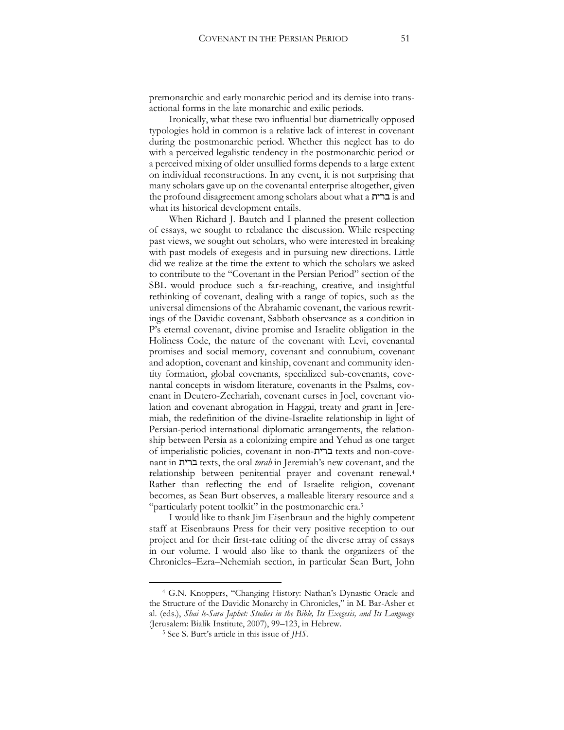premonarchic and early monarchic period and its demise into transactional forms in the late monarchic and exilic periods.

Ironically, what these two influential but diametrically opposed typologies hold in common is a relative lack of interest in covenant during the postmonarchic period. Whether this neglect has to do with a perceived legalistic tendency in the postmonarchic period or a perceived mixing of older unsullied forms depends to a large extent on individual reconstructions. In any event, it is not surprising that many scholars gave up on the covenantal enterprise altogether, given the profound disagreement among scholars about what a ברית is and what its historical development entails.

When Richard J. Bautch and I planned the present collection of essays, we sought to rebalance the discussion. While respecting past views, we sought out scholars, who were interested in breaking with past models of exegesis and in pursuing new directions. Little did we realize at the time the extent to which the scholars we asked to contribute to the "Covenant in the Persian Period" section of the SBL would produce such a far-reaching, creative, and insightful rethinking of covenant, dealing with a range of topics, such as the universal dimensions of the Abrahamic covenant, the various rewritings of the Davidic covenant, Sabbath observance as a condition in P's eternal covenant, divine promise and Israelite obligation in the Holiness Code, the nature of the covenant with Levi, covenantal promises and social memory, covenant and connubium, covenant and adoption, covenant and kinship, covenant and community identity formation, global covenants, specialized sub-covenants, covenantal concepts in wisdom literature, covenants in the Psalms, covenant in Deutero-Zechariah, covenant curses in Joel, covenant violation and covenant abrogation in Haggai, treaty and grant in Jeremiah, the redefinition of the divine-Israelite relationship in light of Persian-period international diplomatic arrangements, the relationship between Persia as a colonizing empire and Yehud as one target of imperialistic policies, covenant in non-ברית texts and non-covenant in ברית texts, the oral *torah* in Jeremiah's new covenant, and the relationship between penitential prayer and covenant renewal.[4] Rather than reflecting the end of Israelite religion, covenant becomes, as Sean Burt observes, a malleable literary resource and a "particularly potent toolkit" in the postmonarchic era.[5]

I would like to thank Jim Eisenbraun and the highly competent staff at Eisenbrauns Press for their very positive reception to our project and for their first-rate editing of the diverse array of essays in our volume. I would also like to thank the organizers of the Chronicles–Ezra–Nehemiah section, in particular Sean Burt, John

---

[4] G.N. Knoppers, "Changing History: Nathan's Dynastic Oracle and the Structure of the Davidic Monarchy in Chronicles," in M. Bar-Asher et al. (eds.), *Shai le-Sara Japhet: Studies in the Bible, Its Exegesis, and Its Language* (Jerusalem: Bialik Institute, 2007), 99–123, in Hebrew.

[5] See S. Burt's article in this issue of *JHS*.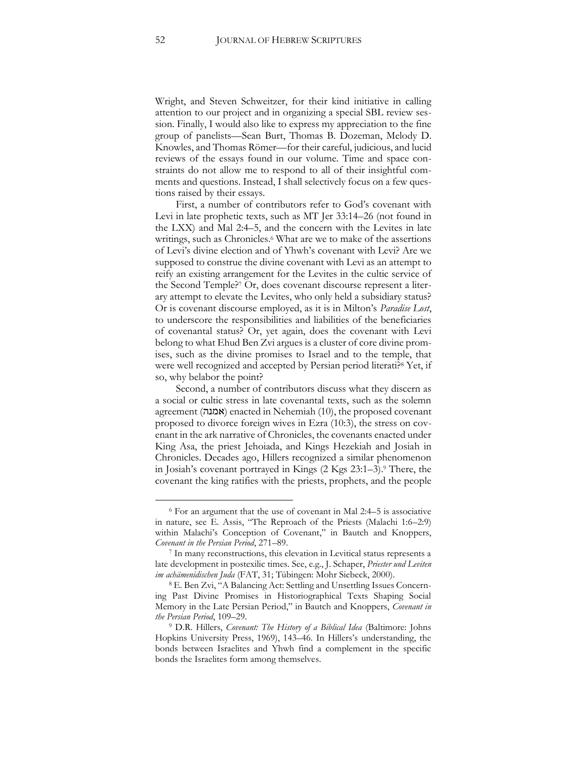Wright, and Steven Schweitzer, for their kind initiative in calling attention to our project and in organizing a special SBL review session. Finally, I would also like to express my appreciation to the fine group of panelists—Sean Burt, Thomas B. Dozeman, Melody D. Knowles, and Thomas Römer—for their careful, judicious, and lucid reviews of the essays found in our volume. Time and space constraints do not allow me to respond to all of their insightful comments and questions. Instead, I shall selectively focus on a few questions raised by their essays.

First, a number of contributors refer to God's covenant with Levi in late prophetic texts, such as MT Jer 33:14–26 (not found in the LXX) and Mal 2:4–5, and the concern with the Levites in late writings, such as Chronicles.[6] What are we to make of the assertions of Levi's divine election and of Yhwh's covenant with Levi? Are we supposed to construe the divine covenant with Levi as an attempt to reify an existing arrangement for the Levites in the cultic service of the Second Temple?[7] Or, does covenant discourse represent a literary attempt to elevate the Levites, who only held a subsidiary status? Or is covenant discourse employed, as it is in Milton's *Paradise Lost*, to underscore the responsibilities and liabilities of the beneficiaries of covenantal status? Or, yet again, does the covenant with Levi belong to what Ehud Ben Zvi argues is a cluster of core divine promises, such as the divine promises to Israel and to the temple, that were well recognized and accepted by Persian period literati?[8] Yet, if so, why belabor the point?

Second, a number of contributors discuss what they discern as a social or cultic stress in late covenantal texts, such as the solemn agreement (אמנה) enacted in Nehemiah (10), the proposed covenant proposed to divorce foreign wives in Ezra (10:3), the stress on covenant in the ark narrative of Chronicles, the covenants enacted under King Asa, the priest Jehoiada, and Kings Hezekiah and Josiah in Chronicles. Decades ago, Hillers recognized a similar phenomenon in Josiah's covenant portrayed in Kings (2 Kgs 23:1–3).[9] There, the covenant the king ratifies with the priests, prophets, and the people

---

[6] For an argument that the use of covenant in Mal 2:4–5 is associative in nature, see E. Assis, "The Reproach of the Priests (Malachi 1:6–2:9) within Malachi's Conception of Covenant," in Bautch and Knoppers, *Covenant in the Persian Period*, 271–89.

[7] In many reconstructions, this elevation in Levitical status represents a late development in postexilic times. See, e.g., J. Schaper, *Priester und Leviten im achämenidischen Juda* (FAT, 31; Tübingen: Mohr Siebeck, 2000).

[8] E. Ben Zvi, "A Balancing Act: Settling and Unsettling Issues Concerning Past Divine Promises in Historiographical Texts Shaping Social Memory in the Late Persian Period," in Bautch and Knoppers, *Covenant in the Persian Period*, 109–29.

[9] D.R. Hillers, *Covenant: The History of a Biblical Idea* (Baltimore: Johns Hopkins University Press, 1969), 143–46. In Hillers's understanding, the bonds between Israelites and Yhwh find a complement in the specific bonds the Israelites form among themselves.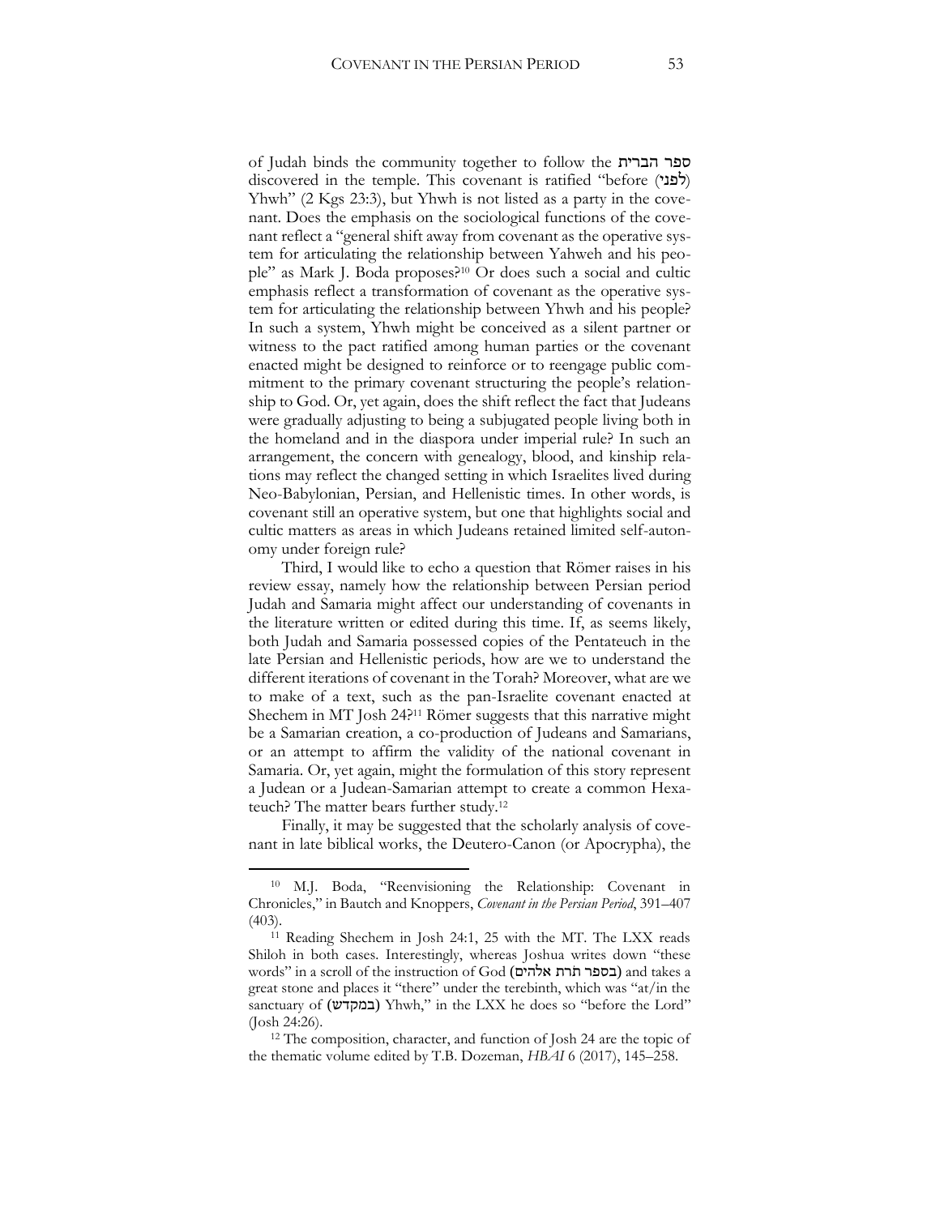of Judah binds the community together to follow the ספר הברית discovered in the temple. This covenant is ratified "before (לפני) Yhwh" (2 Kgs 23:3), but Yhwh is not listed as a party in the covenant. Does the emphasis on the sociological functions of the covenant reflect a "general shift away from covenant as the operative system for articulating the relationship between Yahweh and his people" as Mark J. Boda proposes?[10] Or does such a social and cultic emphasis reflect a transformation of covenant as the operative system for articulating the relationship between Yhwh and his people? In such a system, Yhwh might be conceived as a silent partner or witness to the pact ratified among human parties or the covenant enacted might be designed to reinforce or to reengage public commitment to the primary covenant structuring the people's relationship to God. Or, yet again, does the shift reflect the fact that Judeans were gradually adjusting to being a subjugated people living both in the homeland and in the diaspora under imperial rule? In such an arrangement, the concern with genealogy, blood, and kinship relations may reflect the changed setting in which Israelites lived during Neo-Babylonian, Persian, and Hellenistic times. In other words, is covenant still an operative system, but one that highlights social and cultic matters as areas in which Judeans retained limited self-autonomy under foreign rule?

Third, I would like to echo a question that Römer raises in his review essay, namely how the relationship between Persian period Judah and Samaria might affect our understanding of covenants in the literature written or edited during this time. If, as seems likely, both Judah and Samaria possessed copies of the Pentateuch in the late Persian and Hellenistic periods, how are we to understand the different iterations of covenant in the Torah? Moreover, what are we to make of a text, such as the pan-Israelite covenant enacted at Shechem in MT Josh 24?[11] Römer suggests that this narrative might be a Samarian creation, a co-production of Judeans and Samarians, or an attempt to affirm the validity of the national covenant in Samaria. Or, yet again, might the formulation of this story represent a Judean or a Judean-Samarian attempt to create a common Hexateuch? The matter bears further study.[12]

Finally, it may be suggested that the scholarly analysis of covenant in late biblical works, the Deutero-Canon (or Apocrypha), the

---

[10] M.J. Boda, "Reenvisioning the Relationship: Covenant in Chronicles," in Bautch and Knoppers, *Covenant in the Persian Period*, 391–407 (403).

[11] Reading Shechem in Josh 24:1, 25 with the MT. The LXX reads Shiloh in both cases. Interestingly, whereas Joshua writes down "these words" in a scroll of the instruction of God (בספר תורת אלהים) and takes a great stone and places it "there" under the terebinth, which was "at/in the sanctuary of (במקדש) Yhwh," in the LXX he does so "before the Lord" (Josh 24:26).

[12] The composition, character, and function of Josh 24 are the topic of the thematic volume edited by T.B. Dozeman, *HBAI* 6 (2017), 145–258.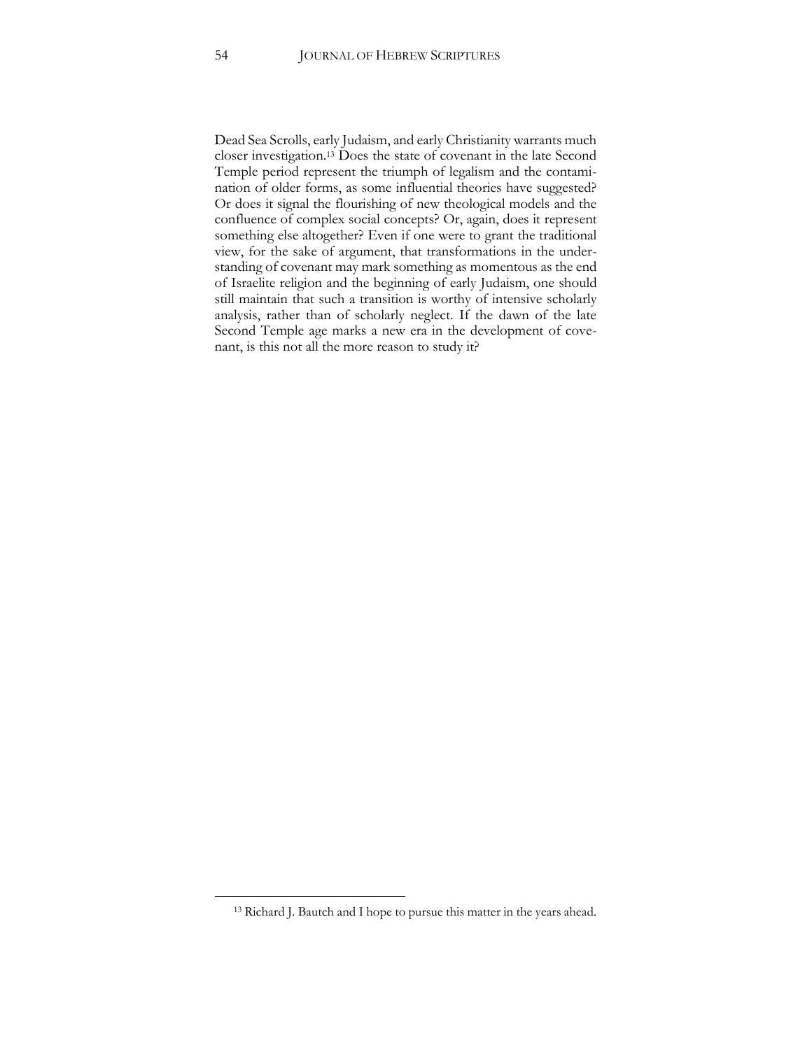Dead Sea Scrolls, early Judaism, and early Christianity warrants much closer investigation.[13] Does the state of covenant in the late Second Temple period represent the triumph of legalism and the contamination of older forms, as some influential theories have suggested? Or does it signal the flourishing of new theological models and the confluence of complex social concepts? Or, again, does it represent something else altogether? Even if one were to grant the traditional view, for the sake of argument, that transformations in the understanding of covenant may mark something as momentous as the end of Israelite religion and the beginning of early Judaism, one should still maintain that such a transition is worthy of intensive scholarly analysis, rather than of scholarly neglect. If the dawn of the late Second Temple age marks a new era in the development of covenant, is this not all the more reason to study it?

[13] Richard J. Bautch and I hope to pursue this matter in the years ahead.